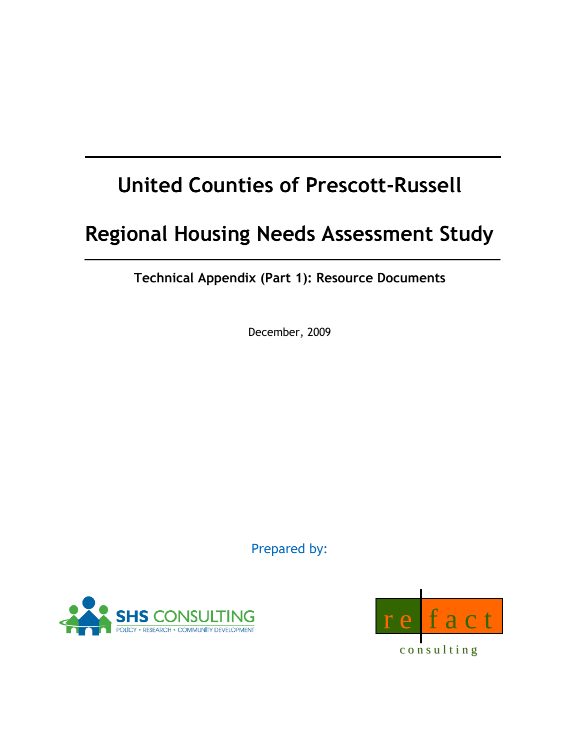# United Counties of Prescott-Russell

# Regional Housing Needs Assessment Study

**Technical Appendix (Part 1): Resource Documents**

December, 2009

Prepared by:

SHS CONSULTING
POLICY • RESEARCH • COMMUNITY DEVELOPMENT

re fact
consulting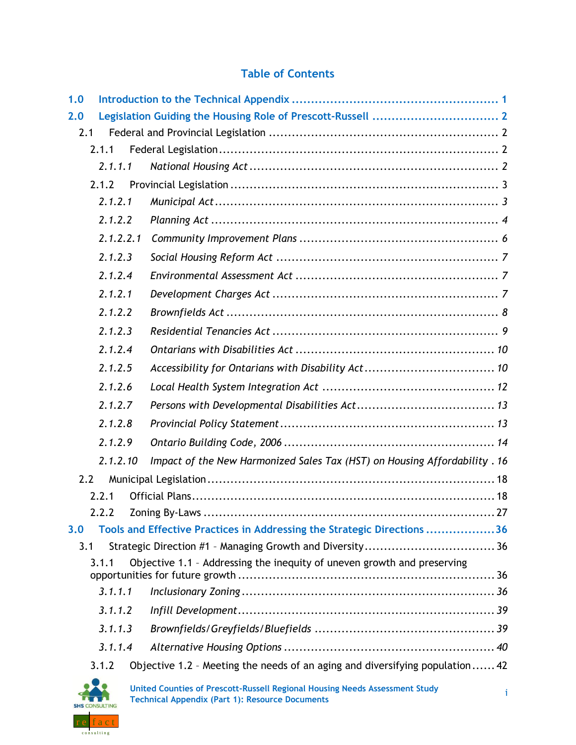# Table of Contents

**1.0 Introduction to the Technical Appendix .................................................... 1**

**2.0 Legislation Guiding the Housing Role of Prescott-Russell ................................ 2**

2.1 Federal and Provincial Legislation ........................................................... 2

2.1.1 Federal Legislation ......................................................................... 2

*2.1.1.1 National Housing Act* ................................................................. 2

2.1.2 Provincial Legislation ...................................................................... 3

*2.1.2.1 Municipal Act* ........................................................................... 3

*2.1.2.2 Planning Act* ............................................................................ 4

*2.1.2.2.1 Community Improvement Plans* .................................................... 6

*2.1.2.3 Social Housing Reform Act* .......................................................... 7

*2.1.2.4 Environmental Assessment Act* .................................................... 7

*2.1.2.1 Development Charges Act* .......................................................... 7

*2.1.2.2 Brownfields Act* ....................................................................... 8

*2.1.2.3 Residential Tenancies Act* .......................................................... 9

*2.1.2.4 Ontarians with Disabilities Act* .................................................... 10

*2.1.2.5 Accessibility for Ontarians with Disability Act* ................................. 10

*2.1.2.6 Local Health System Integration Act* ............................................. 12

*2.1.2.7 Persons with Developmental Disabilities Act* ................................... 13

*2.1.2.8 Provincial Policy Statement* ........................................................ 13

*2.1.2.9 Ontario Building Code, 2006* ....................................................... 14

*2.1.2.10 Impact of the New Harmonized Sales Tax (HST) on Housing Affordability* . 16

2.2 Municipal Legislation .......................................................................... 18

2.2.1 Official Plans ............................................................................... 18

2.2.2 Zoning By-Laws ............................................................................ 27

**3.0 Tools and Effective Practices in Addressing the Strategic Directions .................. 36**

3.1 Strategic Direction #1 – Managing Growth and Diversity ................................. 36

3.1.1 Objective 1.1 – Addressing the inequity of uneven growth and preserving opportunities for future growth .................................................................. 36

*3.1.1.1 Inclusionary Zoning* ................................................................. 36

*3.1.1.2 Infill Development* ................................................................... 39

*3.1.1.3 Brownfields/Greyfields/Bluefields* ............................................... 39

*3.1.1.4 Alternative Housing Options* ....................................................... 40

3.1.2 Objective 1.2 – Meeting the needs of an aging and diversifying population ...... 42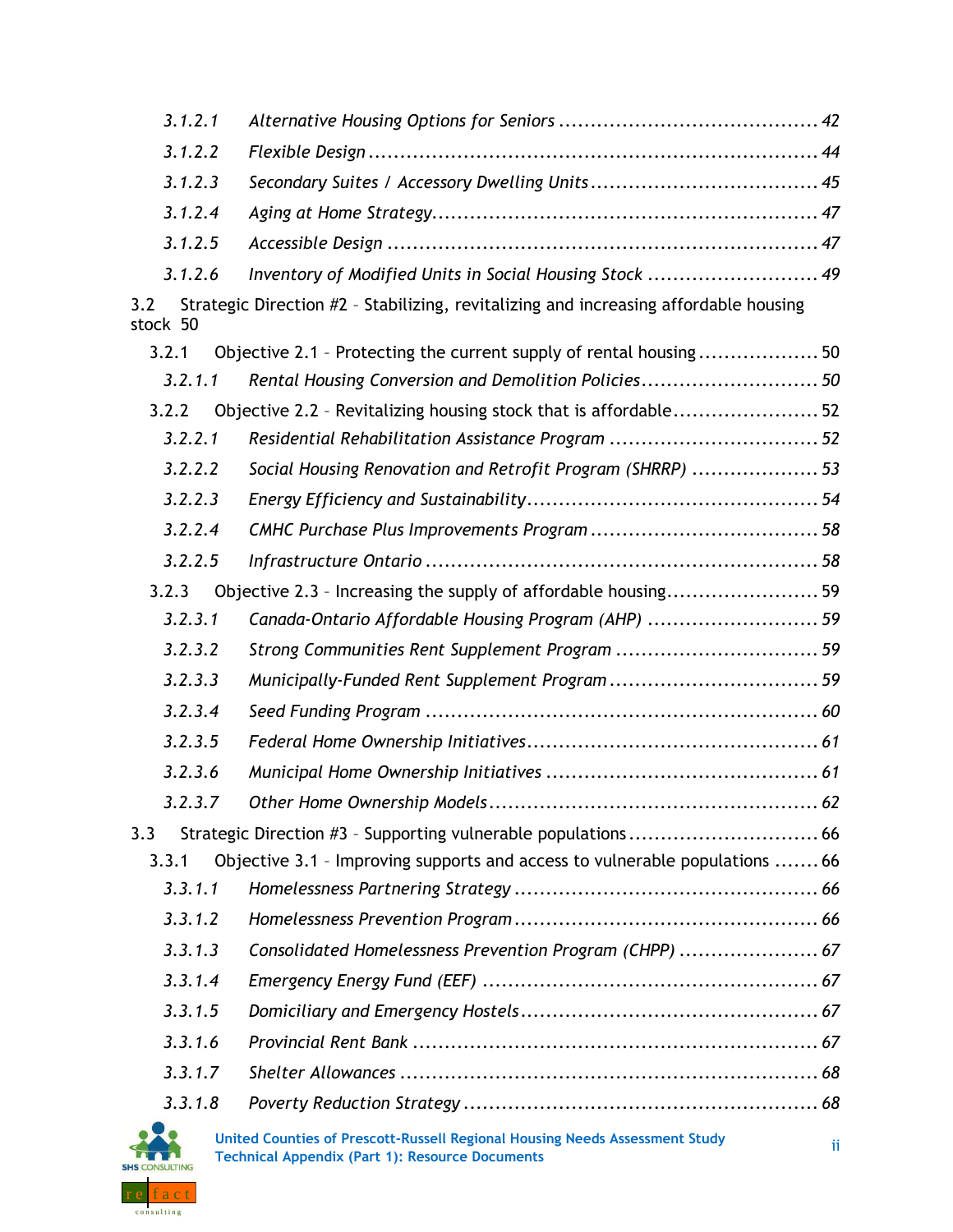*3.1.2.1 Alternative Housing Options for Seniors ........................................ 42*

*3.1.2.2 Flexible Design ..................................................................... 44*

*3.1.2.3 Secondary Suites / Accessory Dwelling Units .................................... 45*

*3.1.2.4 Aging at Home Strategy............................................................ 47*

*3.1.2.5 Accessible Design .................................................................. 47*

*3.1.2.6 Inventory of Modified Units in Social Housing Stock ........................... 49*

3.2 Strategic Direction #2 – Stabilizing, revitalizing and increasing affordable housing stock 50

3.2.1 Objective 2.1 – Protecting the current supply of rental housing ................... 50

*3.2.1.1 Rental Housing Conversion and Demolition Policies............................ 50*

3.2.2 Objective 2.2 – Revitalizing housing stock that is affordable ....................... 52

*3.2.2.1 Residential Rehabilitation Assistance Program ................................. 52*

*3.2.2.2 Social Housing Renovation and Retrofit Program (SHRRP) .................... 53*

*3.2.2.3 Energy Efficiency and Sustainability............................................. 54*

*3.2.2.4 CMHC Purchase Plus Improvements Program .................................... 58*

*3.2.2.5 Infrastructure Ontario ............................................................. 58*

3.2.3 Objective 2.3 – Increasing the supply of affordable housing........................ 59

*3.2.3.1 Canada-Ontario Affordable Housing Program (AHP) ........................... 59*

*3.2.3.2 Strong Communities Rent Supplement Program ................................ 59*

*3.2.3.3 Municipally-Funded Rent Supplement Program ................................. 59*

*3.2.3.4 Seed Funding Program ............................................................. 60*

*3.2.3.5 Federal Home Ownership Initiatives............................................. 61*

*3.2.3.6 Municipal Home Ownership Initiatives .......................................... 61*

*3.2.3.7 Other Home Ownership Models.................................................... 62*

3.3 Strategic Direction #3 – Supporting vulnerable populations .............................. 66

3.3.1 Objective 3.1 – Improving supports and access to vulnerable populations ....... 66

*3.3.1.1 Homelessness Partnering Strategy ............................................... 66*

*3.3.1.2 Homelessness Prevention Program............................................... 66*

*3.3.1.3 Consolidated Homelessness Prevention Program (CHPP) ...................... 67*

*3.3.1.4 Emergency Energy Fund (EEF) .................................................... 67*

*3.3.1.5 Domiciliary and Emergency Hostels.............................................. 67*

*3.3.1.6 Provincial Rent Bank ............................................................... 67*

*3.3.1.7 Shelter Allowances ................................................................. 68*

*3.3.1.8 Poverty Reduction Strategy ........................................................ 68*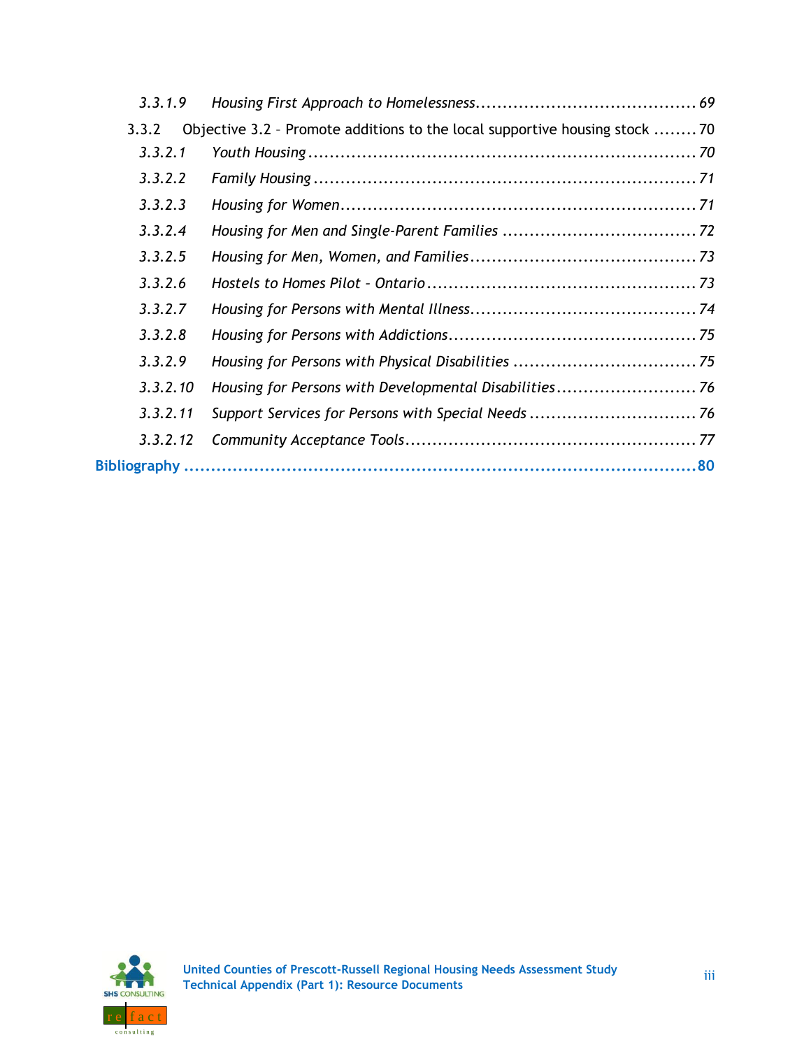3.3.1.9 *Housing First Approach to Homelessness* ........................................ 69

3.3.2 Objective 3.2 – Promote additions to the local supportive housing stock ........ 70

3.3.2.1 *Youth Housing* ........................................................................ 70

3.3.2.2 *Family Housing* ...................................................................... 71

3.3.2.3 *Housing for Women* ................................................................ 71

3.3.2.4 *Housing for Men and Single-Parent Families* ................................... 72

3.3.2.5 *Housing for Men, Women, and Families* ......................................... 73

3.3.2.6 *Hostels to Homes Pilot – Ontario* ................................................ 73

3.3.2.7 *Housing for Persons with Mental Illness* ......................................... 74

3.3.2.8 *Housing for Persons with Addictions* ............................................. 75

3.3.2.9 *Housing for Persons with Physical Disabilities* .................................. 75

3.3.2.10 *Housing for Persons with Developmental Disabilities* ......................... 76

3.3.2.11 *Support Services for Persons with Special Needs* ............................... 76

3.3.2.12 *Community Acceptance Tools* ..................................................... 77

**Bibliography** .................................................................................... **80**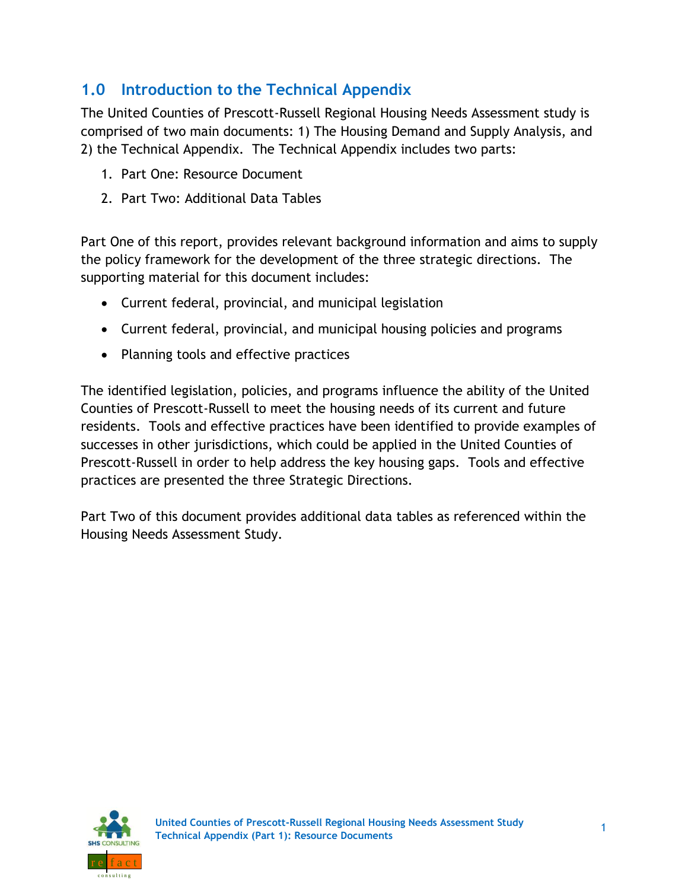## 1.0 Introduction to the Technical Appendix

The United Counties of Prescott-Russell Regional Housing Needs Assessment study is comprised of two main documents: 1) The Housing Demand and Supply Analysis, and 2) the Technical Appendix. The Technical Appendix includes two parts:

1. Part One: Resource Document
2. Part Two: Additional Data Tables

Part One of this report, provides relevant background information and aims to supply the policy framework for the development of the three strategic directions. The supporting material for this document includes:

- Current federal, provincial, and municipal legislation
- Current federal, provincial, and municipal housing policies and programs
- Planning tools and effective practices

The identified legislation, policies, and programs influence the ability of the United Counties of Prescott-Russell to meet the housing needs of its current and future residents. Tools and effective practices have been identified to provide examples of successes in other jurisdictions, which could be applied in the United Counties of Prescott-Russell in order to help address the key housing gaps. Tools and effective practices are presented the three Strategic Directions.

Part Two of this document provides additional data tables as referenced within the Housing Needs Assessment Study.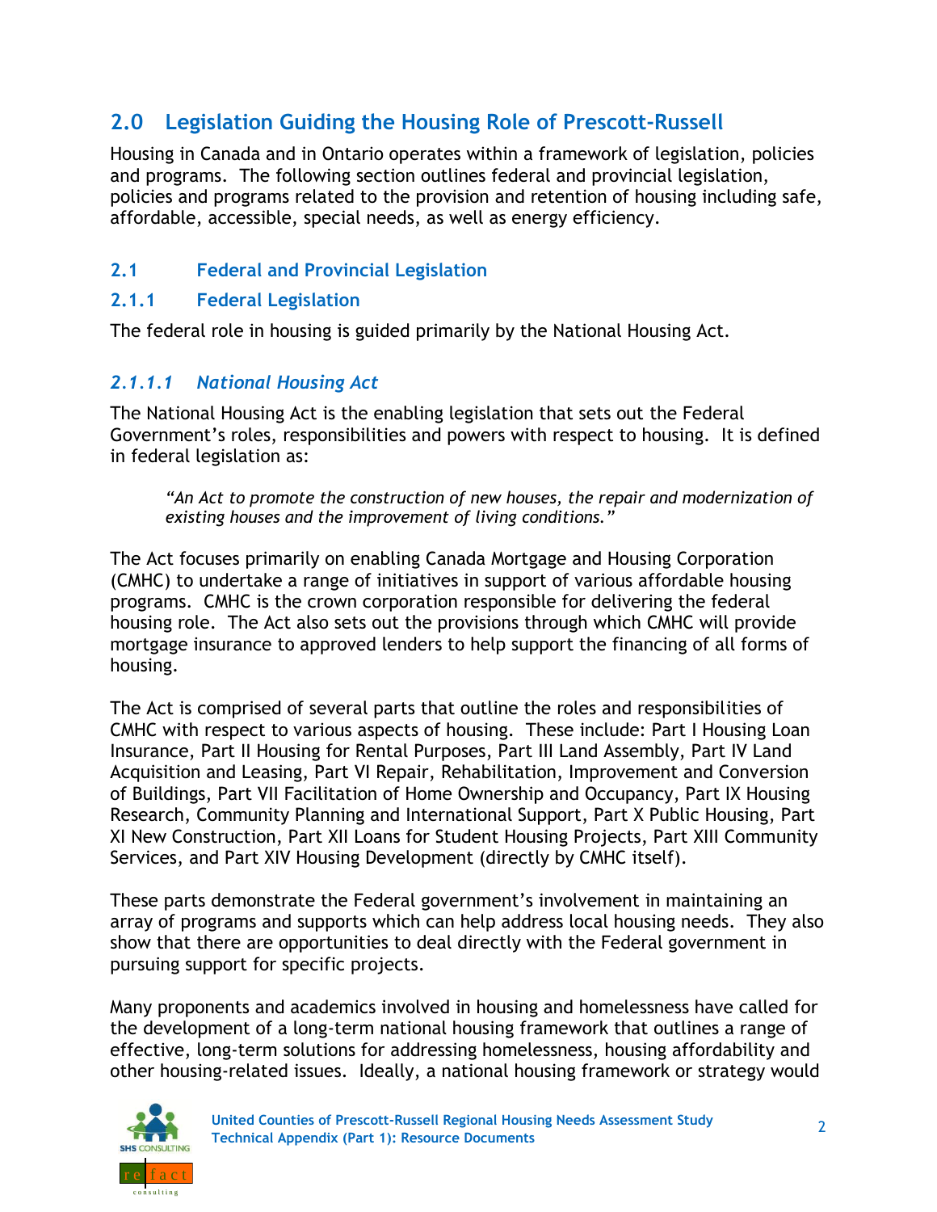## 2.0 Legislation Guiding the Housing Role of Prescott-Russell

Housing in Canada and in Ontario operates within a framework of legislation, policies and programs. The following section outlines federal and provincial legislation, policies and programs related to the provision and retention of housing including safe, affordable, accessible, special needs, as well as energy efficiency.

### 2.1 Federal and Provincial Legislation

### 2.1.1 Federal Legislation

The federal role in housing is guided primarily by the National Housing Act.

#### *2.1.1.1 National Housing Act*

The National Housing Act is the enabling legislation that sets out the Federal Government's roles, responsibilities and powers with respect to housing. It is defined in federal legislation as:

> *"An Act to promote the construction of new houses, the repair and modernization of existing houses and the improvement of living conditions."*

The Act focuses primarily on enabling Canada Mortgage and Housing Corporation (CMHC) to undertake a range of initiatives in support of various affordable housing programs. CMHC is the crown corporation responsible for delivering the federal housing role. The Act also sets out the provisions through which CMHC will provide mortgage insurance to approved lenders to help support the financing of all forms of housing.

The Act is comprised of several parts that outline the roles and responsibilities of CMHC with respect to various aspects of housing. These include: Part I Housing Loan Insurance, Part II Housing for Rental Purposes, Part III Land Assembly, Part IV Land Acquisition and Leasing, Part VI Repair, Rehabilitation, Improvement and Conversion of Buildings, Part VII Facilitation of Home Ownership and Occupancy, Part IX Housing Research, Community Planning and International Support, Part X Public Housing, Part XI New Construction, Part XII Loans for Student Housing Projects, Part XIII Community Services, and Part XIV Housing Development (directly by CMHC itself).

These parts demonstrate the Federal government's involvement in maintaining an array of programs and supports which can help address local housing needs. They also show that there are opportunities to deal directly with the Federal government in pursuing support for specific projects.

Many proponents and academics involved in housing and homelessness have called for the development of a long-term national housing framework that outlines a range of effective, long-term solutions for addressing homelessness, housing affordability and other housing-related issues. Ideally, a national housing framework or strategy would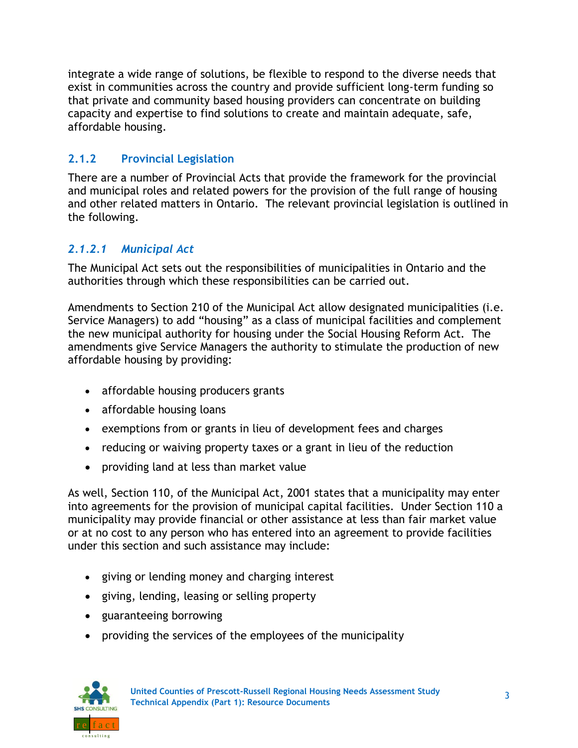integrate a wide range of solutions, be flexible to respond to the diverse needs that exist in communities across the country and provide sufficient long-term funding so that private and community based housing providers can concentrate on building capacity and expertise to find solutions to create and maintain adequate, safe, affordable housing.

### 2.1.2 Provincial Legislation

There are a number of Provincial Acts that provide the framework for the provincial and municipal roles and related powers for the provision of the full range of housing and other related matters in Ontario. The relevant provincial legislation is outlined in the following.

#### *2.1.2.1 Municipal Act*

The Municipal Act sets out the responsibilities of municipalities in Ontario and the authorities through which these responsibilities can be carried out.

Amendments to Section 210 of the Municipal Act allow designated municipalities (i.e. Service Managers) to add "housing" as a class of municipal facilities and complement the new municipal authority for housing under the Social Housing Reform Act. The amendments give Service Managers the authority to stimulate the production of new affordable housing by providing:

- affordable housing producers grants
- affordable housing loans
- exemptions from or grants in lieu of development fees and charges
- reducing or waiving property taxes or a grant in lieu of the reduction
- providing land at less than market value

As well, Section 110, of the Municipal Act, 2001 states that a municipality may enter into agreements for the provision of municipal capital facilities. Under Section 110 a municipality may provide financial or other assistance at less than fair market value or at no cost to any person who has entered into an agreement to provide facilities under this section and such assistance may include:

- giving or lending money and charging interest
- giving, lending, leasing or selling property
- guaranteeing borrowing
- providing the services of the employees of the municipality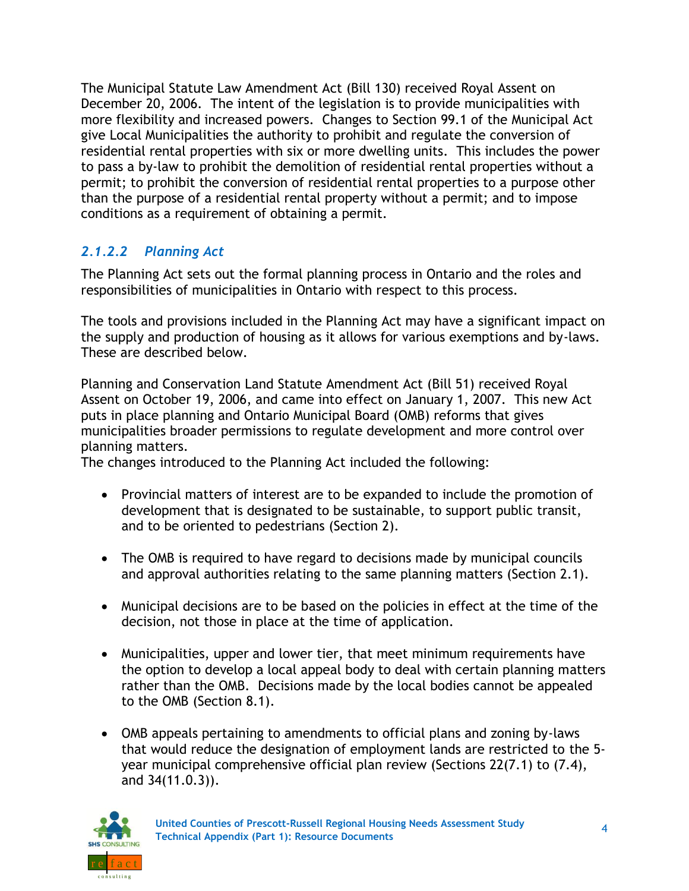The Municipal Statute Law Amendment Act (Bill 130) received Royal Assent on December 20, 2006. The intent of the legislation is to provide municipalities with more flexibility and increased powers. Changes to Section 99.1 of the Municipal Act give Local Municipalities the authority to prohibit and regulate the conversion of residential rental properties with six or more dwelling units. This includes the power to pass a by-law to prohibit the demolition of residential rental properties without a permit; to prohibit the conversion of residential rental properties to a purpose other than the purpose of a residential rental property without a permit; and to impose conditions as a requirement of obtaining a permit.

#### *2.1.2.2 Planning Act*

The Planning Act sets out the formal planning process in Ontario and the roles and responsibilities of municipalities in Ontario with respect to this process.

The tools and provisions included in the Planning Act may have a significant impact on the supply and production of housing as it allows for various exemptions and by-laws. These are described below.

Planning and Conservation Land Statute Amendment Act (Bill 51) received Royal Assent on October 19, 2006, and came into effect on January 1, 2007. This new Act puts in place planning and Ontario Municipal Board (OMB) reforms that gives municipalities broader permissions to regulate development and more control over planning matters.
The changes introduced to the Planning Act included the following:

- Provincial matters of interest are to be expanded to include the promotion of development that is designated to be sustainable, to support public transit, and to be oriented to pedestrians (Section 2).

- The OMB is required to have regard to decisions made by municipal councils and approval authorities relating to the same planning matters (Section 2.1).

- Municipal decisions are to be based on the policies in effect at the time of the decision, not those in place at the time of application.

- Municipalities, upper and lower tier, that meet minimum requirements have the option to develop a local appeal body to deal with certain planning matters rather than the OMB. Decisions made by the local bodies cannot be appealed to the OMB (Section 8.1).

- OMB appeals pertaining to amendments to official plans and zoning by-laws that would reduce the designation of employment lands are restricted to the 5-year municipal comprehensive official plan review (Sections 22(7.1) to (7.4), and 34(11.0.3)).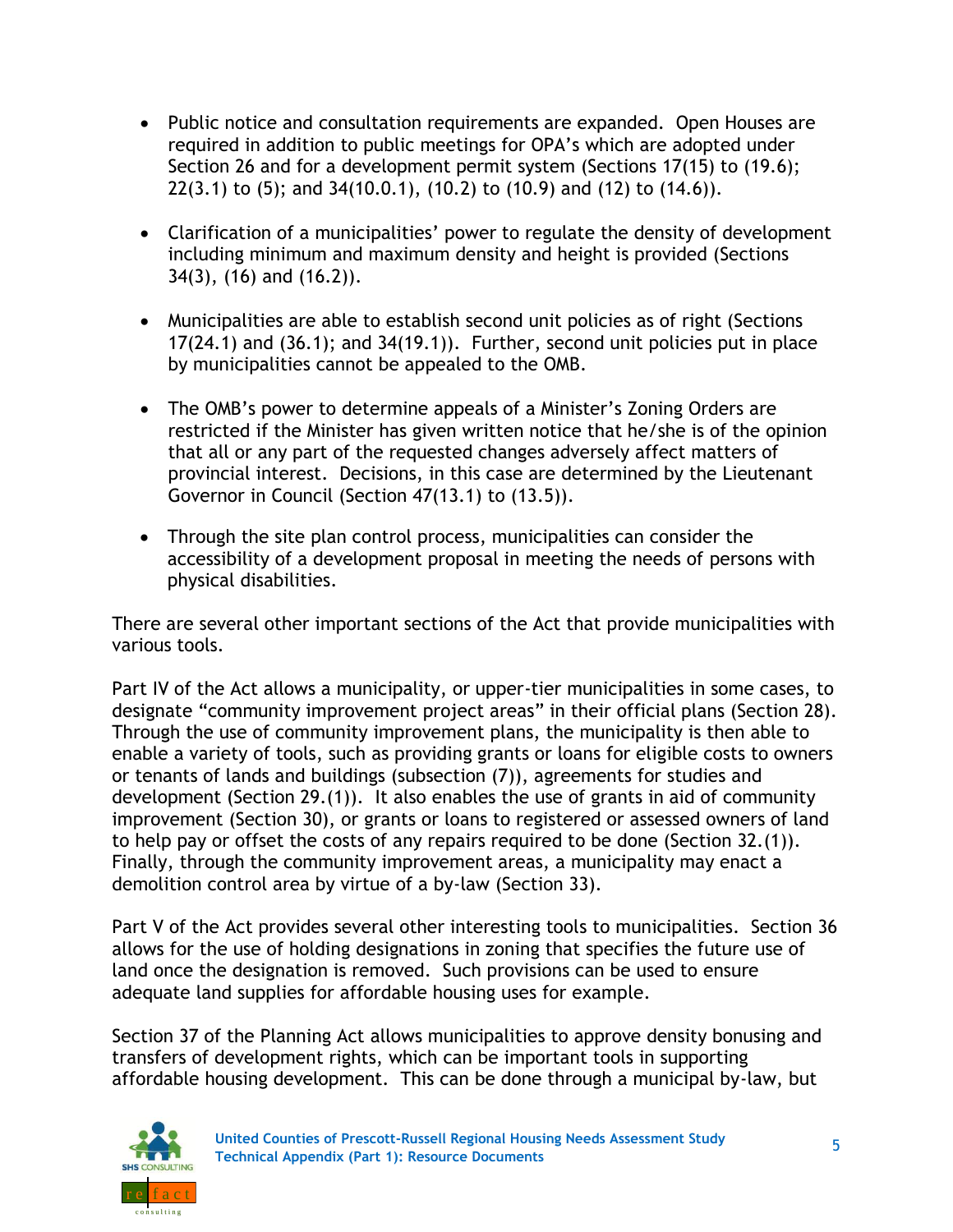- Public notice and consultation requirements are expanded. Open Houses are required in addition to public meetings for OPA's which are adopted under Section 26 and for a development permit system (Sections 17(15) to (19.6); 22(3.1) to (5); and 34(10.0.1), (10.2) to (10.9) and (12) to (14.6)).

- Clarification of a municipalities' power to regulate the density of development including minimum and maximum density and height is provided (Sections 34(3), (16) and (16.2)).

- Municipalities are able to establish second unit policies as of right (Sections 17(24.1) and (36.1); and 34(19.1)). Further, second unit policies put in place by municipalities cannot be appealed to the OMB.

- The OMB's power to determine appeals of a Minister's Zoning Orders are restricted if the Minister has given written notice that he/she is of the opinion that all or any part of the requested changes adversely affect matters of provincial interest. Decisions, in this case are determined by the Lieutenant Governor in Council (Section 47(13.1) to (13.5)).

- Through the site plan control process, municipalities can consider the accessibility of a development proposal in meeting the needs of persons with physical disabilities.

There are several other important sections of the Act that provide municipalities with various tools.

Part IV of the Act allows a municipality, or upper-tier municipalities in some cases, to designate "community improvement project areas" in their official plans (Section 28). Through the use of community improvement plans, the municipality is then able to enable a variety of tools, such as providing grants or loans for eligible costs to owners or tenants of lands and buildings (subsection (7)), agreements for studies and development (Section 29.(1)). It also enables the use of grants in aid of community improvement (Section 30), or grants or loans to registered or assessed owners of land to help pay or offset the costs of any repairs required to be done (Section 32.(1)). Finally, through the community improvement areas, a municipality may enact a demolition control area by virtue of a by-law (Section 33).

Part V of the Act provides several other interesting tools to municipalities. Section 36 allows for the use of holding designations in zoning that specifies the future use of land once the designation is removed. Such provisions can be used to ensure adequate land supplies for affordable housing uses for example.

Section 37 of the Planning Act allows municipalities to approve density bonusing and transfers of development rights, which can be important tools in supporting affordable housing development. This can be done through a municipal by-law, but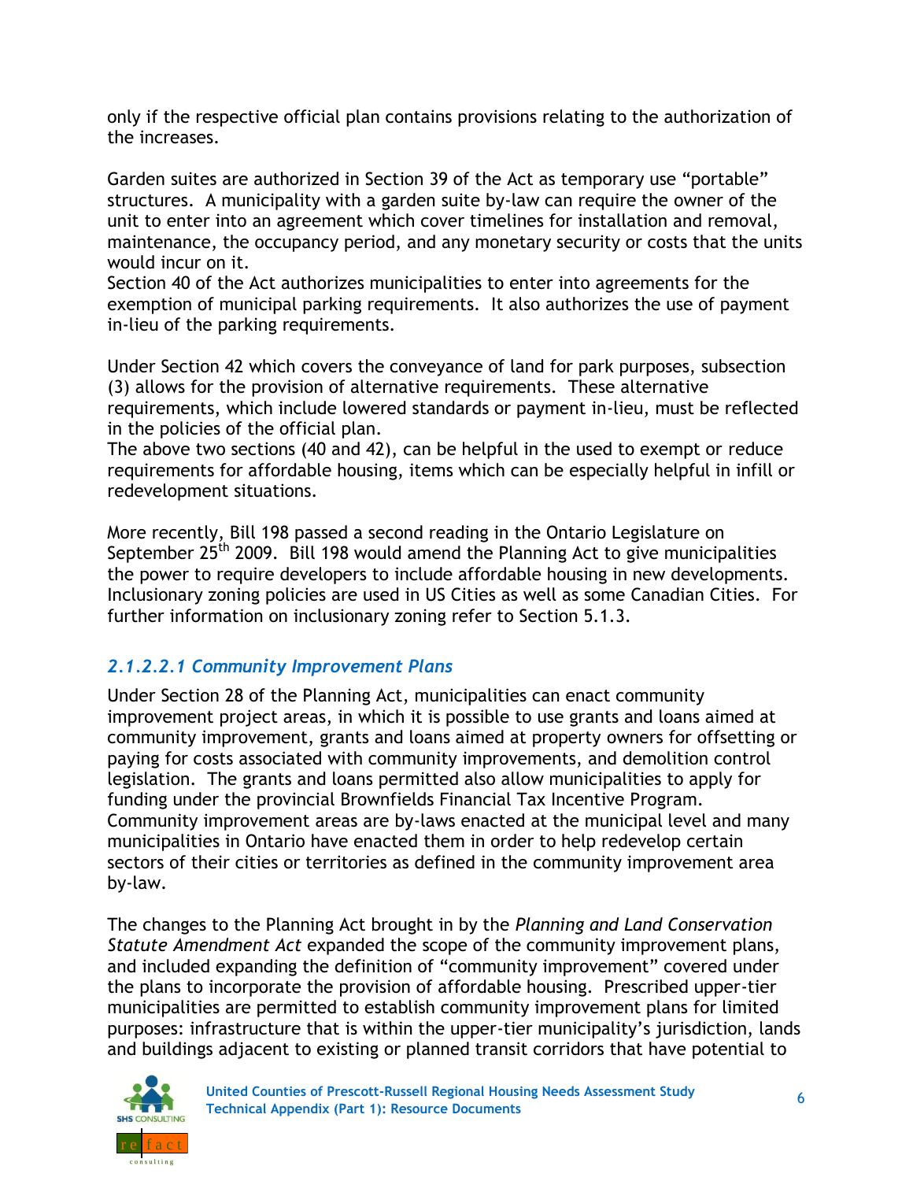only if the respective official plan contains provisions relating to the authorization of the increases.

Garden suites are authorized in Section 39 of the Act as temporary use "portable" structures. A municipality with a garden suite by-law can require the owner of the unit to enter into an agreement which cover timelines for installation and removal, maintenance, the occupancy period, and any monetary security or costs that the units would incur on it.

Section 40 of the Act authorizes municipalities to enter into agreements for the exemption of municipal parking requirements. It also authorizes the use of payment in-lieu of the parking requirements.

Under Section 42 which covers the conveyance of land for park purposes, subsection (3) allows for the provision of alternative requirements. These alternative requirements, which include lowered standards or payment in-lieu, must be reflected in the policies of the official plan.

The above two sections (40 and 42), can be helpful in the used to exempt or reduce requirements for affordable housing, items which can be especially helpful in infill or redevelopment situations.

More recently, Bill 198 passed a second reading in the Ontario Legislature on September 25th 2009. Bill 198 would amend the Planning Act to give municipalities the power to require developers to include affordable housing in new developments. Inclusionary zoning policies are used in US Cities as well as some Canadian Cities. For further information on inclusionary zoning refer to Section 5.1.3.

#### *2.1.2.2.1 Community Improvement Plans*

Under Section 28 of the Planning Act, municipalities can enact community improvement project areas, in which it is possible to use grants and loans aimed at community improvement, grants and loans aimed at property owners for offsetting or paying for costs associated with community improvements, and demolition control legislation. The grants and loans permitted also allow municipalities to apply for funding under the provincial Brownfields Financial Tax Incentive Program. Community improvement areas are by-laws enacted at the municipal level and many municipalities in Ontario have enacted them in order to help redevelop certain sectors of their cities or territories as defined in the community improvement area by-law.

The changes to the Planning Act brought in by the *Planning and Land Conservation Statute Amendment Act* expanded the scope of the community improvement plans, and included expanding the definition of "community improvement" covered under the plans to incorporate the provision of affordable housing. Prescribed upper-tier municipalities are permitted to establish community improvement plans for limited purposes: infrastructure that is within the upper-tier municipality's jurisdiction, lands and buildings adjacent to existing or planned transit corridors that have potential to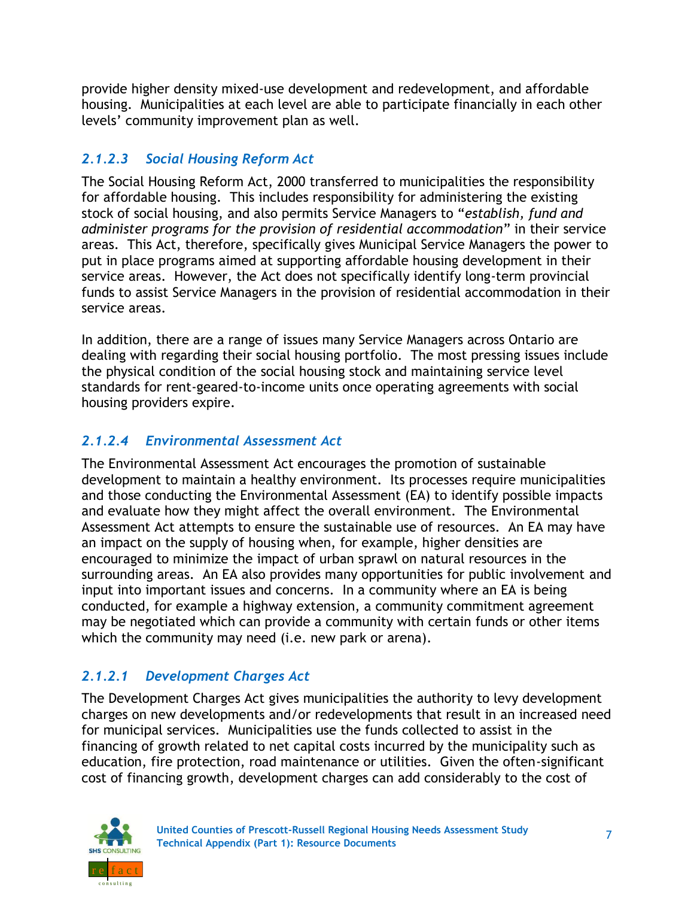provide higher density mixed-use development and redevelopment, and affordable housing. Municipalities at each level are able to participate financially in each other levels' community improvement plan as well.

#### *2.1.2.3 Social Housing Reform Act*

The Social Housing Reform Act, 2000 transferred to municipalities the responsibility for affordable housing. This includes responsibility for administering the existing stock of social housing, and also permits Service Managers to "*establish, fund and administer programs for the provision of residential accommodation*" in their service areas. This Act, therefore, specifically gives Municipal Service Managers the power to put in place programs aimed at supporting affordable housing development in their service areas. However, the Act does not specifically identify long-term provincial funds to assist Service Managers in the provision of residential accommodation in their service areas.

In addition, there are a range of issues many Service Managers across Ontario are dealing with regarding their social housing portfolio. The most pressing issues include the physical condition of the social housing stock and maintaining service level standards for rent-geared-to-income units once operating agreements with social housing providers expire.

#### *2.1.2.4 Environmental Assessment Act*

The Environmental Assessment Act encourages the promotion of sustainable development to maintain a healthy environment. Its processes require municipalities and those conducting the Environmental Assessment (EA) to identify possible impacts and evaluate how they might affect the overall environment. The Environmental Assessment Act attempts to ensure the sustainable use of resources. An EA may have an impact on the supply of housing when, for example, higher densities are encouraged to minimize the impact of urban sprawl on natural resources in the surrounding areas. An EA also provides many opportunities for public involvement and input into important issues and concerns. In a community where an EA is being conducted, for example a highway extension, a community commitment agreement may be negotiated which can provide a community with certain funds or other items which the community may need (i.e. new park or arena).

#### *2.1.2.1 Development Charges Act*

The Development Charges Act gives municipalities the authority to levy development charges on new developments and/or redevelopments that result in an increased need for municipal services. Municipalities use the funds collected to assist in the financing of growth related to net capital costs incurred by the municipality such as education, fire protection, road maintenance or utilities. Given the often-significant cost of financing growth, development charges can add considerably to the cost of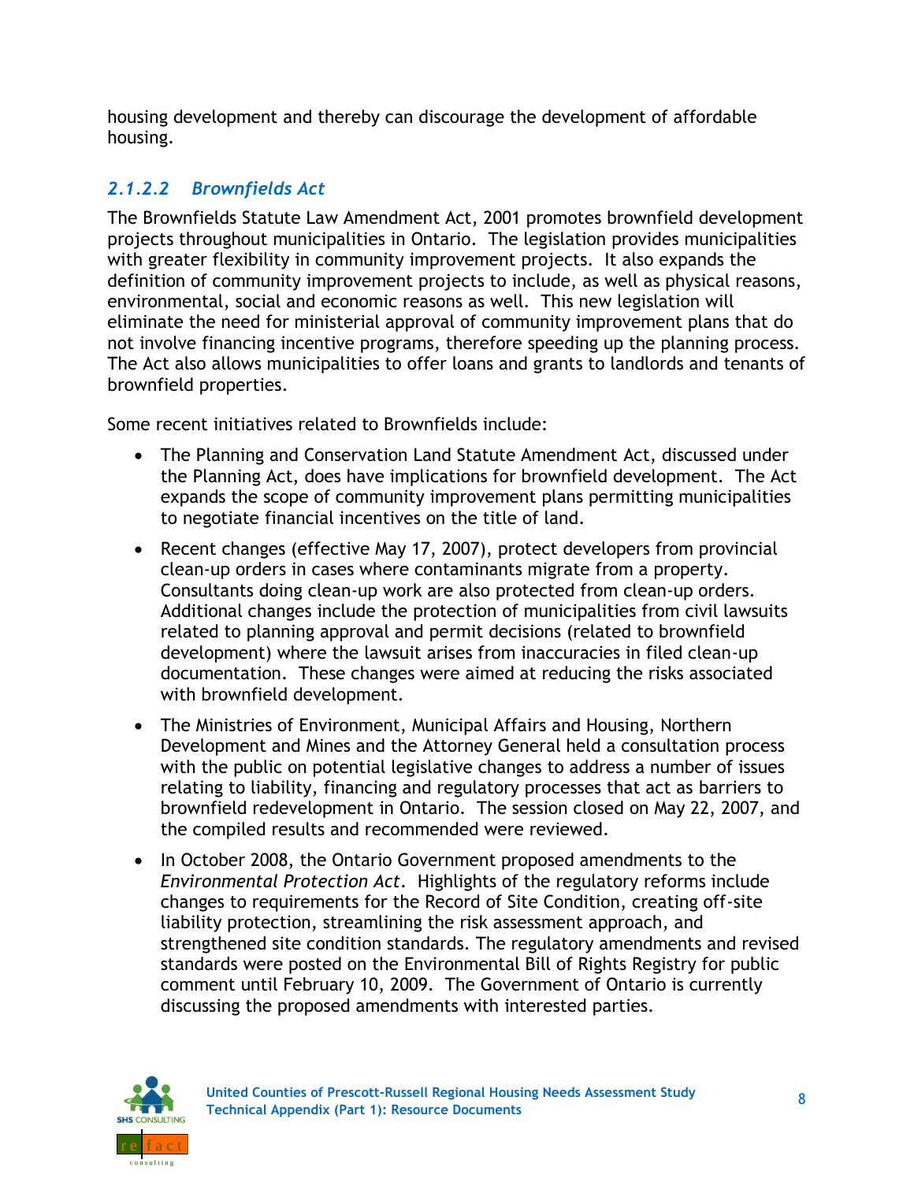housing development and thereby can discourage the development of affordable housing.

#### *2.1.2.2 Brownfields Act*

The Brownfields Statute Law Amendment Act, 2001 promotes brownfield development projects throughout municipalities in Ontario. The legislation provides municipalities with greater flexibility in community improvement projects. It also expands the definition of community improvement projects to include, as well as physical reasons, environmental, social and economic reasons as well. This new legislation will eliminate the need for ministerial approval of community improvement plans that do not involve financing incentive programs, therefore speeding up the planning process. The Act also allows municipalities to offer loans and grants to landlords and tenants of brownfield properties.

Some recent initiatives related to Brownfields include:

- The Planning and Conservation Land Statute Amendment Act, discussed under the Planning Act, does have implications for brownfield development. The Act expands the scope of community improvement plans permitting municipalities to negotiate financial incentives on the title of land.
- Recent changes (effective May 17, 2007), protect developers from provincial clean-up orders in cases where contaminants migrate from a property. Consultants doing clean-up work are also protected from clean-up orders. Additional changes include the protection of municipalities from civil lawsuits related to planning approval and permit decisions (related to brownfield development) where the lawsuit arises from inaccuracies in filed clean-up documentation. These changes were aimed at reducing the risks associated with brownfield development.
- The Ministries of Environment, Municipal Affairs and Housing, Northern Development and Mines and the Attorney General held a consultation process with the public on potential legislative changes to address a number of issues relating to liability, financing and regulatory processes that act as barriers to brownfield redevelopment in Ontario. The session closed on May 22, 2007, and the compiled results and recommended were reviewed.
- In October 2008, the Ontario Government proposed amendments to the *Environmental Protection Act*. Highlights of the regulatory reforms include changes to requirements for the Record of Site Condition, creating off-site liability protection, streamlining the risk assessment approach, and strengthened site condition standards. The regulatory amendments and revised standards were posted on the Environmental Bill of Rights Registry for public comment until February 10, 2009. The Government of Ontario is currently discussing the proposed amendments with interested parties.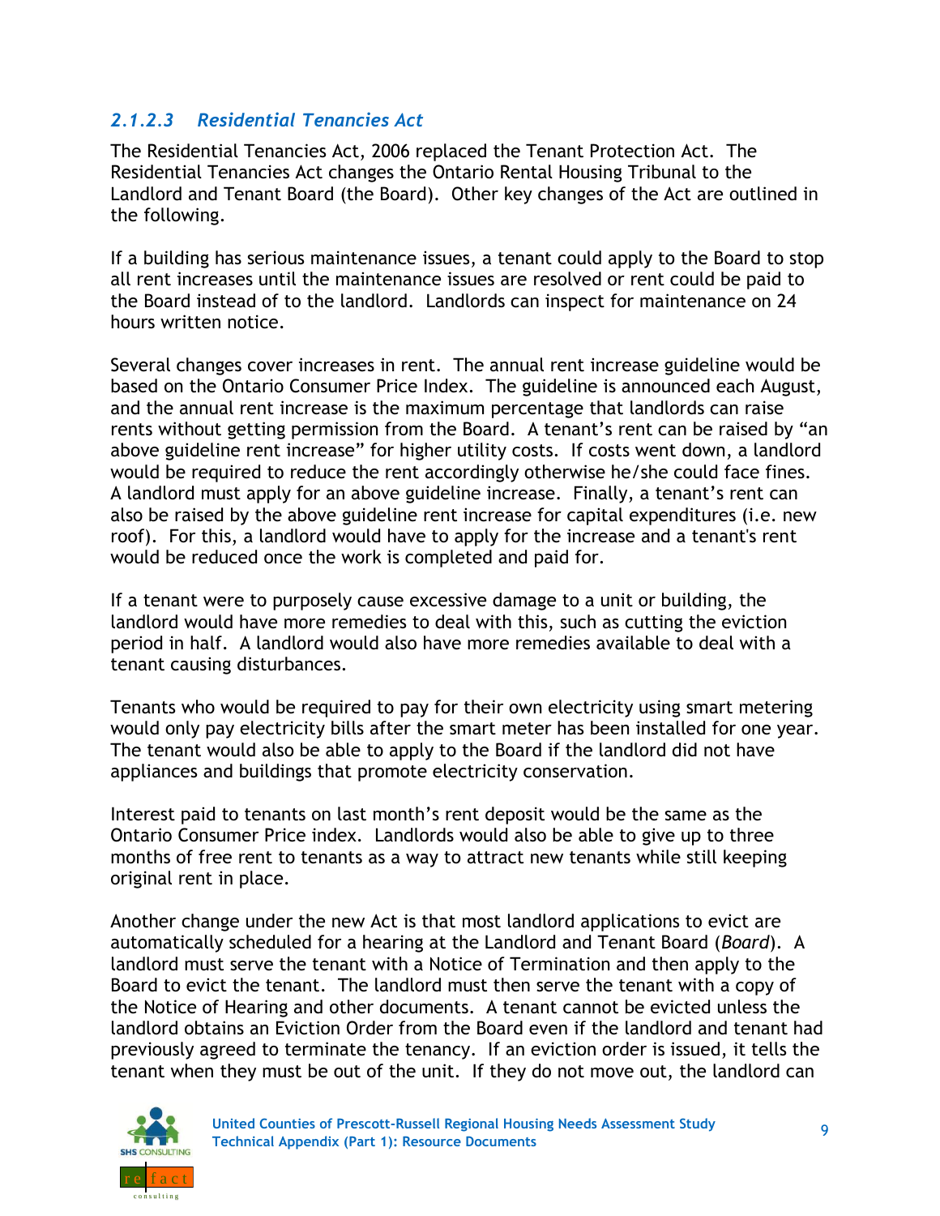### *2.1.2.3 Residential Tenancies Act*

The Residential Tenancies Act, 2006 replaced the Tenant Protection Act. The Residential Tenancies Act changes the Ontario Rental Housing Tribunal to the Landlord and Tenant Board (the Board). Other key changes of the Act are outlined in the following.

If a building has serious maintenance issues, a tenant could apply to the Board to stop all rent increases until the maintenance issues are resolved or rent could be paid to the Board instead of to the landlord. Landlords can inspect for maintenance on 24 hours written notice.

Several changes cover increases in rent. The annual rent increase guideline would be based on the Ontario Consumer Price Index. The guideline is announced each August, and the annual rent increase is the maximum percentage that landlords can raise rents without getting permission from the Board. A tenant's rent can be raised by "an above guideline rent increase" for higher utility costs. If costs went down, a landlord would be required to reduce the rent accordingly otherwise he/she could face fines. A landlord must apply for an above guideline increase. Finally, a tenant's rent can also be raised by the above guideline rent increase for capital expenditures (i.e. new roof). For this, a landlord would have to apply for the increase and a tenant's rent would be reduced once the work is completed and paid for.

If a tenant were to purposely cause excessive damage to a unit or building, the landlord would have more remedies to deal with this, such as cutting the eviction period in half. A landlord would also have more remedies available to deal with a tenant causing disturbances.

Tenants who would be required to pay for their own electricity using smart metering would only pay electricity bills after the smart meter has been installed for one year. The tenant would also be able to apply to the Board if the landlord did not have appliances and buildings that promote electricity conservation.

Interest paid to tenants on last month's rent deposit would be the same as the Ontario Consumer Price index. Landlords would also be able to give up to three months of free rent to tenants as a way to attract new tenants while still keeping original rent in place.

Another change under the new Act is that most landlord applications to evict are automatically scheduled for a hearing at the Landlord and Tenant Board (*Board*). A landlord must serve the tenant with a Notice of Termination and then apply to the Board to evict the tenant. The landlord must then serve the tenant with a copy of the Notice of Hearing and other documents. A tenant cannot be evicted unless the landlord obtains an Eviction Order from the Board even if the landlord and tenant had previously agreed to terminate the tenancy. If an eviction order is issued, it tells the tenant when they must be out of the unit. If they do not move out, the landlord can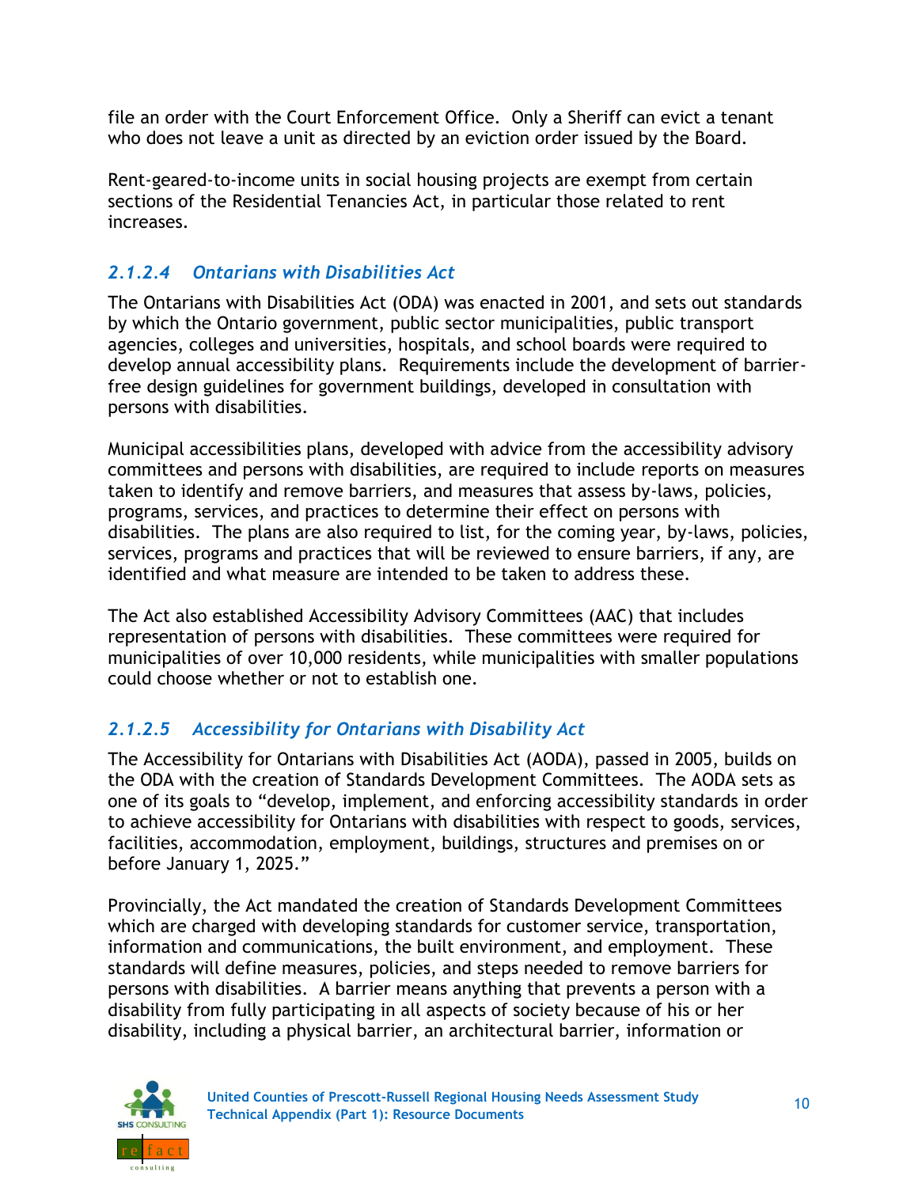file an order with the Court Enforcement Office. Only a Sheriff can evict a tenant who does not leave a unit as directed by an eviction order issued by the Board.

Rent-geared-to-income units in social housing projects are exempt from certain sections of the Residential Tenancies Act, in particular those related to rent increases.

#### *2.1.2.4 Ontarians with Disabilities Act*

The Ontarians with Disabilities Act (ODA) was enacted in 2001, and sets out standards by which the Ontario government, public sector municipalities, public transport agencies, colleges and universities, hospitals, and school boards were required to develop annual accessibility plans. Requirements include the development of barrier-free design guidelines for government buildings, developed in consultation with persons with disabilities.

Municipal accessibilities plans, developed with advice from the accessibility advisory committees and persons with disabilities, are required to include reports on measures taken to identify and remove barriers, and measures that assess by-laws, policies, programs, services, and practices to determine their effect on persons with disabilities. The plans are also required to list, for the coming year, by-laws, policies, services, programs and practices that will be reviewed to ensure barriers, if any, are identified and what measure are intended to be taken to address these.

The Act also established Accessibility Advisory Committees (AAC) that includes representation of persons with disabilities. These committees were required for municipalities of over 10,000 residents, while municipalities with smaller populations could choose whether or not to establish one.

#### *2.1.2.5 Accessibility for Ontarians with Disability Act*

The Accessibility for Ontarians with Disabilities Act (AODA), passed in 2005, builds on the ODA with the creation of Standards Development Committees. The AODA sets as one of its goals to "develop, implement, and enforcing accessibility standards in order to achieve accessibility for Ontarians with disabilities with respect to goods, services, facilities, accommodation, employment, buildings, structures and premises on or before January 1, 2025."

Provincially, the Act mandated the creation of Standards Development Committees which are charged with developing standards for customer service, transportation, information and communications, the built environment, and employment. These standards will define measures, policies, and steps needed to remove barriers for persons with disabilities. A barrier means anything that prevents a person with a disability from fully participating in all aspects of society because of his or her disability, including a physical barrier, an architectural barrier, information or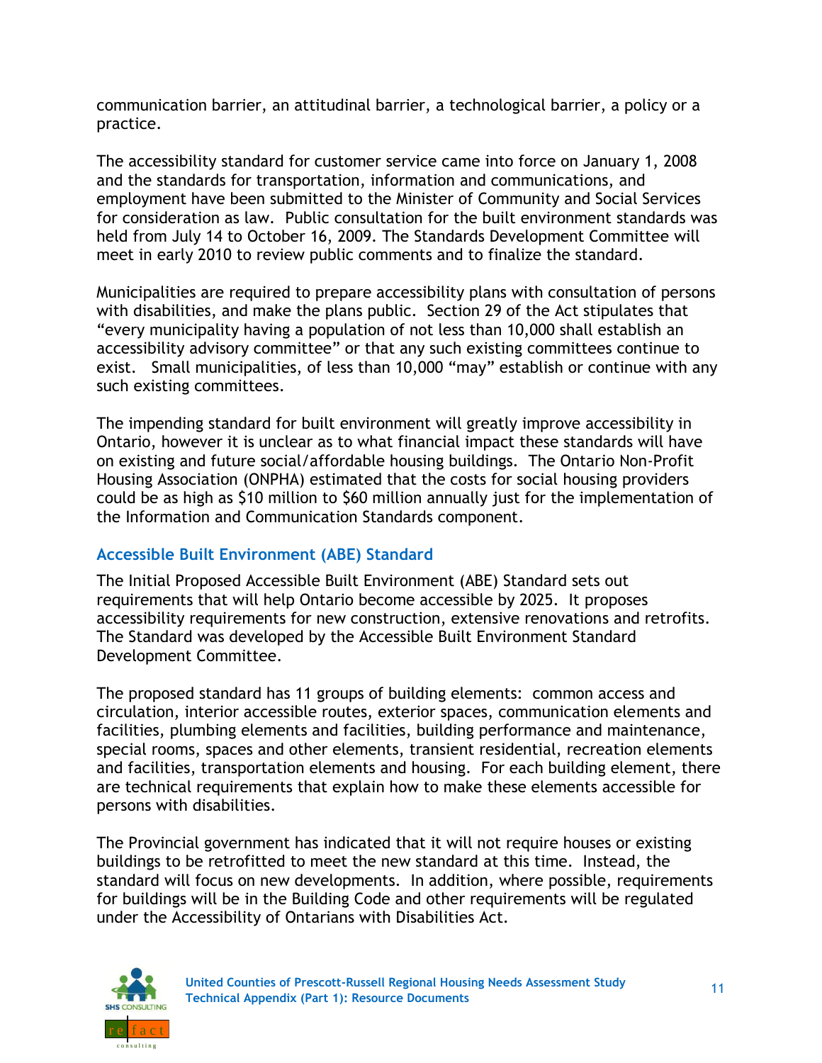communication barrier, an attitudinal barrier, a technological barrier, a policy or a practice.

The accessibility standard for customer service came into force on January 1, 2008 and the standards for transportation, information and communications, and employment have been submitted to the Minister of Community and Social Services for consideration as law. Public consultation for the built environment standards was held from July 14 to October 16, 2009. The Standards Development Committee will meet in early 2010 to review public comments and to finalize the standard.

Municipalities are required to prepare accessibility plans with consultation of persons with disabilities, and make the plans public. Section 29 of the Act stipulates that "every municipality having a population of not less than 10,000 shall establish an accessibility advisory committee" or that any such existing committees continue to exist. Small municipalities, of less than 10,000 "may" establish or continue with any such existing committees.

The impending standard for built environment will greatly improve accessibility in Ontario, however it is unclear as to what financial impact these standards will have on existing and future social/affordable housing buildings. The Ontario Non-Profit Housing Association (ONPHA) estimated that the costs for social housing providers could be as high as $10 million to $60 million annually just for the implementation of the Information and Communication Standards component.

### Accessible Built Environment (ABE) Standard

The Initial Proposed Accessible Built Environment (ABE) Standard sets out requirements that will help Ontario become accessible by 2025. It proposes accessibility requirements for new construction, extensive renovations and retrofits. The Standard was developed by the Accessible Built Environment Standard Development Committee.

The proposed standard has 11 groups of building elements: common access and circulation, interior accessible routes, exterior spaces, communication elements and facilities, plumbing elements and facilities, building performance and maintenance, special rooms, spaces and other elements, transient residential, recreation elements and facilities, transportation elements and housing. For each building element, there are technical requirements that explain how to make these elements accessible for persons with disabilities.

The Provincial government has indicated that it will not require houses or existing buildings to be retrofitted to meet the new standard at this time. Instead, the standard will focus on new developments. In addition, where possible, requirements for buildings will be in the Building Code and other requirements will be regulated under the Accessibility of Ontarians with Disabilities Act.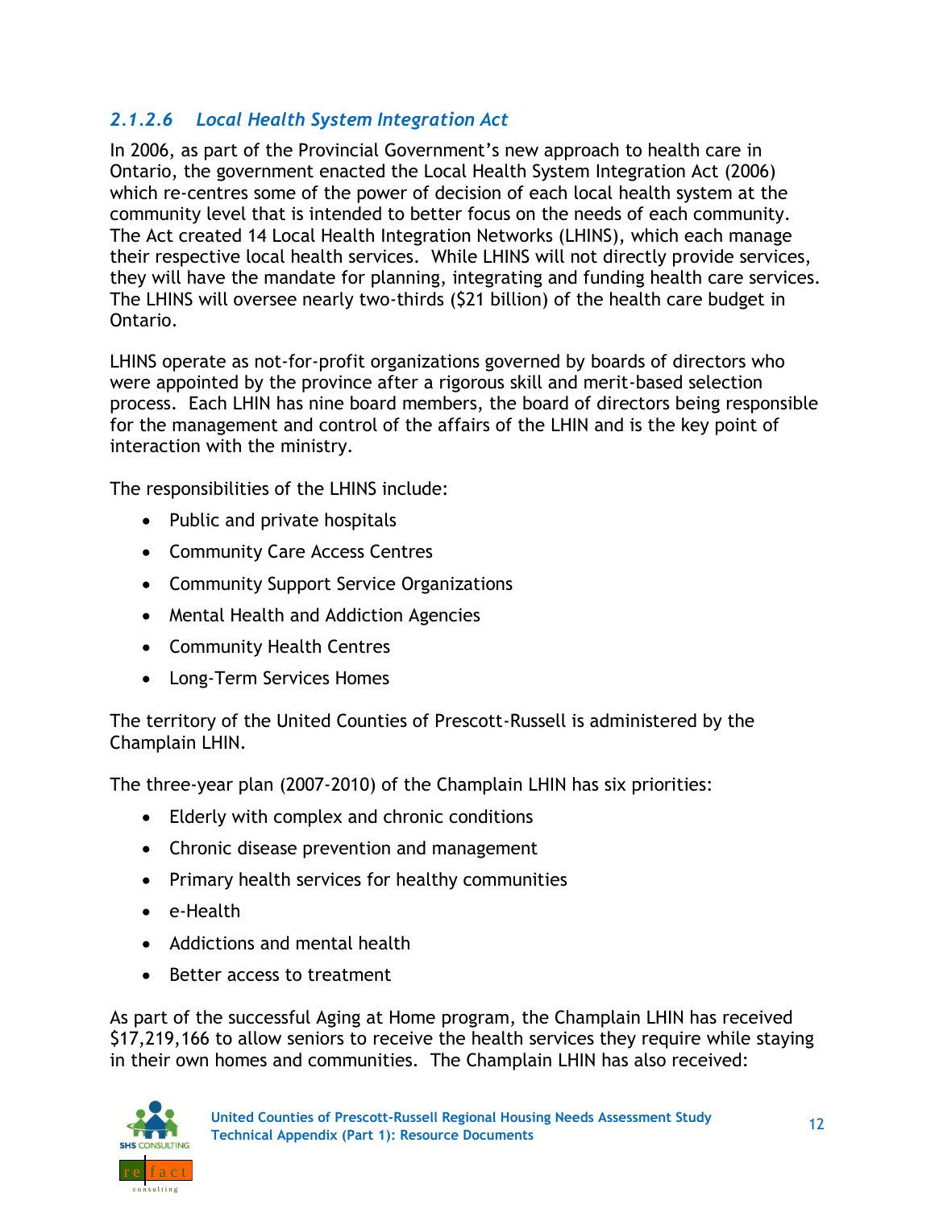### *2.1.2.6 Local Health System Integration Act*

In 2006, as part of the Provincial Government's new approach to health care in Ontario, the government enacted the Local Health System Integration Act (2006) which re-centres some of the power of decision of each local health system at the community level that is intended to better focus on the needs of each community. The Act created 14 Local Health Integration Networks (LHINS), which each manage their respective local health services. While LHINS will not directly provide services, they will have the mandate for planning, integrating and funding health care services. The LHINS will oversee nearly two-thirds ($21 billion) of the health care budget in Ontario.

LHINS operate as not-for-profit organizations governed by boards of directors who were appointed by the province after a rigorous skill and merit-based selection process. Each LHIN has nine board members, the board of directors being responsible for the management and control of the affairs of the LHIN and is the key point of interaction with the ministry.

The responsibilities of the LHINS include:

- Public and private hospitals
- Community Care Access Centres
- Community Support Service Organizations
- Mental Health and Addiction Agencies
- Community Health Centres
- Long-Term Services Homes

The territory of the United Counties of Prescott-Russell is administered by the Champlain LHIN.

The three-year plan (2007-2010) of the Champlain LHIN has six priorities:

- Elderly with complex and chronic conditions
- Chronic disease prevention and management
- Primary health services for healthy communities
- e-Health
- Addictions and mental health
- Better access to treatment

As part of the successful Aging at Home program, the Champlain LHIN has received $17,219,166 to allow seniors to receive the health services they require while staying in their own homes and communities. The Champlain LHIN has also received: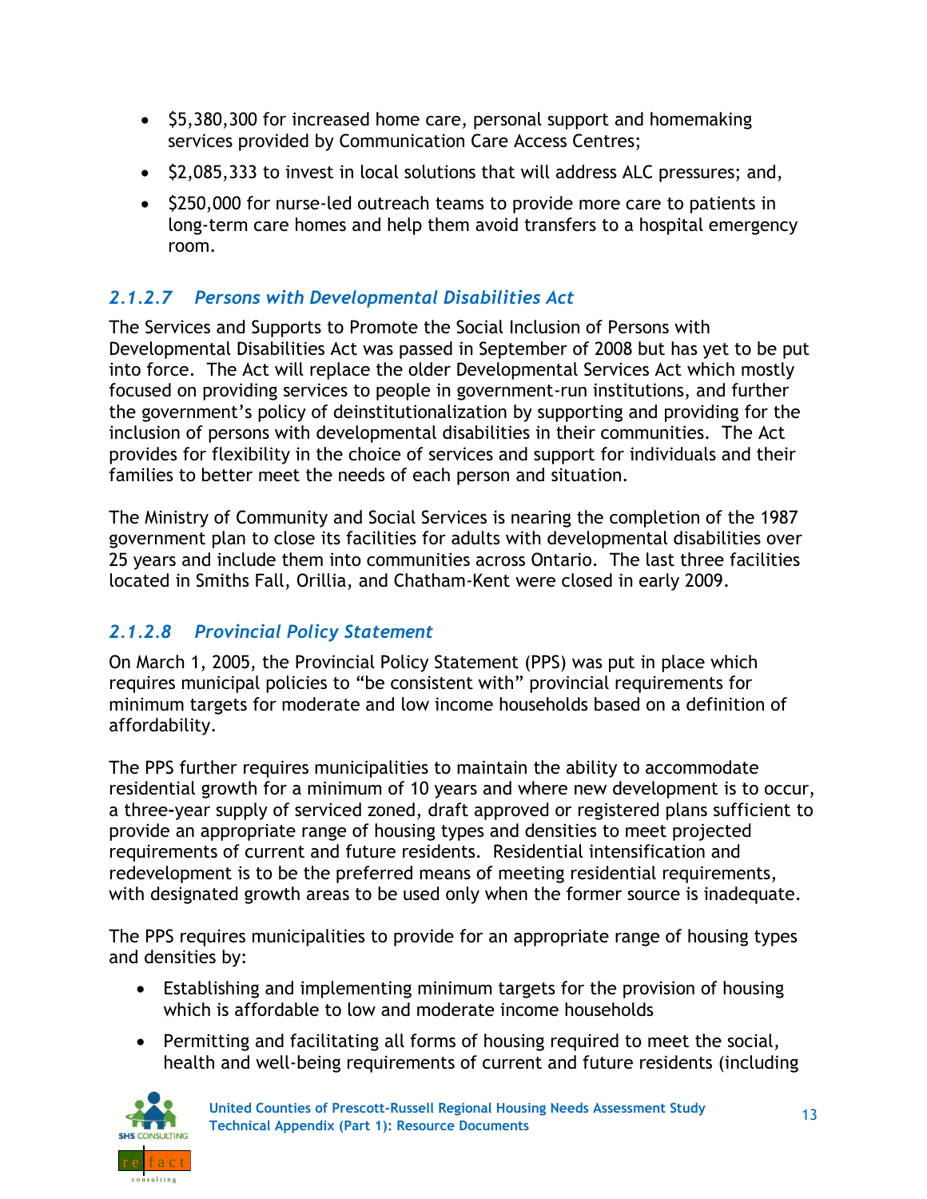- $5,380,300 for increased home care, personal support and homemaking services provided by Communication Care Access Centres;
- $2,085,333 to invest in local solutions that will address ALC pressures; and,
- $250,000 for nurse-led outreach teams to provide more care to patients in long-term care homes and help them avoid transfers to a hospital emergency room.

#### *2.1.2.7 Persons with Developmental Disabilities Act*

The Services and Supports to Promote the Social Inclusion of Persons with Developmental Disabilities Act was passed in September of 2008 but has yet to be put into force. The Act will replace the older Developmental Services Act which mostly focused on providing services to people in government-run institutions, and further the government's policy of deinstitutionalization by supporting and providing for the inclusion of persons with developmental disabilities in their communities. The Act provides for flexibility in the choice of services and support for individuals and their families to better meet the needs of each person and situation.

The Ministry of Community and Social Services is nearing the completion of the 1987 government plan to close its facilities for adults with developmental disabilities over 25 years and include them into communities across Ontario. The last three facilities located in Smiths Fall, Orillia, and Chatham-Kent were closed in early 2009.

#### *2.1.2.8 Provincial Policy Statement*

On March 1, 2005, the Provincial Policy Statement (PPS) was put in place which requires municipal policies to "be consistent with" provincial requirements for minimum targets for moderate and low income households based on a definition of affordability.

The PPS further requires municipalities to maintain the ability to accommodate residential growth for a minimum of 10 years and where new development is to occur, a three-year supply of serviced zoned, draft approved or registered plans sufficient to provide an appropriate range of housing types and densities to meet projected requirements of current and future residents. Residential intensification and redevelopment is to be the preferred means of meeting residential requirements, with designated growth areas to be used only when the former source is inadequate.

The PPS requires municipalities to provide for an appropriate range of housing types and densities by:

- Establishing and implementing minimum targets for the provision of housing which is affordable to low and moderate income households
- Permitting and facilitating all forms of housing required to meet the social, health and well-being requirements of current and future residents (including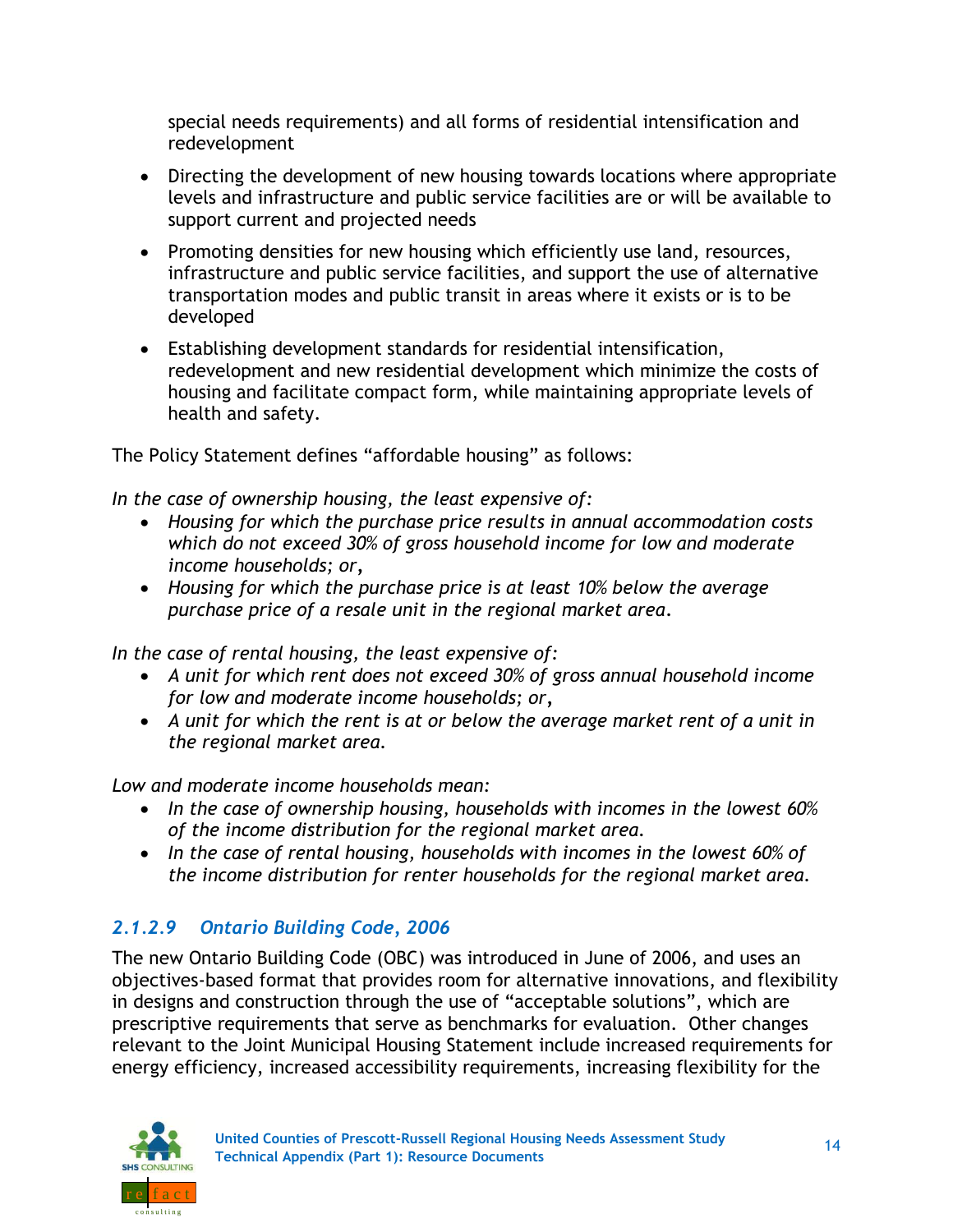special needs requirements) and all forms of residential intensification and redevelopment

- Directing the development of new housing towards locations where appropriate levels and infrastructure and public service facilities are or will be available to support current and projected needs
- Promoting densities for new housing which efficiently use land, resources, infrastructure and public service facilities, and support the use of alternative transportation modes and public transit in areas where it exists or is to be developed
- Establishing development standards for residential intensification, redevelopment and new residential development which minimize the costs of housing and facilitate compact form, while maintaining appropriate levels of health and safety.

The Policy Statement defines "affordable housing" as follows:

*In the case of ownership housing, the least expensive of:*

- *Housing for which the purchase price results in annual accommodation costs which do not exceed 30% of gross household income for low and moderate income households; or,*
- *Housing for which the purchase price is at least 10% below the average purchase price of a resale unit in the regional market area.*

*In the case of rental housing, the least expensive of:*

- *A unit for which rent does not exceed 30% of gross annual household income for low and moderate income households; or,*
- *A unit for which the rent is at or below the average market rent of a unit in the regional market area.*

*Low and moderate income households mean:*

- *In the case of ownership housing, households with incomes in the lowest 60% of the income distribution for the regional market area.*
- *In the case of rental housing, households with incomes in the lowest 60% of the income distribution for renter households for the regional market area.*

### *2.1.2.9 Ontario Building Code, 2006*

The new Ontario Building Code (OBC) was introduced in June of 2006, and uses an objectives-based format that provides room for alternative innovations, and flexibility in designs and construction through the use of "acceptable solutions", which are prescriptive requirements that serve as benchmarks for evaluation. Other changes relevant to the Joint Municipal Housing Statement include increased requirements for energy efficiency, increased accessibility requirements, increasing flexibility for the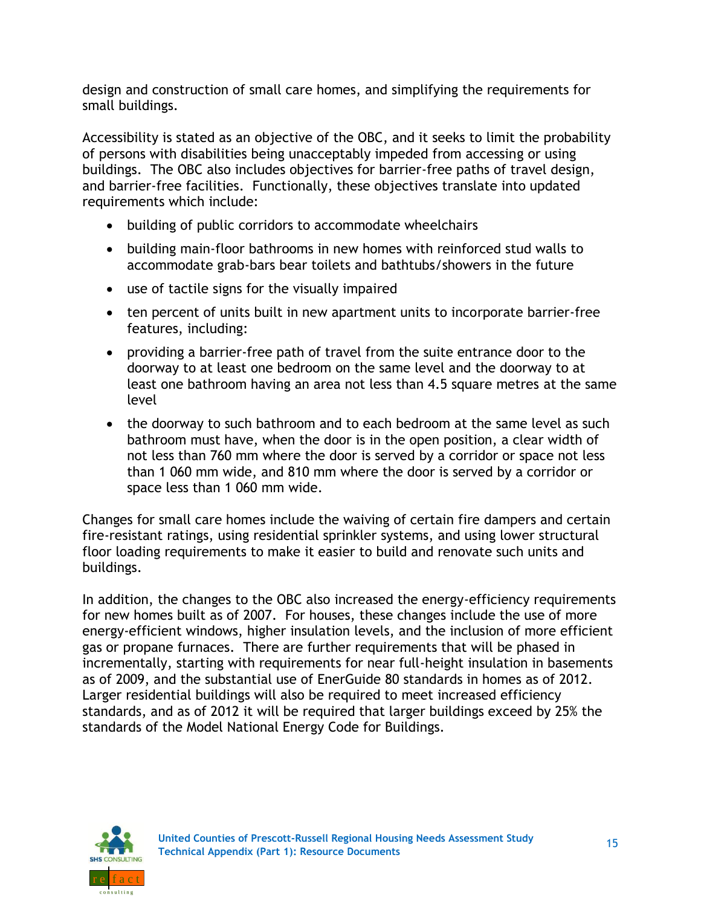design and construction of small care homes, and simplifying the requirements for small buildings.

Accessibility is stated as an objective of the OBC, and it seeks to limit the probability of persons with disabilities being unacceptably impeded from accessing or using buildings. The OBC also includes objectives for barrier-free paths of travel design, and barrier-free facilities. Functionally, these objectives translate into updated requirements which include:

- building of public corridors to accommodate wheelchairs
- building main-floor bathrooms in new homes with reinforced stud walls to accommodate grab-bars bear toilets and bathtubs/showers in the future
- use of tactile signs for the visually impaired
- ten percent of units built in new apartment units to incorporate barrier-free features, including:
- providing a barrier-free path of travel from the suite entrance door to the doorway to at least one bedroom on the same level and the doorway to at least one bathroom having an area not less than 4.5 square metres at the same level
- the doorway to such bathroom and to each bedroom at the same level as such bathroom must have, when the door is in the open position, a clear width of not less than 760 mm where the door is served by a corridor or space not less than 1 060 mm wide, and 810 mm where the door is served by a corridor or space less than 1 060 mm wide.

Changes for small care homes include the waiving of certain fire dampers and certain fire-resistant ratings, using residential sprinkler systems, and using lower structural floor loading requirements to make it easier to build and renovate such units and buildings.

In addition, the changes to the OBC also increased the energy-efficiency requirements for new homes built as of 2007. For houses, these changes include the use of more energy-efficient windows, higher insulation levels, and the inclusion of more efficient gas or propane furnaces. There are further requirements that will be phased in incrementally, starting with requirements for near full-height insulation in basements as of 2009, and the substantial use of EnerGuide 80 standards in homes as of 2012. Larger residential buildings will also be required to meet increased efficiency standards, and as of 2012 it will be required that larger buildings exceed by 25% the standards of the Model National Energy Code for Buildings.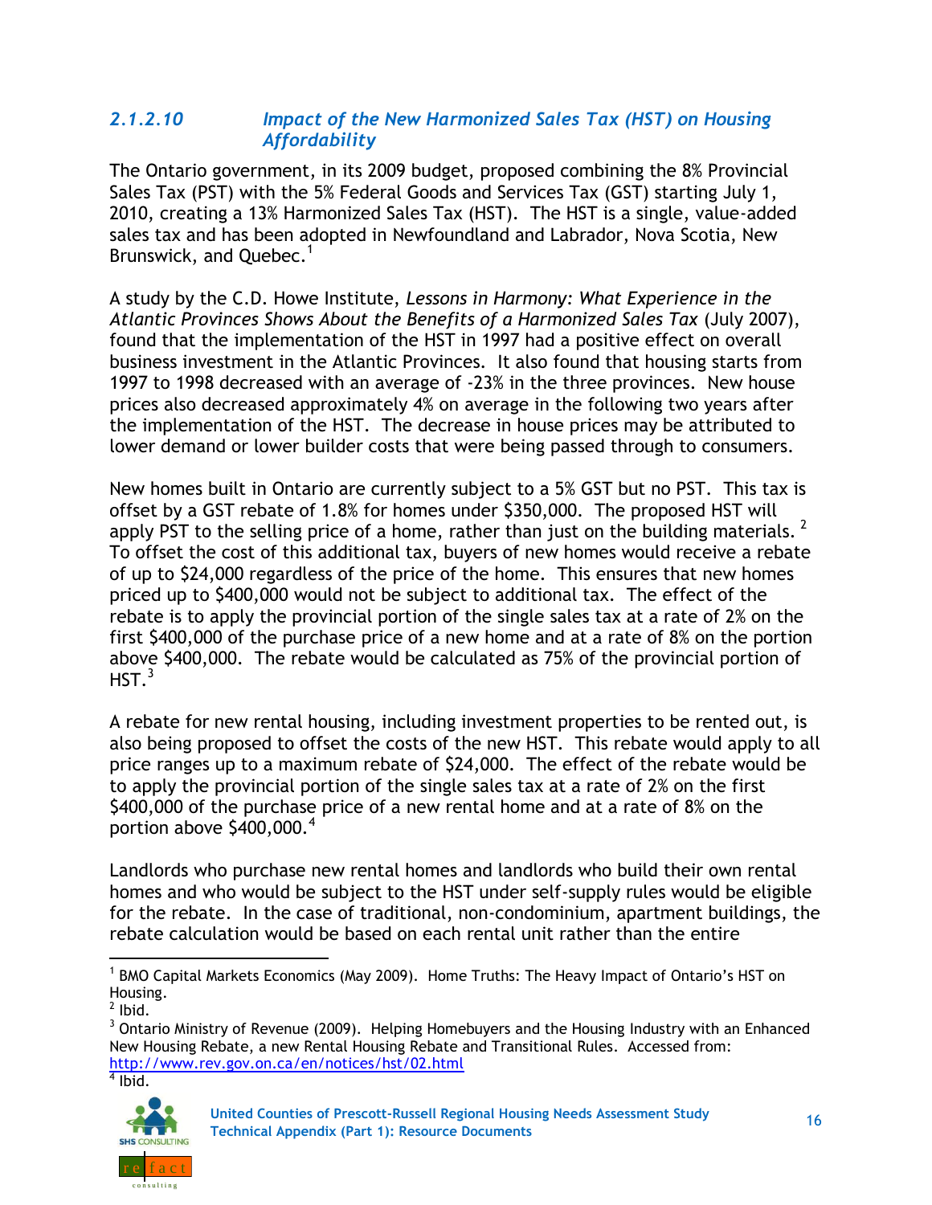### *2.1.2.10 Impact of the New Harmonized Sales Tax (HST) on Housing Affordability*

The Ontario government, in its 2009 budget, proposed combining the 8% Provincial Sales Tax (PST) with the 5% Federal Goods and Services Tax (GST) starting July 1, 2010, creating a 13% Harmonized Sales Tax (HST). The HST is a single, value-added sales tax and has been adopted in Newfoundland and Labrador, Nova Scotia, New Brunswick, and Quebec.[1]

A study by the C.D. Howe Institute, *Lessons in Harmony: What Experience in the Atlantic Provinces Shows About the Benefits of a Harmonized Sales Tax* (July 2007), found that the implementation of the HST in 1997 had a positive effect on overall business investment in the Atlantic Provinces. It also found that housing starts from 1997 to 1998 decreased with an average of -23% in the three provinces. New house prices also decreased approximately 4% on average in the following two years after the implementation of the HST. The decrease in house prices may be attributed to lower demand or lower builder costs that were being passed through to consumers.

New homes built in Ontario are currently subject to a 5% GST but no PST. This tax is offset by a GST rebate of 1.8% for homes under $350,000. The proposed HST will apply PST to the selling price of a home, rather than just on the building materials.[2] To offset the cost of this additional tax, buyers of new homes would receive a rebate of up to $24,000 regardless of the price of the home. This ensures that new homes priced up to $400,000 would not be subject to additional tax. The effect of the rebate is to apply the provincial portion of the single sales tax at a rate of 2% on the first $400,000 of the purchase price of a new home and at a rate of 8% on the portion above $400,000. The rebate would be calculated as 75% of the provincial portion of HST.[3]

A rebate for new rental housing, including investment properties to be rented out, is also being proposed to offset the costs of the new HST. This rebate would apply to all price ranges up to a maximum rebate of $24,000. The effect of the rebate would be to apply the provincial portion of the single sales tax at a rate of 2% on the first $400,000 of the purchase price of a new rental home and at a rate of 8% on the portion above $400,000.[4]

Landlords who purchase new rental homes and landlords who build their own rental homes and who would be subject to the HST under self-supply rules would be eligible for the rebate. In the case of traditional, non-condominium, apartment buildings, the rebate calculation would be based on each rental unit rather than the entire

---

[1] BMO Capital Markets Economics (May 2009). Home Truths: The Heavy Impact of Ontario's HST on Housing.

[2] Ibid.

[3] Ontario Ministry of Revenue (2009). Helping Homebuyers and the Housing Industry with an Enhanced New Housing Rebate, a new Rental Housing Rebate and Transitional Rules. Accessed from: http://www.rev.gov.on.ca/en/notices/hst/02.html

[4] Ibid.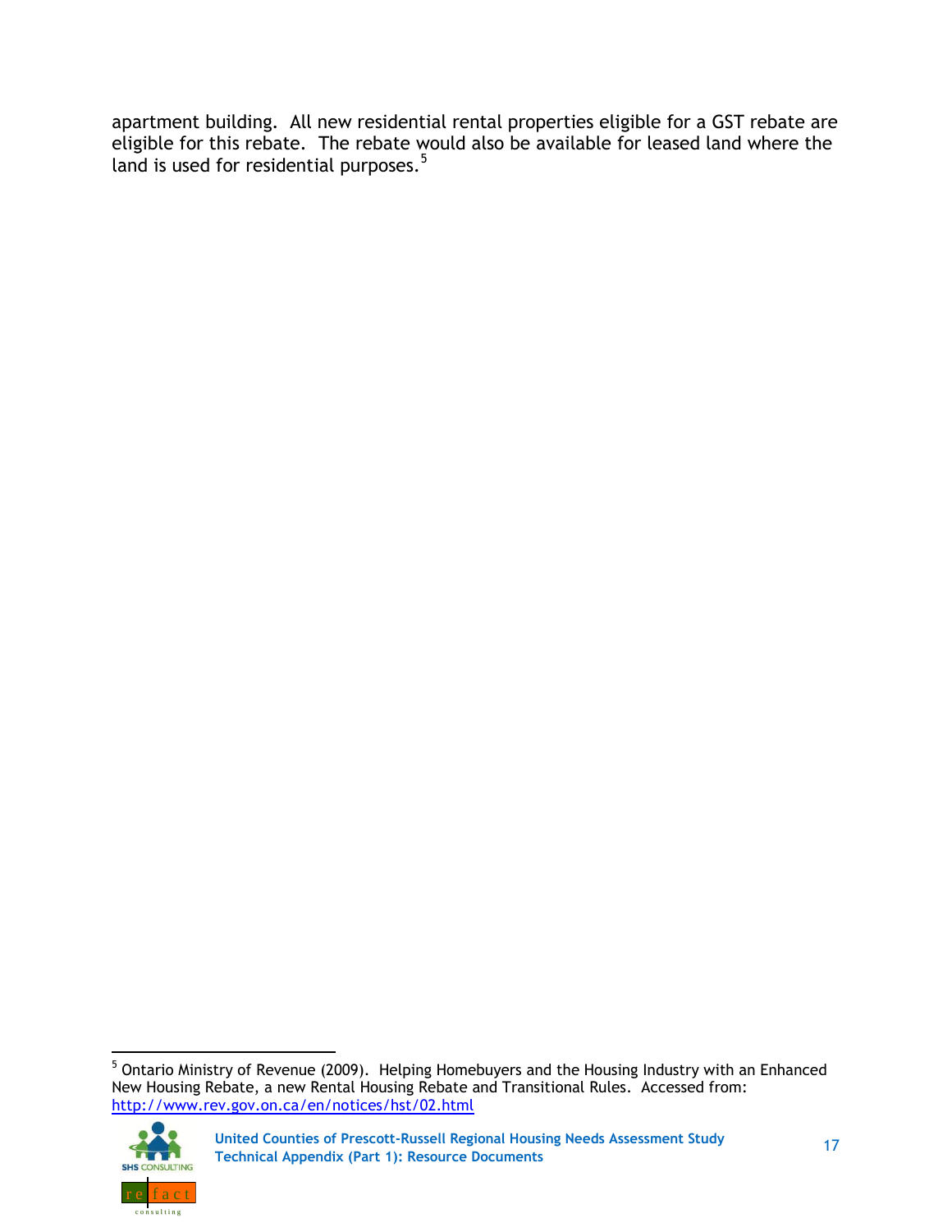apartment building. All new residential rental properties eligible for a GST rebate are eligible for this rebate. The rebate would also be available for leased land where the land is used for residential purposes.[5]

---

[5] Ontario Ministry of Revenue (2009). Helping Homebuyers and the Housing Industry with an Enhanced New Housing Rebate, a new Rental Housing Rebate and Transitional Rules. Accessed from: http://www.rev.gov.on.ca/en/notices/hst/02.html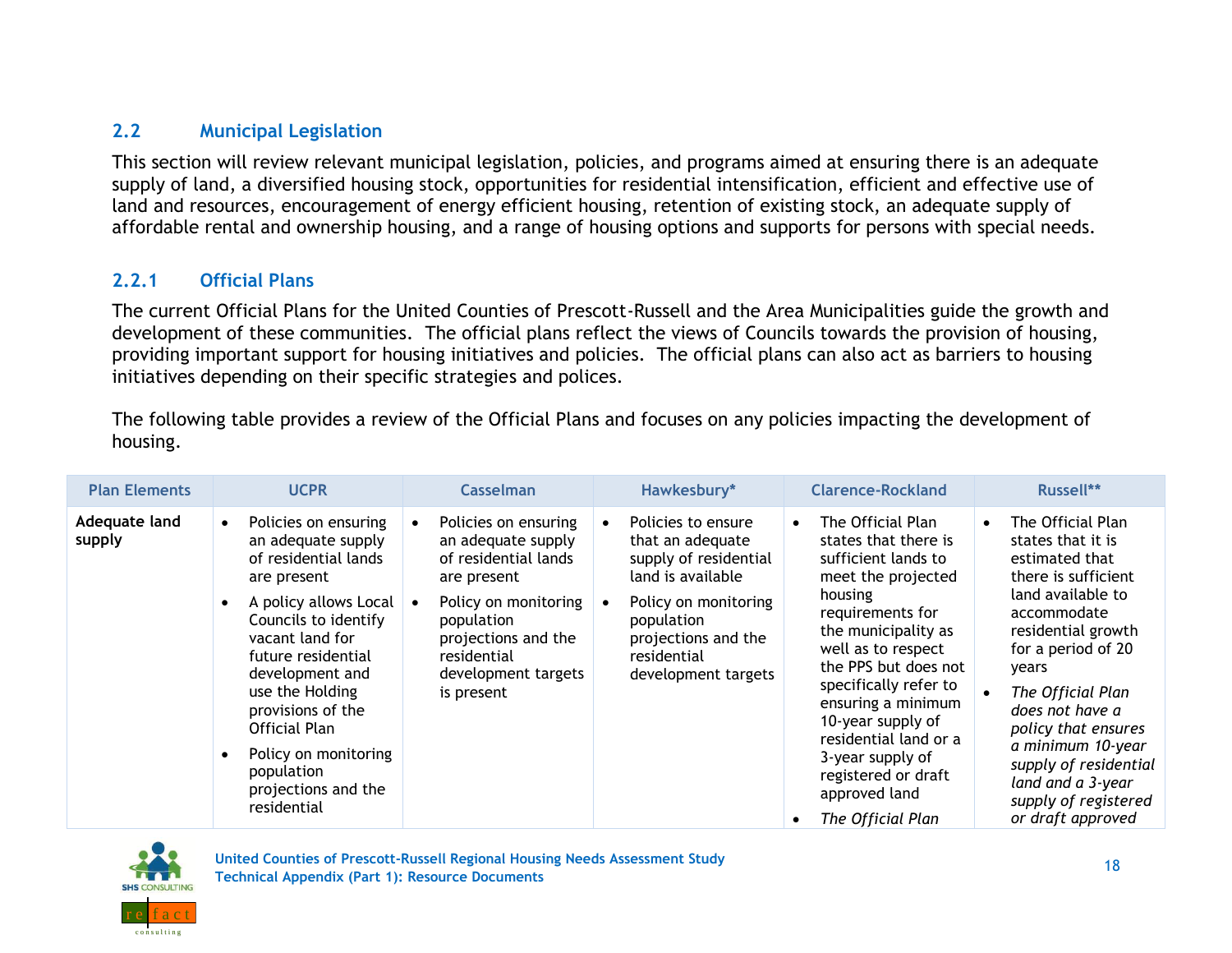## 2.2 Municipal Legislation

This section will review relevant municipal legislation, policies, and programs aimed at ensuring there is an adequate supply of land, a diversified housing stock, opportunities for residential intensification, efficient and effective use of land and resources, encouragement of energy efficient housing, retention of existing stock, an adequate supply of affordable rental and ownership housing, and a range of housing options and supports for persons with special needs.

### 2.2.1 Official Plans

The current Official Plans for the United Counties of Prescott-Russell and the Area Municipalities guide the growth and development of these communities. The official plans reflect the views of Councils towards the provision of housing, providing important support for housing initiatives and policies. The official plans can also act as barriers to housing initiatives depending on their specific strategies and polices.

The following table provides a review of the Official Plans and focuses on any policies impacting the development of housing.

| Plan Elements | UCPR | Casselman | Hawkesbury* | Clarence-Rockland | Russell** |
|---|---|---|---|---|---|
| **Adequate land supply** | • Policies on ensuring an adequate supply of residential lands are present<br>• A policy allows Local Councils to identify vacant land for future residential development and use the Holding provisions of the Official Plan<br>• Policy on monitoring population projections and the residential | • Policies on ensuring an adequate supply of residential lands are present<br>• Policy on monitoring population projections and the residential development targets is present | • Policies to ensure that an adequate supply of residential land is available<br>• Policy on monitoring population projections and the residential development targets | • The Official Plan states that there is sufficient lands to meet the projected housing requirements for the municipality as well as to respect the PPS but does not specifically refer to ensuring a minimum 10-year supply of residential land or a 3-year supply of registered or draft approved land<br>• *The Official Plan* | • The Official Plan states that it is estimated that there is sufficient land available to accommodate residential growth for a period of 20 years<br>• *The Official Plan does not have a policy that ensures a minimum 10-year supply of residential land and a 3-year supply of registered or draft approved* |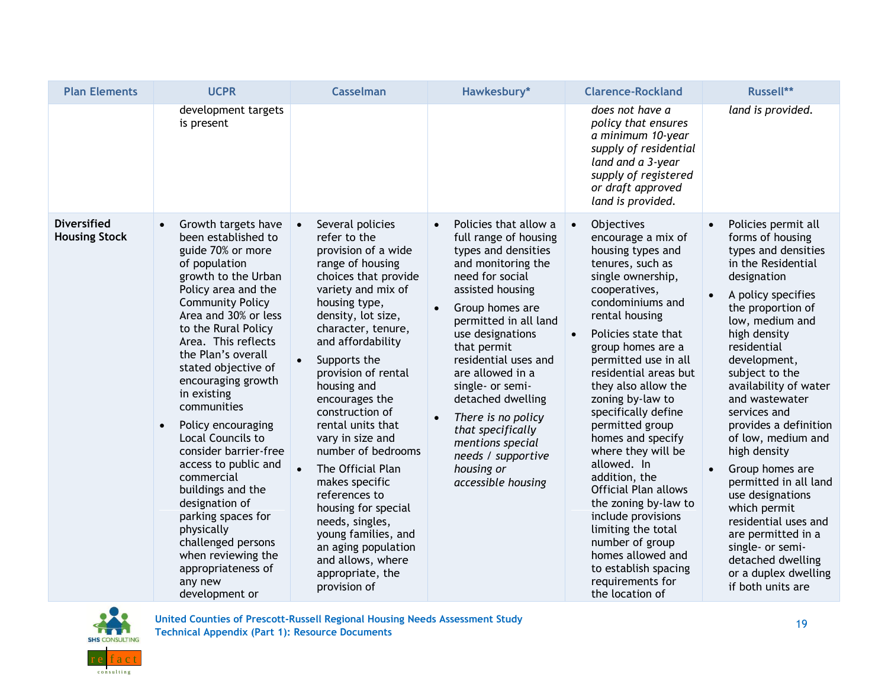| Plan Elements | UCPR | Casselman | Hawkesbury* | Clarence-Rockland | Russell** |
|---|---|---|---|---|---|
| | development targets is present | | | *does not have a policy that ensures a minimum 10-year supply of residential land and a 3-year supply of registered or draft approved land is provided.* | *land is provided.* |
| **Diversified Housing Stock** | • Growth targets have been established to guide 70% or more of population growth to the Urban Policy area and the Community Policy Area and 30% or less to the Rural Policy Area. This reflects the Plan's overall stated objective of encouraging growth in existing communities<br>• Policy encouraging Local Councils to consider barrier-free access to public and commercial buildings and the designation of parking spaces for physically challenged persons when reviewing the appropriateness of any new development or | • Several policies refer to the provision of a wide range of housing choices that provide variety and mix of housing type, density, lot size, character, tenure, and affordability<br>• Supports the provision of rental housing and encourages the construction of rental units that vary in size and number of bedrooms<br>• The Official Plan makes specific references to housing for special needs, singles, young families, and an aging population and allows, where appropriate, the provision of | • Policies that allow a full range of housing types and densities and monitoring the need for social assisted housing<br>• Group homes are permitted in all land use designations that permit residential uses and are allowed in a single- or semi-detached dwelling<br>• *There is no policy that specifically mentions special needs / supportive housing or accessible housing* | • Objectives encourage a mix of housing types and tenures, such as single ownership, cooperatives, condominiums and rental housing<br>• Policies state that group homes are a permitted use in all residential areas but they also allow the zoning by-law to specifically define permitted group homes and specify where they will be allowed. In addition, the Official Plan allows the zoning by-law to include provisions limiting the total number of group homes allowed and to establish spacing requirements for the location of | • Policies permit all forms of housing types and densities in the Residential designation<br>• A policy specifies the proportion of low, medium and high density residential development, subject to the availability of water and wastewater services and provides a definition of low, medium and high density<br>• Group homes are permitted in all land use designations which permit residential uses and are permitted in a single- or semi-detached dwelling or a duplex dwelling if both units are |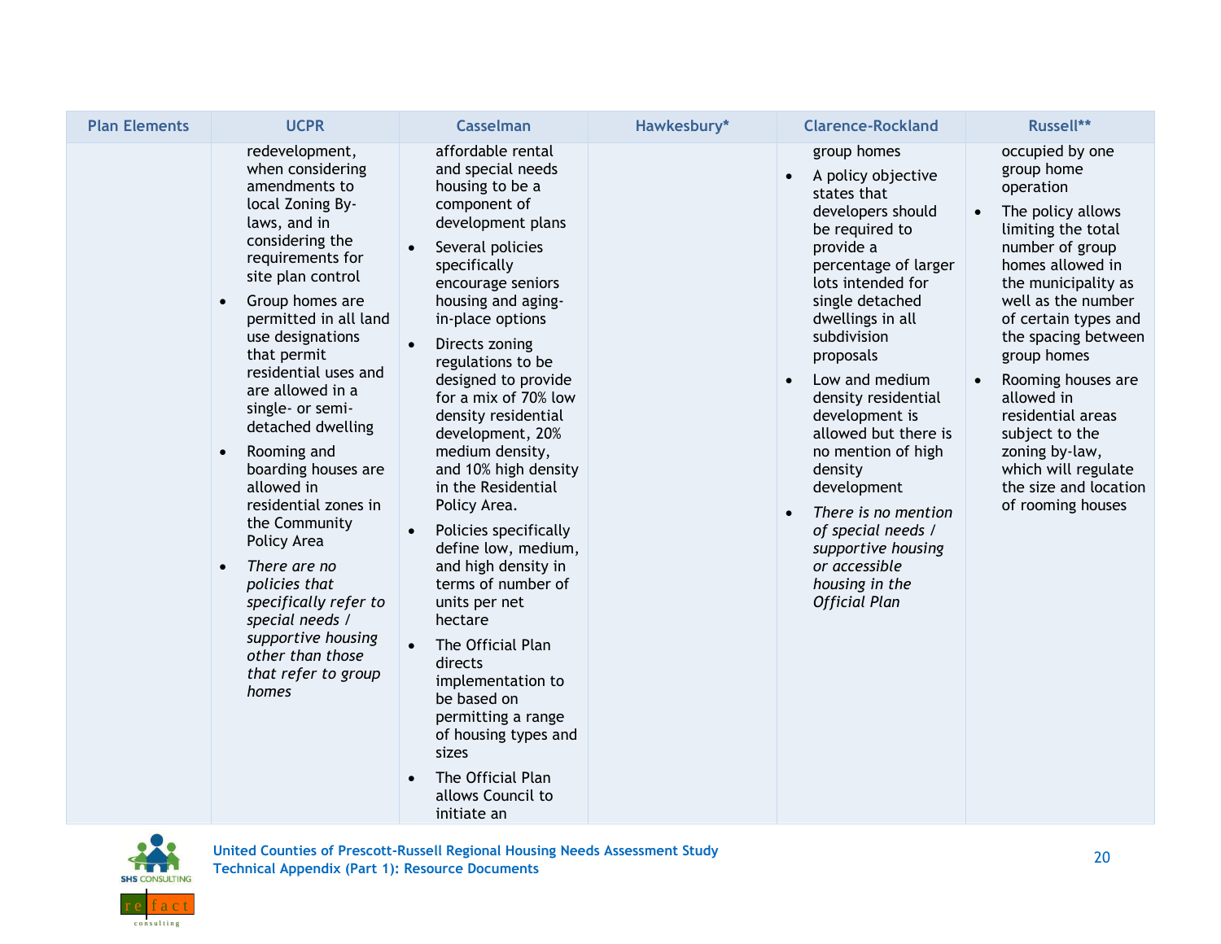| Plan Elements | UCPR | Casselman | Hawkesbury* | Clarence-Rockland | Russell** |
|---|---|---|---|---|---|
| | redevelopment, when considering amendments to local Zoning By-laws, and in considering the requirements for site plan control<br>• Group homes are permitted in all land use designations that permit residential uses and are allowed in a single- or semi-detached dwelling<br>• Rooming and boarding houses are allowed in residential zones in the Community Policy Area<br>• *There are no policies that specifically refer to special needs / supportive housing other than those that refer to group homes* | affordable rental and special needs housing to be a component of development plans<br>• Several policies specifically encourage seniors housing and aging-in-place options<br>• Directs zoning regulations to be designed to provide for a mix of 70% low density residential development, 20% medium density, and 10% high density in the Residential Policy Area.<br>• Policies specifically define low, medium, and high density in terms of number of units per net hectare<br>• The Official Plan directs implementation to be based on permitting a range of housing types and sizes<br>• The Official Plan allows Council to initiate an | | group homes<br>• A policy objective states that developers should be required to provide a percentage of larger lots intended for single detached dwellings in all subdivision proposals<br>• Low and medium density residential development is allowed but there is no mention of high density development<br>• *There is no mention of special needs / supportive housing or accessible housing in the Official Plan* | occupied by one group home operation<br>• The policy allows limiting the total number of group homes allowed in the municipality as well as the number of certain types and the spacing between group homes<br>• Rooming houses are allowed in residential areas subject to the zoning by-law, which will regulate the size and location of rooming houses |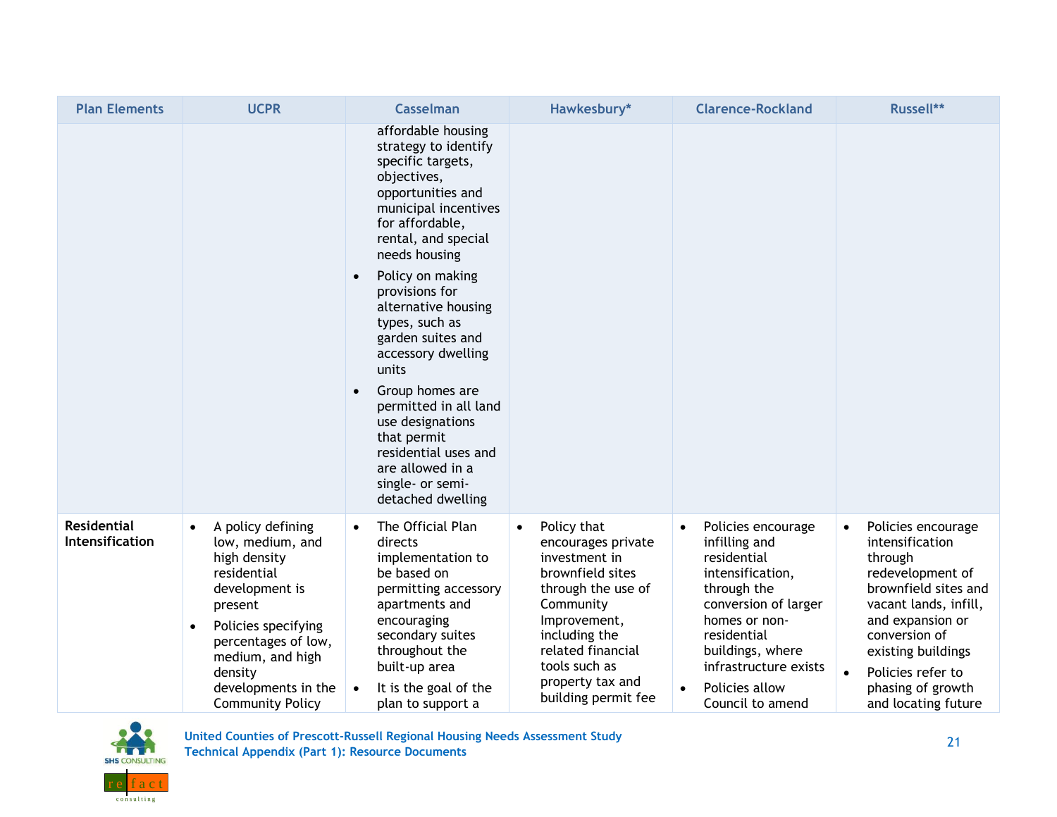| Plan Elements | UCPR | Casselman | Hawkesbury* | Clarence-Rockland | Russell** |
|---|---|---|---|---|---|
| | | affordable housing strategy to identify specific targets, objectives, opportunities and municipal incentives for affordable, rental, and special needs housing<br>• Policy on making provisions for alternative housing types, such as garden suites and accessory dwelling units<br>• Group homes are permitted in all land use designations that permit residential uses and are allowed in a single- or semi-detached dwelling | | | |
| **Residential Intensification** | • A policy defining low, medium, and high density residential development is present<br>• Policies specifying percentages of low, medium, and high density developments in the Community Policy | • The Official Plan directs implementation to be based on permitting accessory apartments and encouraging secondary suites throughout the built-up area<br>• It is the goal of the plan to support a | • Policy that encourages private investment in brownfield sites through the use of Community Improvement, including the related financial tools such as property tax and building permit fee | • Policies encourage infilling and residential intensification, through the conversion of larger homes or non-residential buildings, where infrastructure exists<br>• Policies allow Council to amend | • Policies encourage intensification through redevelopment of brownfield sites and vacant lands, infill, and expansion or conversion of existing buildings<br>• Policies refer to phasing of growth and locating future |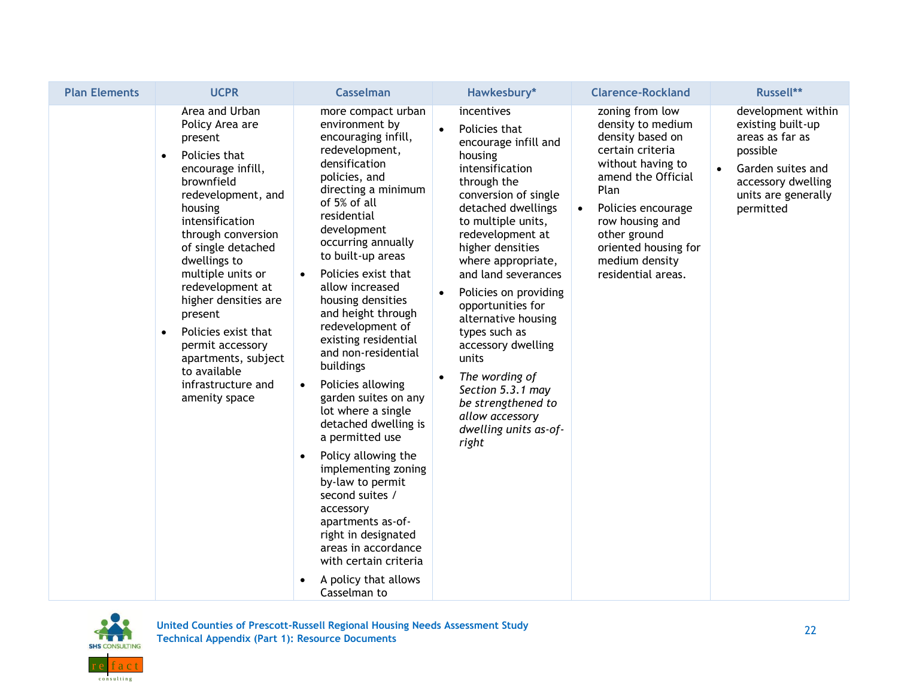| Plan Elements | UCPR | Casselman | Hawkesbury* | Clarence-Rockland | Russell** |
|---|---|---|---|---|---|
| | Area and Urban Policy Area are present<br>• Policies that encourage infill, brownfield redevelopment, and housing intensification through conversion of single detached dwellings to multiple units or redevelopment at higher densities are present<br>• Policies exist that permit accessory apartments, subject to available infrastructure and amenity space | more compact urban environment by encouraging infill, redevelopment, densification policies, and directing a minimum of 5% of all residential development occurring annually to built-up areas<br>• Policies exist that allow increased housing densities and height through redevelopment of existing residential and non-residential buildings<br>• Policies allowing garden suites on any lot where a single detached dwelling is a permitted use<br>• Policy allowing the implementing zoning by-law to permit second suites / accessory apartments as-of-right in designated areas in accordance with certain criteria<br>• A policy that allows Casselman to | incentives<br>• Policies that encourage infill and housing intensification through the conversion of single detached dwellings to multiple units, redevelopment at higher densities where appropriate, and land severances<br>• Policies on providing opportunities for alternative housing types such as accessory dwelling units<br>• *The wording of Section 5.3.1 may be strengthened to allow accessory dwelling units as-of-right* | zoning from low density to medium density based on certain criteria without having to amend the Official Plan<br>• Policies encourage row housing and other ground oriented housing for medium density residential areas. | development within existing built-up areas as far as possible<br>• Garden suites and accessory dwelling units are generally permitted |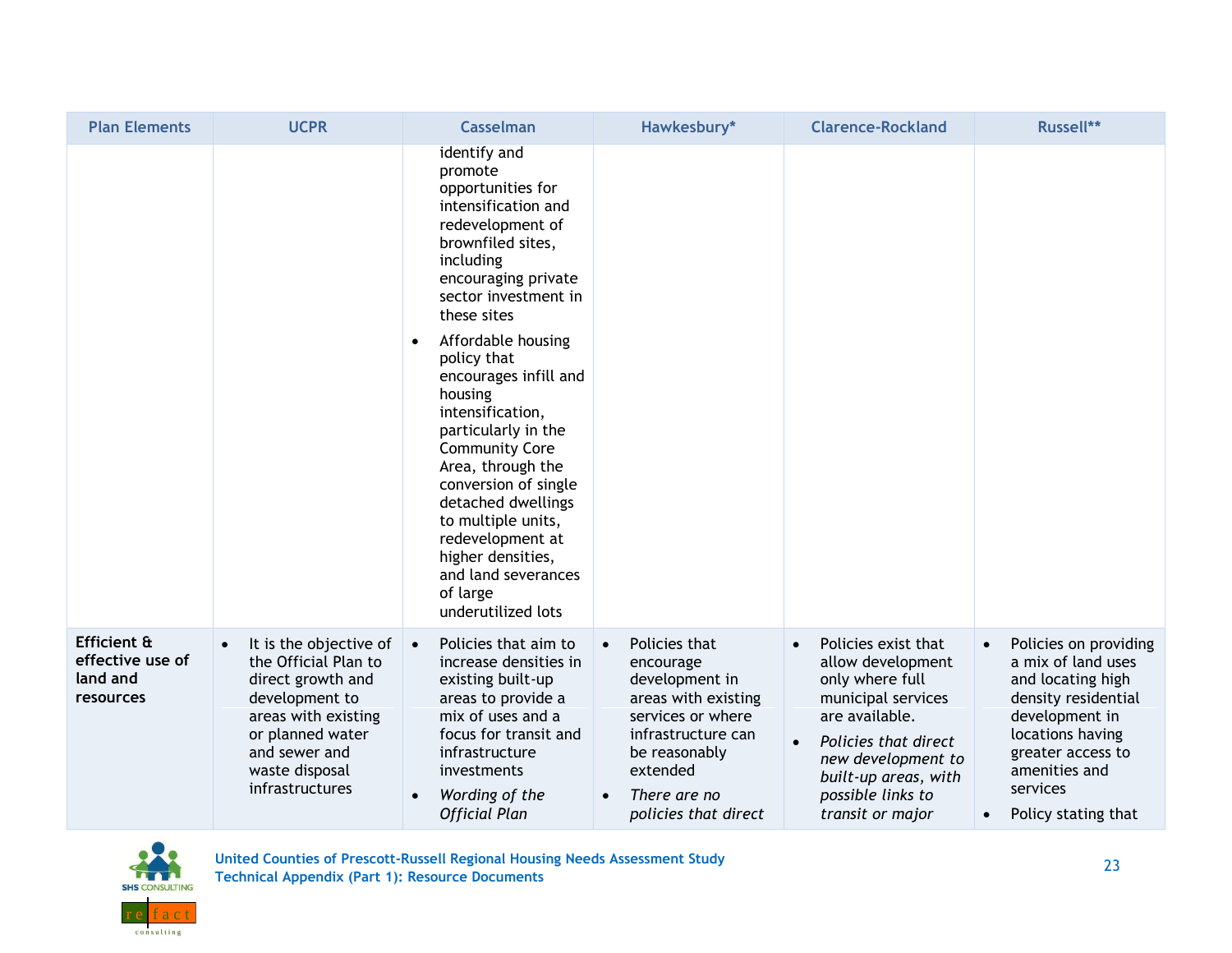| Plan Elements | UCPR | Casselman | Hawkesbury* | Clarence-Rockland | Russell** |
|---|---|---|---|---|---|
| | | identify and promote opportunities for intensification and redevelopment of brownfiled sites, including encouraging private sector investment in these sites<br>• Affordable housing policy that encourages infill and housing intensification, particularly in the Community Core Area, through the conversion of single detached dwellings to multiple units, redevelopment at higher densities, and land severances of large underutilized lots | | | |
| **Efficient & effective use of land and resources** | • It is the objective of the Official Plan to direct growth and development to areas with existing or planned water and sewer and waste disposal infrastructures | • Policies that aim to increase densities in existing built-up areas to provide a mix of uses and a focus for transit and infrastructure investments<br>• *Wording of the Official Plan* | • Policies that encourage development in areas with existing services or where infrastructure can be reasonably extended<br>• *There are no policies that direct* | • Policies exist that allow development only where full municipal services are available.<br>• *Policies that direct new development to built-up areas, with possible links to transit or major* | • Policies on providing a mix of land uses and locating high density residential development in locations having greater access to amenities and services<br>• Policy stating that |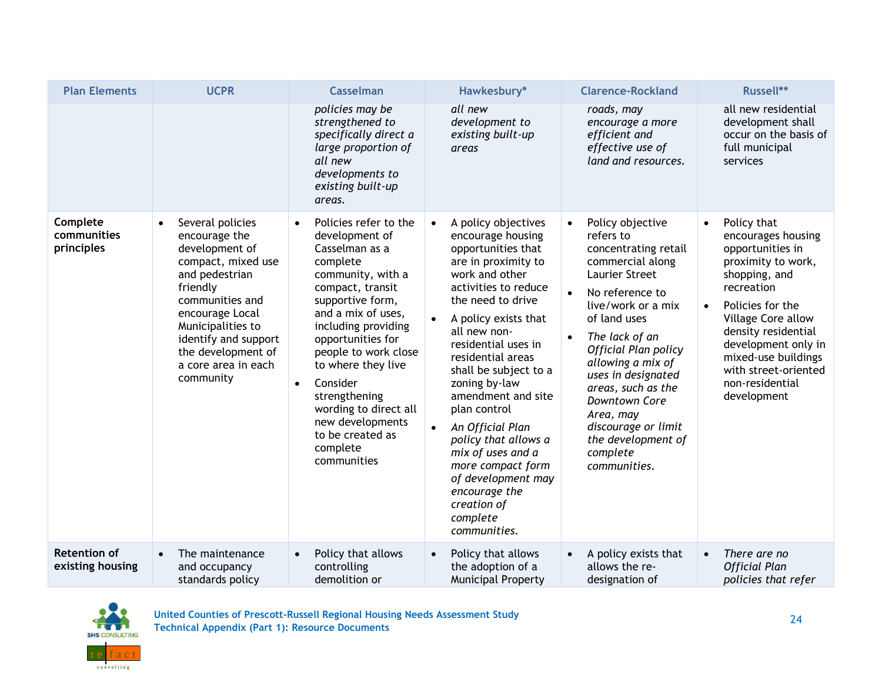| Plan Elements | UCPR | Casselman | Hawkesbury* | Clarence-Rockland | Russell** |
|---|---|---|---|---|---|
| | | *policies may be strengthened to specifically direct a large proportion of all new developments to existing built-up areas.* | *all new development to existing built-up areas* | *roads, may encourage a more efficient and effective use of land and resources.* | all new residential development shall occur on the basis of full municipal services |
| **Complete communities principles** | • Several policies encourage the development of compact, mixed use and pedestrian friendly communities and encourage Local Municipalities to identify and support the development of a core area in each community | • Policies refer to the development of Casselman as a complete community, with a compact, transit supportive form, and a mix of uses, including providing opportunities for people to work close to where they live<br>• Consider strengthening wording to direct all new developments to be created as complete communities | • A policy objectives encourage housing opportunities that are in proximity to work and other activities to reduce the need to drive<br>• A policy exists that all new non-residential uses in residential areas shall be subject to a zoning by-law amendment and site plan control<br>• *An Official Plan policy that allows a mix of uses and a more compact form of development may encourage the creation of complete communities.* | • Policy objective refers to concentrating retail commercial along Laurier Street<br>• No reference to live/work or a mix of land uses<br>• *The lack of an Official Plan policy allowing a mix of uses in designated areas, such as the Downtown Core Area, may discourage or limit the development of complete communities.* | • Policy that encourages housing opportunities in proximity to work, shopping, and recreation<br>• Policies for the Village Core allow density residential development only in mixed-use buildings with street-oriented non-residential development |
| **Retention of existing housing** | • The maintenance and occupancy standards policy | • Policy that allows controlling demolition or | • Policy that allows the adoption of a Municipal Property | • A policy exists that allows the re-designation of | • *There are no Official Plan policies that refer* |

United Counties of Prescott-Russell Regional Housing Needs Assessment Study
Technical Appendix (Part 1): Resource Documents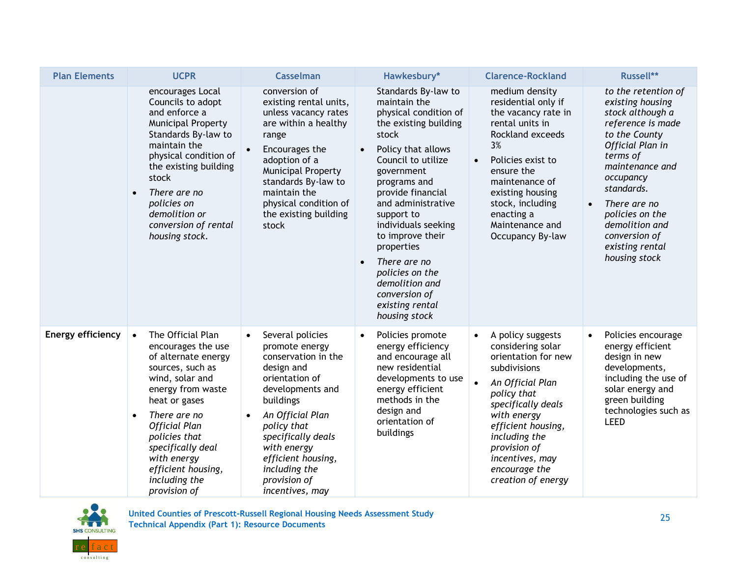| Plan Elements | UCPR | Casselman | Hawkesbury* | Clarence-Rockland | Russell** |
|---|---|---|---|---|---|
| | encourages Local Councils to adopt and enforce a Municipal Property Standards By-law to maintain the physical condition of the existing building stock<br>• *There are no policies on demolition or conversion of rental housing stock.* | conversion of existing rental units, unless vacancy rates are within a healthy range<br>• Encourages the adoption of a Municipal Property standards By-law to maintain the physical condition of the existing building stock | Standards By-law to maintain the physical condition of the existing building stock<br>• Policy that allows Council to utilize government programs and provide financial and administrative support to individuals seeking to improve their properties<br>• *There are no policies on the demolition and conversion of existing rental housing stock* | medium density residential only if the vacancy rate in rental units in Rockland exceeds 3%<br>• Policies exist to ensure the maintenance of existing housing stock, including enacting a Maintenance and Occupancy By-law | *to the retention of existing housing stock although a reference is made to the County Official Plan in terms of maintenance and occupancy standards.*<br>• *There are no policies on the demolition and conversion of existing rental housing stock* |
| **Energy efficiency** | • The Official Plan encourages the use of alternate energy sources, such as wind, solar and energy from waste heat or gases<br>• *There are no Official Plan policies that specifically deal with energy efficient housing, including the provision of* | • Several policies promote energy conservation in the design and orientation of developments and buildings<br>• *An Official Plan policy that specifically deals with energy efficient housing, including the provision of incentives, may* | • Policies promote energy efficiency and encourage all new residential developments to use energy efficient methods in the design and orientation of buildings | • A policy suggests considering solar orientation for new subdivisions<br>• *An Official Plan policy that specifically deals with energy efficient housing, including the provision of incentives, may encourage the creation of energy* | • Policies encourage energy efficient design in new developments, including the use of solar energy and green building technologies such as LEED |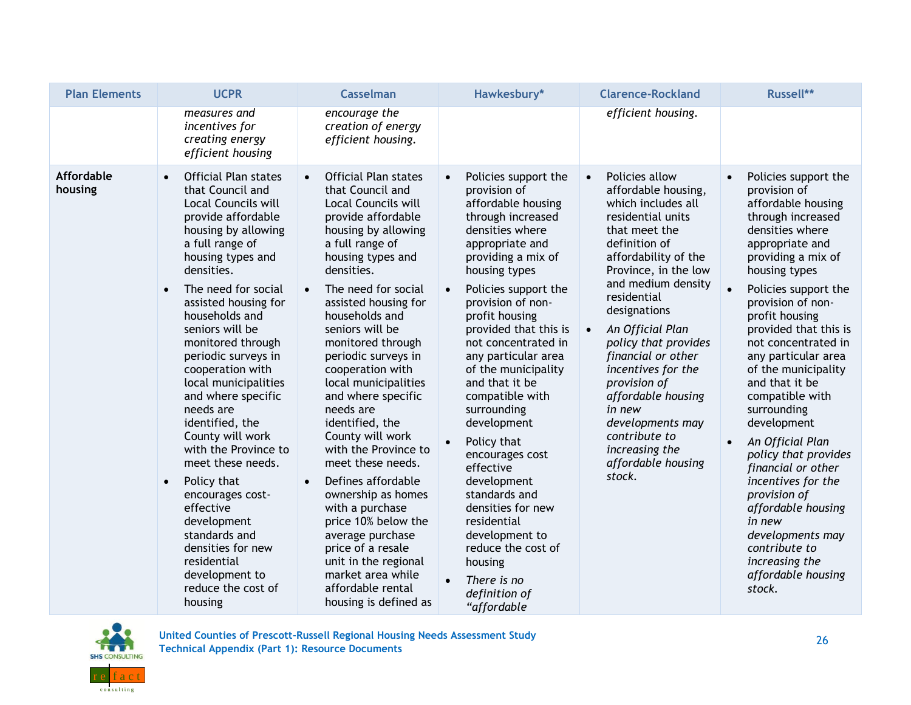| Plan Elements | UCPR | Casselman | Hawkesbury* | Clarence-Rockland | Russell** |
|---|---|---|---|---|---|
| | *measures and incentives for creating energy efficient housing* | *encourage the creation of energy efficient housing.* | | *efficient housing.* | |
| **Affordable housing** | • Official Plan states that Council and Local Councils will provide affordable housing by allowing a full range of housing types and densities.<br>• The need for social assisted housing for households and seniors will be monitored through periodic surveys in cooperation with local municipalities and where specific needs are identified, the County will work with the Province to meet these needs.<br>• Policy that encourages cost-effective development standards and densities for new residential development to reduce the cost of housing | • Official Plan states that Council and Local Councils will provide affordable housing by allowing a full range of housing types and densities.<br>• The need for social assisted housing for households and seniors will be monitored through periodic surveys in cooperation with local municipalities and where specific needs are identified, the County will work with the Province to meet these needs.<br>• Defines affordable ownership as homes with a purchase price 10% below the average purchase price of a resale unit in the regional market area while affordable rental housing is defined as | • Policies support the provision of affordable housing through increased densities where appropriate and providing a mix of housing types<br>• Policies support the provision of non-profit housing provided that this is not concentrated in any particular area of the municipality and that it be compatible with surrounding development<br>• Policy that encourages cost effective development standards and densities for new residential development to reduce the cost of housing<br>• *There is no definition of "affordable* | • Policies allow affordable housing, which includes all residential units that meet the definition of affordability of the Province, in the low and medium density residential designations<br>• *An Official Plan policy that provides financial or other incentives for the provision of affordable housing in new developments may contribute to increasing the affordable housing stock.* | • Policies support the provision of affordable housing through increased densities where appropriate and providing a mix of housing types<br>• Policies support the provision of non-profit housing provided that this is not concentrated in any particular area of the municipality and that it be compatible with surrounding development<br>• *An Official Plan policy that provides financial or other incentives for the provision of affordable housing in new developments may contribute to increasing the affordable housing stock.* |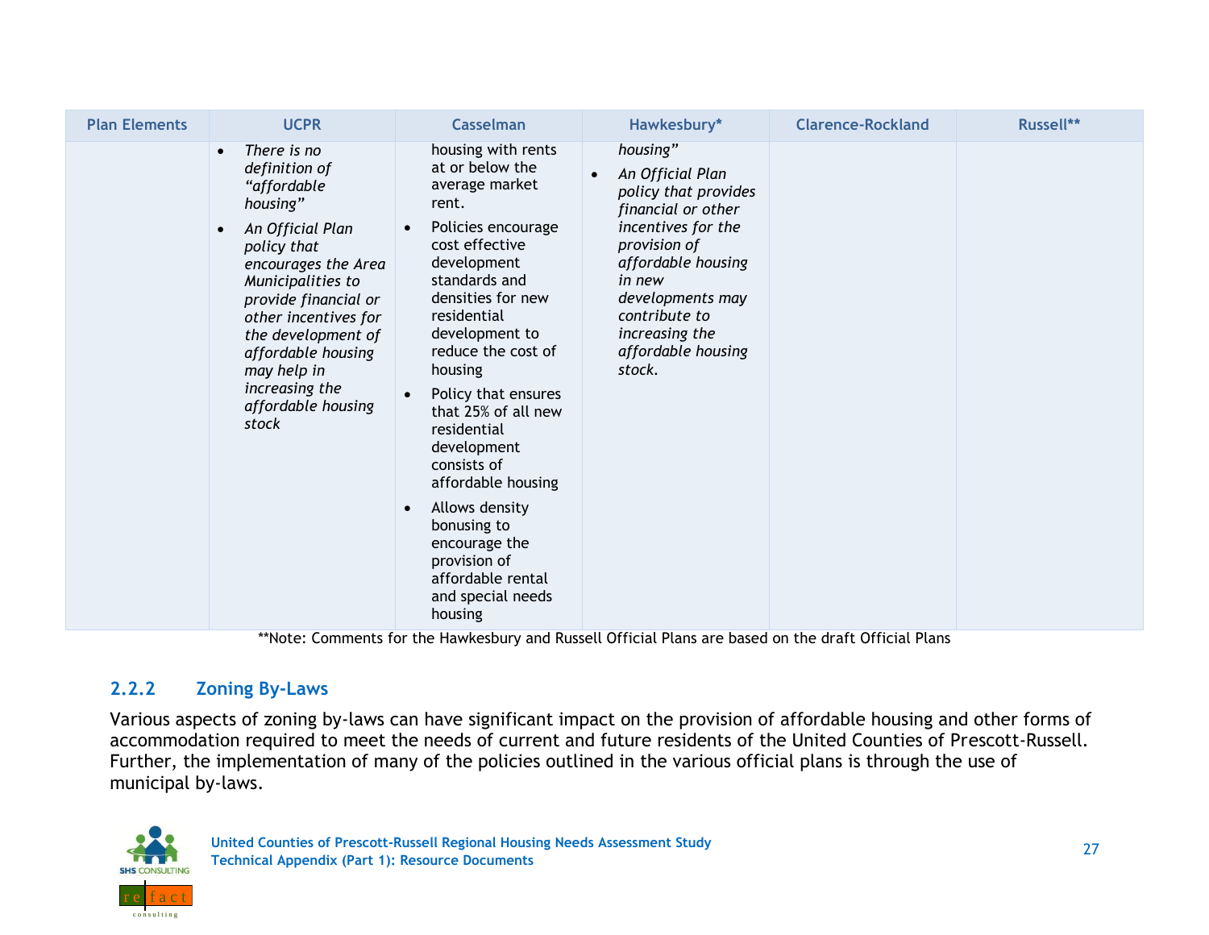| Plan Elements | UCPR | Casselman | Hawkesbury* | Clarence-Rockland | Russell** |
|---|---|---|---|---|---|
| | • *There is no definition of "affordable housing"*<br>• *An Official Plan policy that encourages the Area Municipalities to provide financial or other incentives for the development of affordable housing may help in increasing the affordable housing stock* | housing with rents at or below the average market rent.<br>• Policies encourage cost effective development standards and densities for new residential development to reduce the cost of housing<br>• Policy that ensures that 25% of all new residential development consists of affordable housing<br>• Allows density bonusing to encourage the provision of affordable rental and special needs housing | *housing"*<br>• *An Official Plan policy that provides financial or other incentives for the provision of affordable housing in new developments may contribute to increasing the affordable housing stock.* | | |

**Note: Comments for the Hawkesbury and Russell Official Plans are based on the draft Official Plans

### 2.2.2 Zoning By-Laws

Various aspects of zoning by-laws can have significant impact on the provision of affordable housing and other forms of accommodation required to meet the needs of current and future residents of the United Counties of Prescott-Russell. Further, the implementation of many of the policies outlined in the various official plans is through the use of municipal by-laws.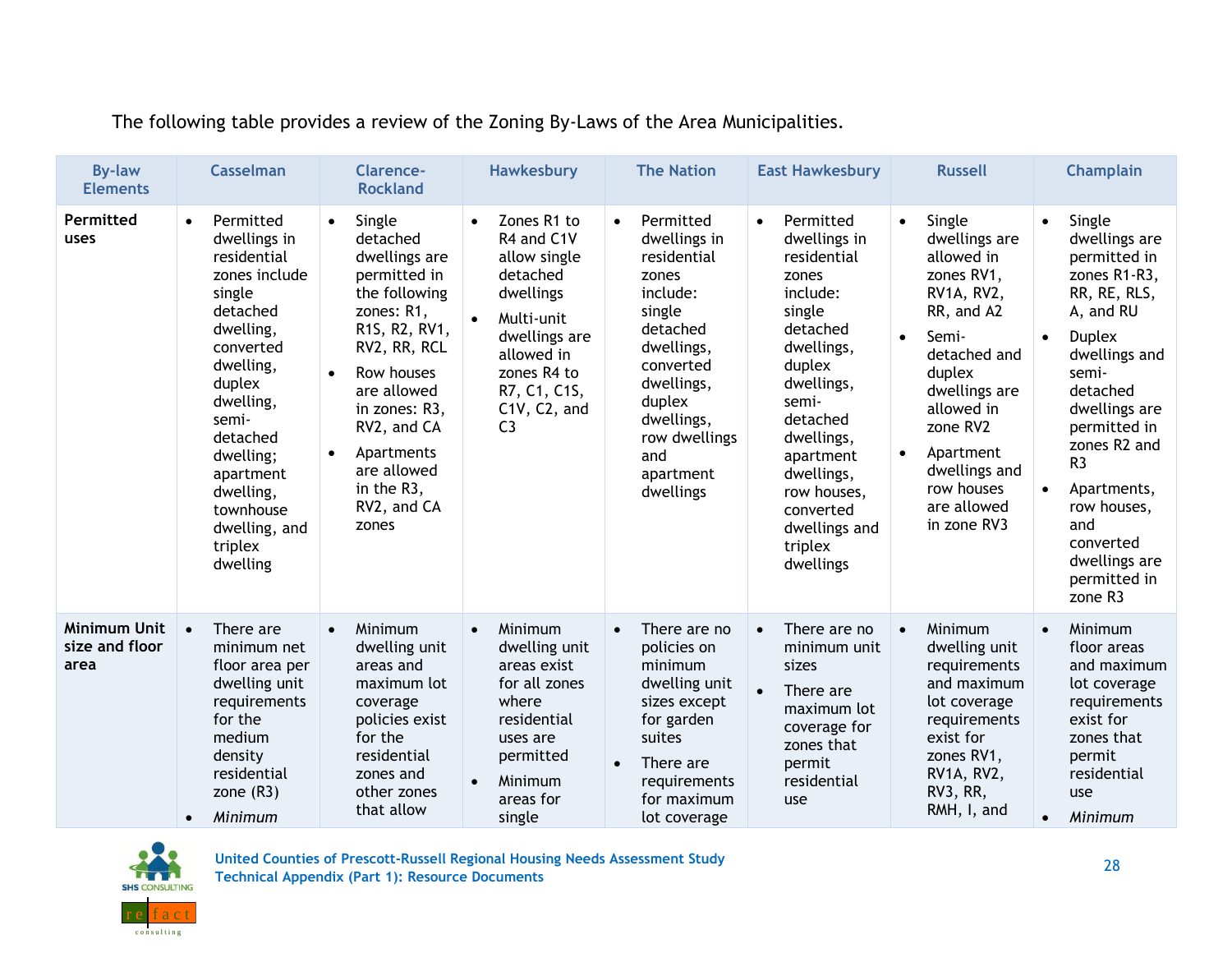The following table provides a review of the Zoning By-Laws of the Area Municipalities.

| By-law Elements | Casselman | Clarence-Rockland | Hawkesbury | The Nation | East Hawkesbury | Russell | Champlain |
|---|---|---|---|---|---|---|---|
| **Permitted uses** | • Permitted dwellings in residential zones include single detached dwelling, converted dwelling, duplex dwelling, semi-detached dwelling; apartment dwelling, townhouse dwelling, and triplex dwelling | • Single detached dwellings are permitted in the following zones: R1, R1S, R2, RV1, RV2, RR, RCL<br>• Row houses are allowed in zones: R3, RV2, and CA<br>• Apartments are allowed in the R3, RV2, and CA zones | • Zones R1 to R4 and C1V allow single detached dwellings<br>• Multi-unit dwellings are allowed in zones R4 to R7, C1, C1S, C1V, C2, and C3 | • Permitted dwellings in residential zones include: single detached dwellings, converted dwellings, duplex dwellings, row dwellings and apartment dwellings | • Permitted dwellings in residential zones include: single detached dwellings, duplex dwellings, semi-detached dwellings, apartment dwellings, row houses, converted dwellings and triplex dwellings | • Single dwellings are allowed in zones RV1, RV1A, RV2, RR, and A2<br>• Semi-detached and duplex dwellings are allowed in zone RV2<br>• Apartment dwellings and row houses are allowed in zone RV3 | • Single dwellings are permitted in zones R1-R3, RR, RE, RLS, A, and RU<br>• Duplex dwellings and semi-detached dwellings are permitted in zones R2 and R3<br>• Apartments, row houses, and converted dwellings are permitted in zone R3 |
| **Minimum Unit size and floor area** | • There are minimum net floor area per dwelling unit requirements for the medium density residential zone (R3)<br>• *Minimum* | • Minimum dwelling unit areas and maximum lot coverage policies exist for the residential zones and other zones that allow | • Minimum dwelling unit areas exist for all zones where residential uses are permitted<br>• Minimum areas for single | • There are no policies on minimum dwelling unit sizes except for garden suites<br>• There are requirements for maximum lot coverage | • There are no minimum unit sizes<br>• There are maximum lot coverage for zones that permit residential use | • Minimum dwelling unit requirements and maximum lot coverage requirements exist for zones RV1, RV1A, RV2, RV3, RR, RMH, I, and | • Minimum floor areas and maximum lot coverage requirements exist for zones that permit residential use<br>• *Minimum* |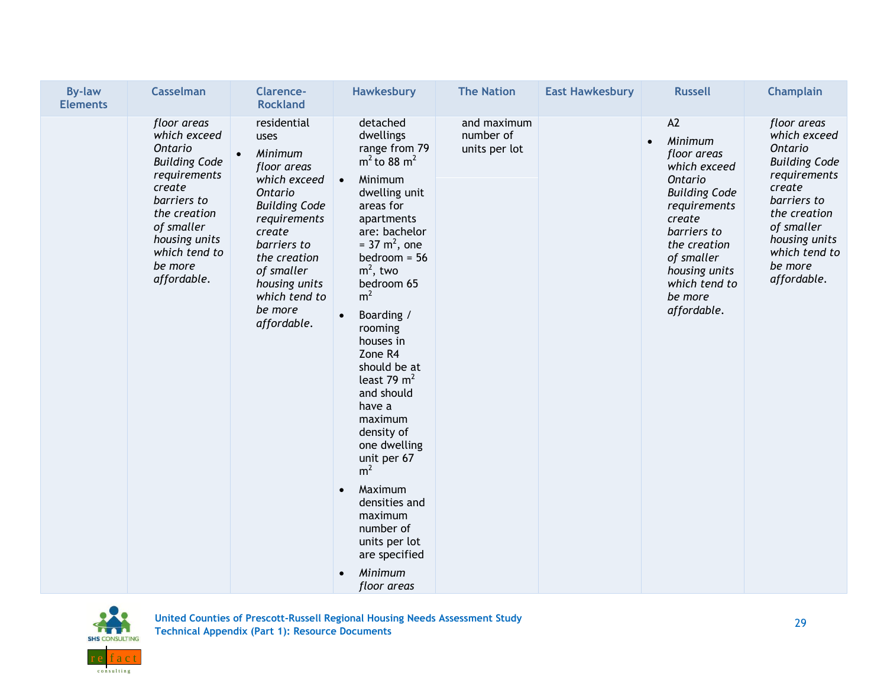| By-law Elements | Casselman | Clarence-Rockland | Hawkesbury | The Nation | East Hawkesbury | Russell | Champlain |
|---|---|---|---|---|---|---|---|
| | *floor areas which exceed Ontario Building Code requirements create barriers to the creation of smaller housing units which tend to be more affordable.* | residential uses<br>• *Minimum floor areas which exceed Ontario Building Code requirements create barriers to the creation of smaller housing units which tend to be more affordable.* | detached dwellings range from 79 $m^2$ to 88 $m^2$<br>• Minimum dwelling unit areas for apartments are: bachelor = 37 $m^2$, one bedroom = 56 $m^2$, two bedroom 65 $m^2$<br>• Boarding / rooming houses in Zone R4 should be at least 79 $m^2$ and should have a maximum density of one dwelling unit per 67 $m^2$<br>• Maximum densities and maximum number of units per lot are specified<br>• *Minimum floor areas* | and maximum number of units per lot | | A2<br>• *Minimum floor areas which exceed Ontario Building Code requirements create barriers to the creation of smaller housing units which tend to be more affordable.* | *floor areas which exceed Ontario Building Code requirements create barriers to the creation of smaller housing units which tend to be more affordable.* |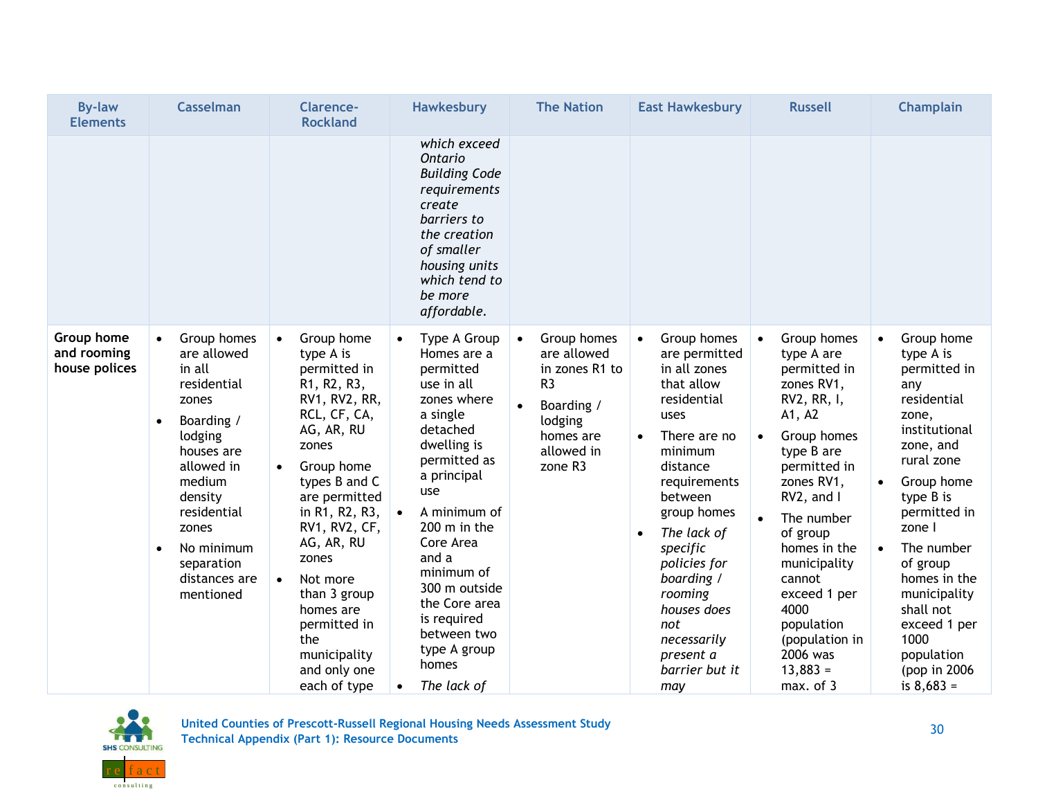| By-law Elements | Casselman | Clarence-Rockland | Hawkesbury | The Nation | East Hawkesbury | Russell | Champlain |
|---|---|---|---|---|---|---|---|
| | | | *which exceed Ontario Building Code requirements create barriers to the creation of smaller housing units which tend to be more affordable.* | | | | |
| **Group home and rooming house polices** | • Group homes are allowed in all residential zones<br>• Boarding / lodging houses are allowed in medium density residential zones<br>• No minimum separation distances are mentioned | • Group home type A is permitted in R1, R2, R3, RV1, RV2, RR, RCL, CF, CA, AG, AR, RU zones<br>• Group home types B and C are permitted in R1, R2, R3, RV1, RV2, CF, AG, AR, RU zones<br>• Not more than 3 group homes are permitted in the municipality and only one each of type | • Type A Group Homes are a permitted use in all zones where a single detached dwelling is permitted as a principal use<br>• A minimum of 200 m in the Core Area and a minimum of 300 m outside the Core area is required between two type A group homes<br>• *The lack of* | • Group homes are allowed in zones R1 to R3<br>• Boarding / lodging homes are allowed in zone R3 | • Group homes are permitted in all zones that allow residential uses<br>• There are no minimum distance requirements between group homes<br>• *The lack of specific policies for boarding / rooming houses does not necessarily present a barrier but it may* | • Group homes type A are permitted in zones RV1, RV2, RR, I, A1, A2<br>• Group homes type B are permitted in zones RV1, RV2, and I<br>• The number of group homes in the municipality cannot exceed 1 per 4000 population (population in 2006 was 13,883 = max. of 3 | • Group home type A is permitted in any residential zone, institutional zone, and rural zone<br>• Group home type B is permitted in zone I<br>• The number of group homes in the municipality shall not exceed 1 per 1000 population (pop in 2006 is 8,683 = |

United Counties of Prescott-Russell Regional Housing Needs Assessment Study
Technical Appendix (Part 1): Resource Documents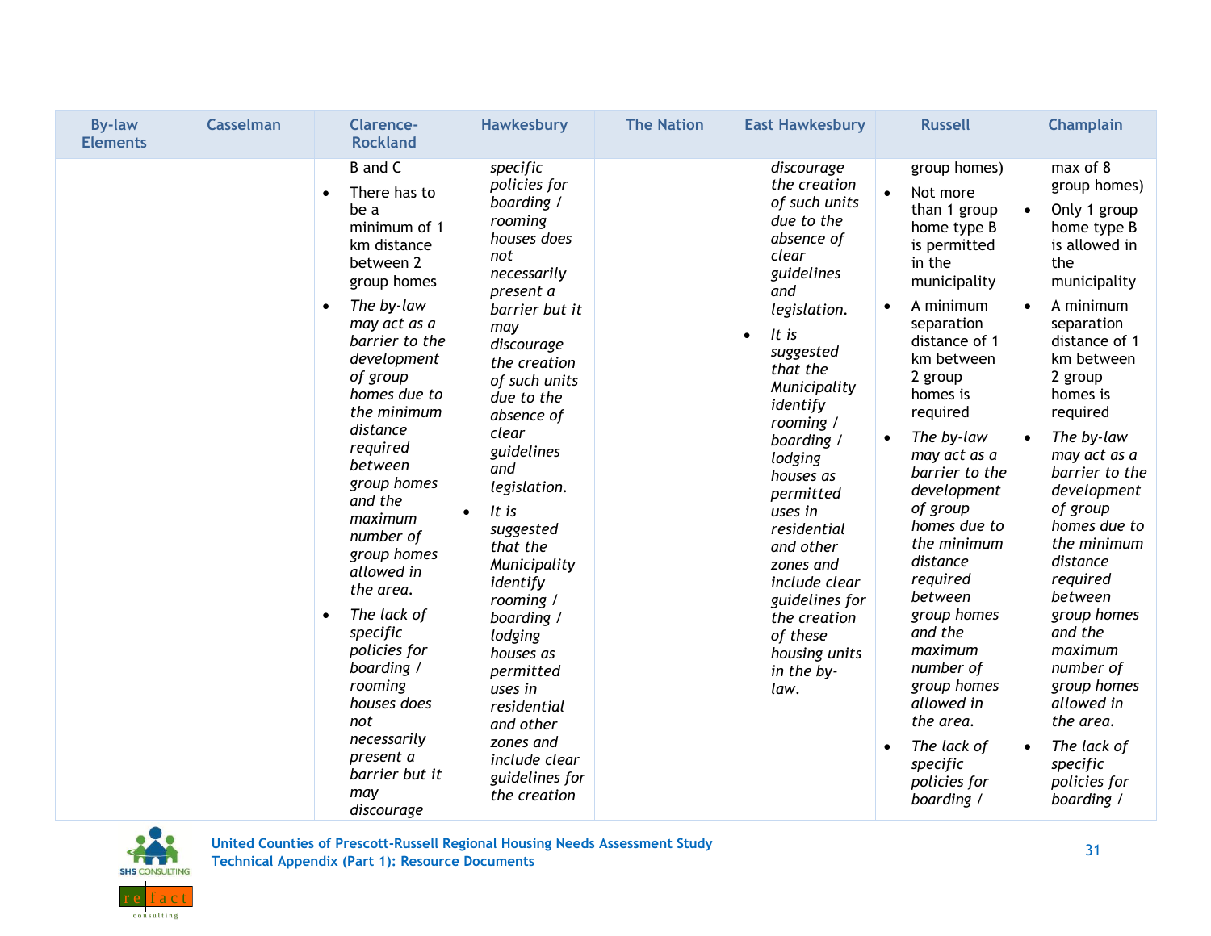| By-law Elements | Casselman | Clarence-Rockland | Hawkesbury | The Nation | East Hawkesbury | Russell | Champlain |
|---|---|---|---|---|---|---|---|
| | | B and C<br>• There has to be a minimum of 1 km distance between 2 group homes<br>• *The by-law may act as a barrier to the development of group homes due to the minimum distance required between group homes and the maximum number of group homes allowed in the area.*<br>• *The lack of specific policies for boarding / rooming houses does not necessarily present a barrier but it may discourage* | *specific policies for boarding / rooming houses does not necessarily present a barrier but it may discourage the creation of such units due to the absence of clear guidelines and legislation.*<br>• *It is suggested that the Municipality identify rooming / boarding / lodging houses as permitted uses in residential and other zones and include clear guidelines for the creation* | | *discourage the creation of such units due to the absence of clear guidelines and legislation.*<br>• *It is suggested that the Municipality identify rooming / boarding / lodging houses as permitted uses in residential and other zones and include clear guidelines for the creation of these housing units in the by-law.* | group homes)<br>• Not more than 1 group home type B is permitted in the municipality<br>• A minimum separation distance of 1 km between 2 group homes is required<br>• *The by-law may act as a barrier to the development of group homes due to the minimum distance required between group homes and the maximum number of group homes allowed in the area.*<br>• *The lack of specific policies for boarding /* | max of 8 group homes)<br>• Only 1 group home type B is allowed in the municipality<br>• A minimum separation distance of 1 km between 2 group homes is required<br>• *The by-law may act as a barrier to the development of group homes due to the minimum distance required between group homes and the maximum number of group homes allowed in the area.*<br>• *The lack of specific policies for boarding /* |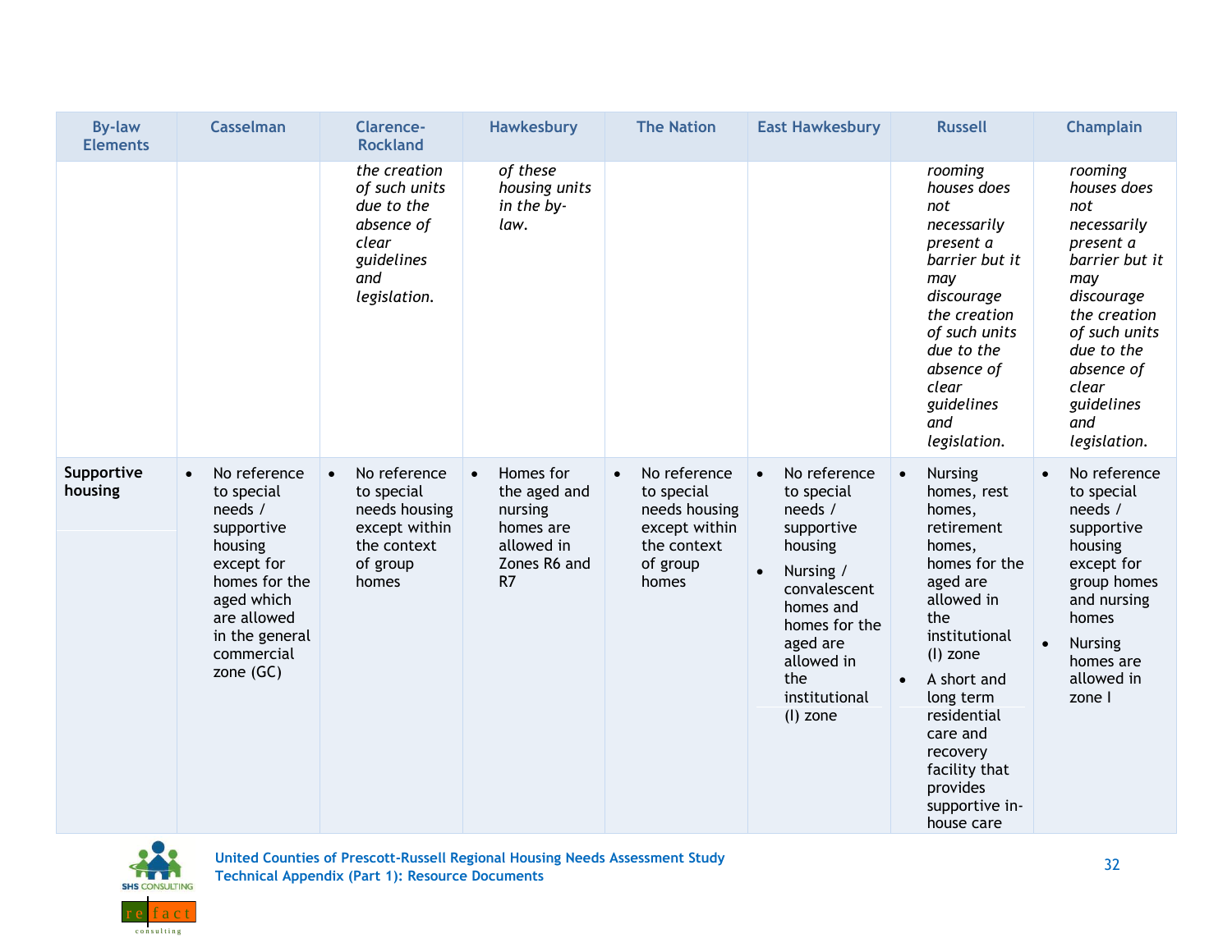| By-law Elements | Casselman | Clarence-Rockland | Hawkesbury | The Nation | East Hawkesbury | Russell | Champlain |
|---|---|---|---|---|---|---|---|
| | | *the creation of such units due to the absence of clear guidelines and legislation.* | *of these housing units in the by-law.* | | | *rooming houses does not necessarily present a barrier but it may discourage the creation of such units due to the absence of clear guidelines and legislation.* | *rooming houses does not necessarily present a barrier but it may discourage the creation of such units due to the absence of clear guidelines and legislation.* |
| **Supportive housing** | • No reference to special needs / supportive housing except for homes for the aged which are allowed in the general commercial zone (GC) | • No reference to special needs housing except within the context of group homes | • Homes for the aged and nursing homes are allowed in Zones R6 and R7 | • No reference to special needs housing except within the context of group homes | • No reference to special needs / supportive housing<br>• Nursing / convalescent homes and homes for the aged are allowed in the institutional (I) zone | • Nursing homes, rest homes, retirement homes, homes for the aged are allowed in the institutional (I) zone<br>• A short and long term residential care and recovery facility that provides supportive in-house care | • No reference to special needs / supportive housing except for group homes and nursing homes<br>• Nursing homes are allowed in zone I |

United Counties of Prescott-Russell Regional Housing Needs Assessment Study
Technical Appendix (Part 1): Resource Documents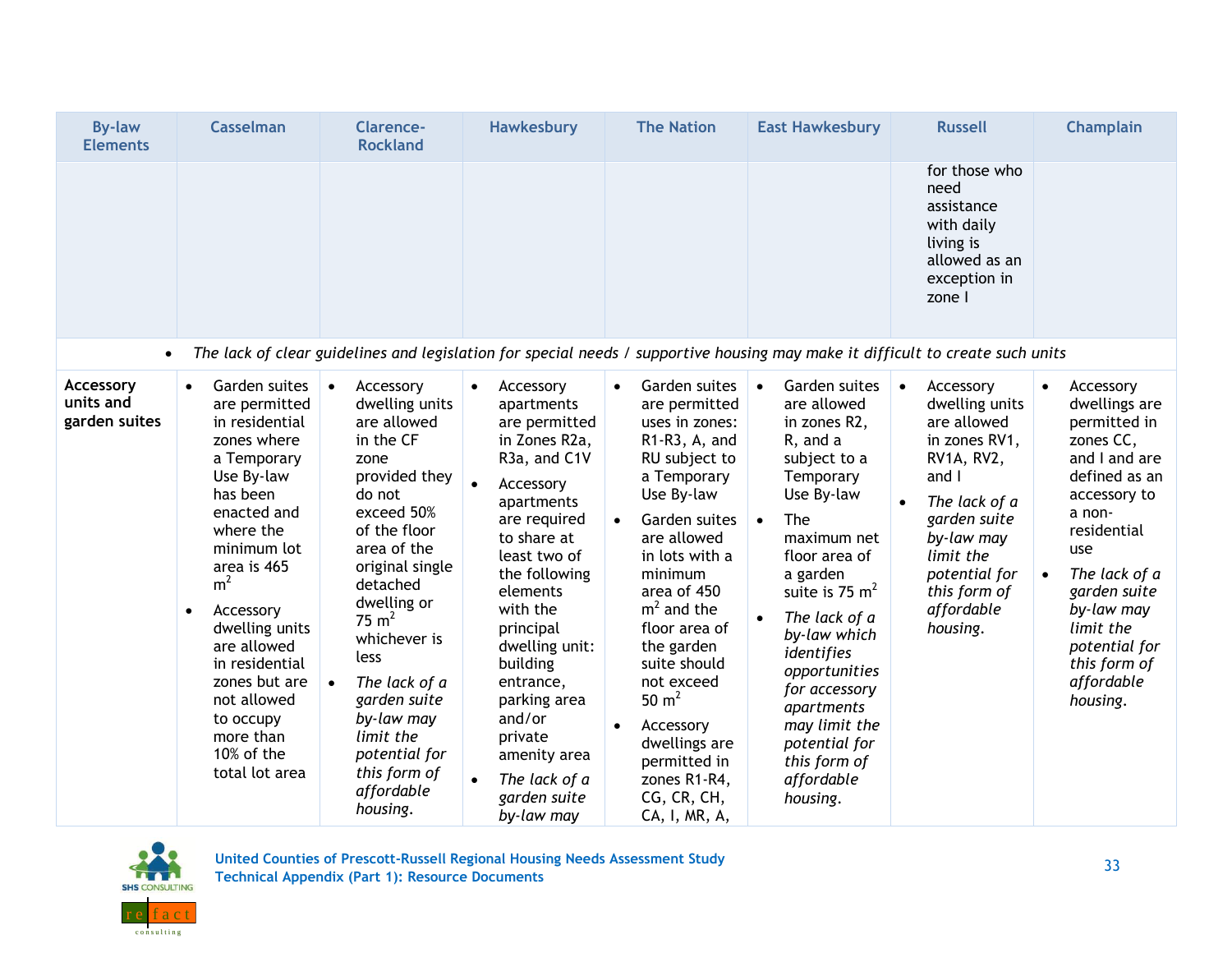| By-law Elements | Casselman | Clarence-Rockland | Hawkesbury | The Nation | East Hawkesbury | Russell | Champlain |
|---|---|---|---|---|---|---|---|
| | | | | | | for those who need assistance with daily living is allowed as an exception in zone I | |
| • *The lack of clear guidelines and legislation for special needs / supportive housing may make it difficult to create such units* | | | | | | | |
| **Accessory units and garden suites** | • Garden suites are permitted in residential zones where a Temporary Use By-law has been enacted and where the minimum lot area is 465 $m^2$<br>• Accessory dwelling units are allowed in residential zones but are not allowed to occupy more than 10% of the total lot area | • Accessory dwelling units are allowed in the CF zone provided they do not exceed 50% of the floor area of the original single detached dwelling or 75 $m^2$ whichever is less<br>• *The lack of a garden suite by-law may limit the potential for this form of affordable housing.* | • Accessory apartments are permitted in Zones R2a, R3a, and C1V<br>• Accessory apartments are required to share at least two of the following elements with the principal dwelling unit: building entrance, parking area and/or private amenity area<br>• *The lack of a garden suite by-law may* | • Garden suites are permitted uses in zones: R1-R3, A, and RU subject to a Temporary Use By-law<br>• Garden suites are allowed in lots with a minimum area of 450 $m^2$ and the floor area of the garden suite should not exceed 50 $m^2$<br>• Accessory dwellings are permitted in zones R1-R4, CG, CR, CH, CA, I, MR, A, | • Garden suites are allowed in zones R2, R, and a subject to a Temporary Use By-law<br>• The maximum net floor area of a garden suite is 75 $m^2$<br>• *The lack of a by-law which identifies opportunities for accessory apartments may limit the potential for this form of affordable housing.* | • Accessory dwelling units are allowed in zones RV1, RV1A, RV2, and I<br>• *The lack of a garden suite by-law may limit the potential for this form of affordable housing.* | • Accessory dwellings are permitted in zones CC, and I and are defined as an accessory to a non-residential use<br>• *The lack of a garden suite by-law may limit the potential for this form of affordable housing.* |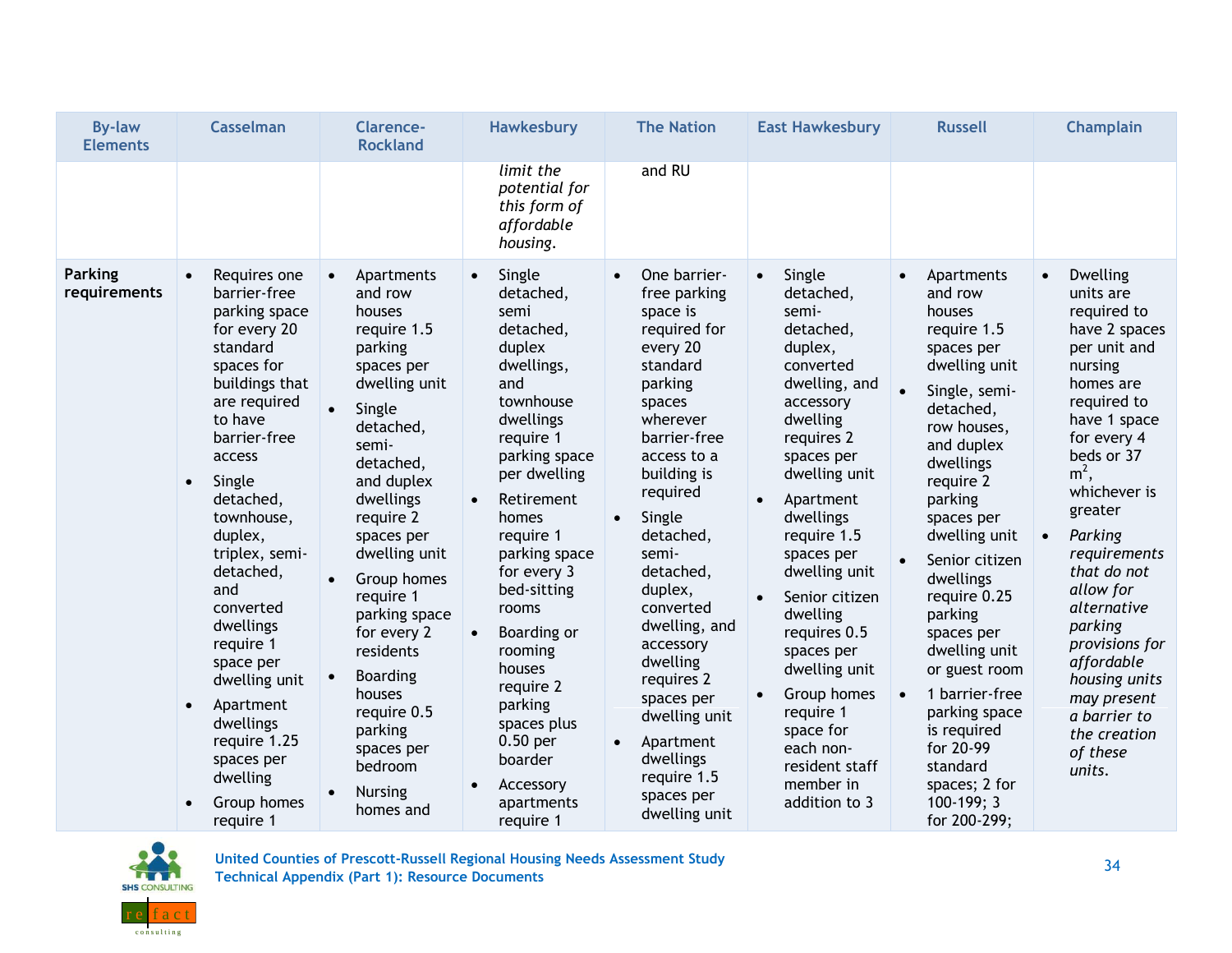| By-law Elements | Casselman | Clarence-Rockland | Hawkesbury | The Nation | East Hawkesbury | Russell | Champlain |
|---|---|---|---|---|---|---|---|
| | | | *limit the potential for this form of affordable housing.* | and RU | | | |
| **Parking requirements** | • Requires one barrier-free parking space for every 20 standard spaces for buildings that are required to have barrier-free access<br>• Single detached, townhouse, duplex, triplex, semi-detached, and converted dwellings require 1 space per dwelling unit<br>• Apartment dwellings require 1.25 spaces per dwelling<br>• Group homes require 1 | • Apartments and row houses require 1.5 parking spaces per dwelling unit<br>• Single detached, semi-detached, and duplex dwellings require 2 spaces per dwelling unit<br>• Group homes require 1 parking space for every 2 residents<br>• Boarding houses require 0.5 parking spaces per bedroom<br>• Nursing homes and | • Single detached, semi detached, duplex dwellings, and townhouse dwellings require 1 parking space per dwelling<br>• Retirement homes require 1 parking space for every 3 bed-sitting rooms<br>• Boarding or rooming houses require 2 parking spaces plus 0.50 per boarder<br>• Accessory apartments require 1 | • One barrier-free parking space is required for every 20 standard parking spaces wherever barrier-free access to a building is required<br>• Single detached, semi-detached, duplex, converted dwelling, and accessory dwelling requires 2 spaces per dwelling unit<br>• Apartment dwellings require 1.5 spaces per dwelling unit | • Single detached, semi-detached, duplex, converted dwelling, and accessory dwelling requires 2 spaces per dwelling unit<br>• Apartment dwellings require 1.5 spaces per dwelling unit<br>• Senior citizen dwelling requires 0.5 spaces per dwelling unit<br>• Group homes require 1 space for each non-resident staff member in addition to 3 | • Apartments and row houses require 1.5 spaces per dwelling unit<br>• Single, semi-detached, row houses, and duplex dwellings require 2 parking spaces per dwelling unit<br>• Senior citizen dwellings require 0.25 parking spaces per dwelling unit or guest room<br>• 1 barrier-free parking space is required for 20-99 standard spaces; 2 for 100-199; 3 for 200-299; | • Dwelling units are required to have 2 spaces per unit and nursing homes are required to have 1 space for every 4 beds or 37 $m^2$, whichever is greater<br>• *Parking requirements that do not allow for alternative parking provisions for affordable housing units may present a barrier to the creation of these units.* |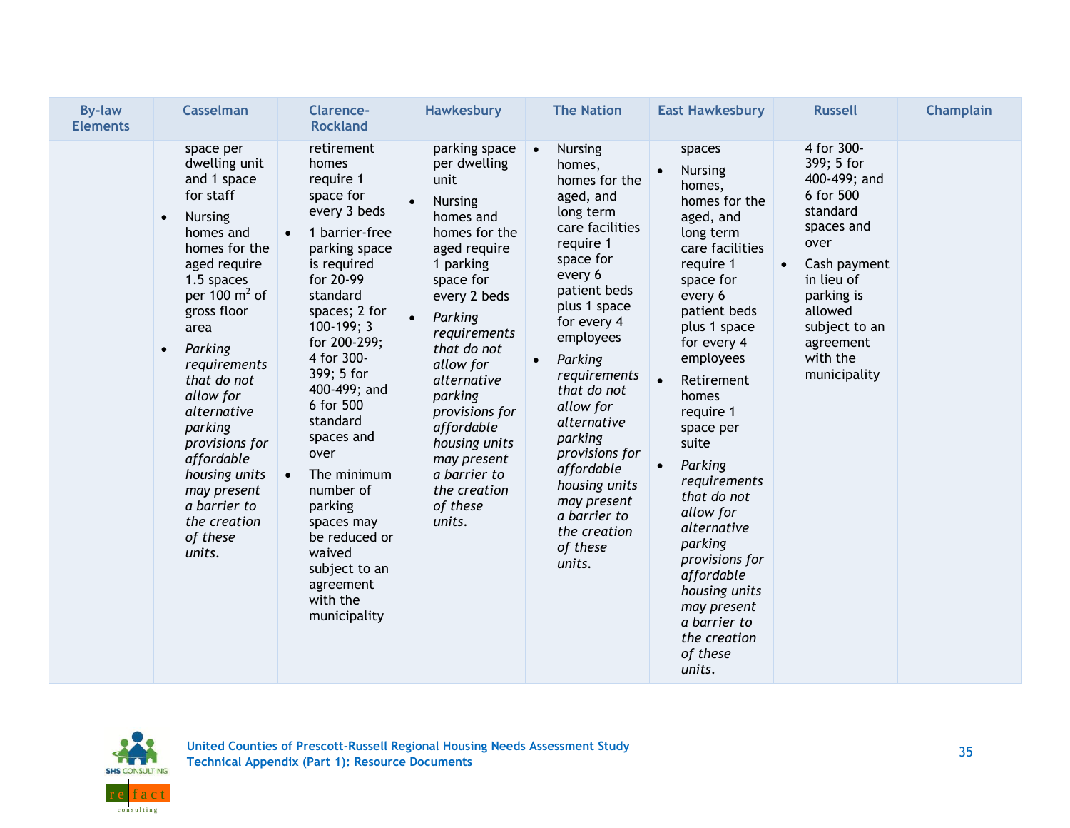| By-law Elements | Casselman | Clarence-Rockland | Hawkesbury | The Nation | East Hawkesbury | Russell | Champlain |
|---|---|---|---|---|---|---|---|
| | space per dwelling unit and 1 space for staff<br>• Nursing homes and homes for the aged require 1.5 spaces per 100 $m^2$ of gross floor area<br>• *Parking requirements that do not allow for alternative parking provisions for affordable housing units may present a barrier to the creation of these units.* | retirement homes require 1 space for every 3 beds<br>• 1 barrier-free parking space is required for 20-99 standard spaces; 2 for 100-199; 3 for 200-299; 4 for 300-399; 5 for 400-499; and 6 for 500 standard spaces and over<br>• The minimum number of parking spaces may be reduced or waived subject to an agreement with the municipality | parking space per dwelling unit<br>• Nursing homes and homes for the aged require 1 parking space for every 2 beds<br>• *Parking requirements that do not allow for alternative parking provisions for affordable housing units may present a barrier to the creation of these units.* | • Nursing homes, homes for the aged, and long term care facilities require 1 space for every 6 patient beds plus 1 space for every 4 employees<br>• *Parking requirements that do not allow for alternative parking provisions for affordable housing units may present a barrier to the creation of these units.* | spaces<br>• Nursing homes, homes for the aged, and long term care facilities require 1 space for every 6 patient beds plus 1 space for every 4 employees<br>• Retirement homes require 1 space per suite<br>• *Parking requirements that do not allow for alternative parking provisions for affordable housing units may present a barrier to the creation of these units.* | 4 for 300-399; 5 for 400-499; and 6 for 500 standard spaces and over<br>• Cash payment in lieu of parking is allowed subject to an agreement with the municipality | |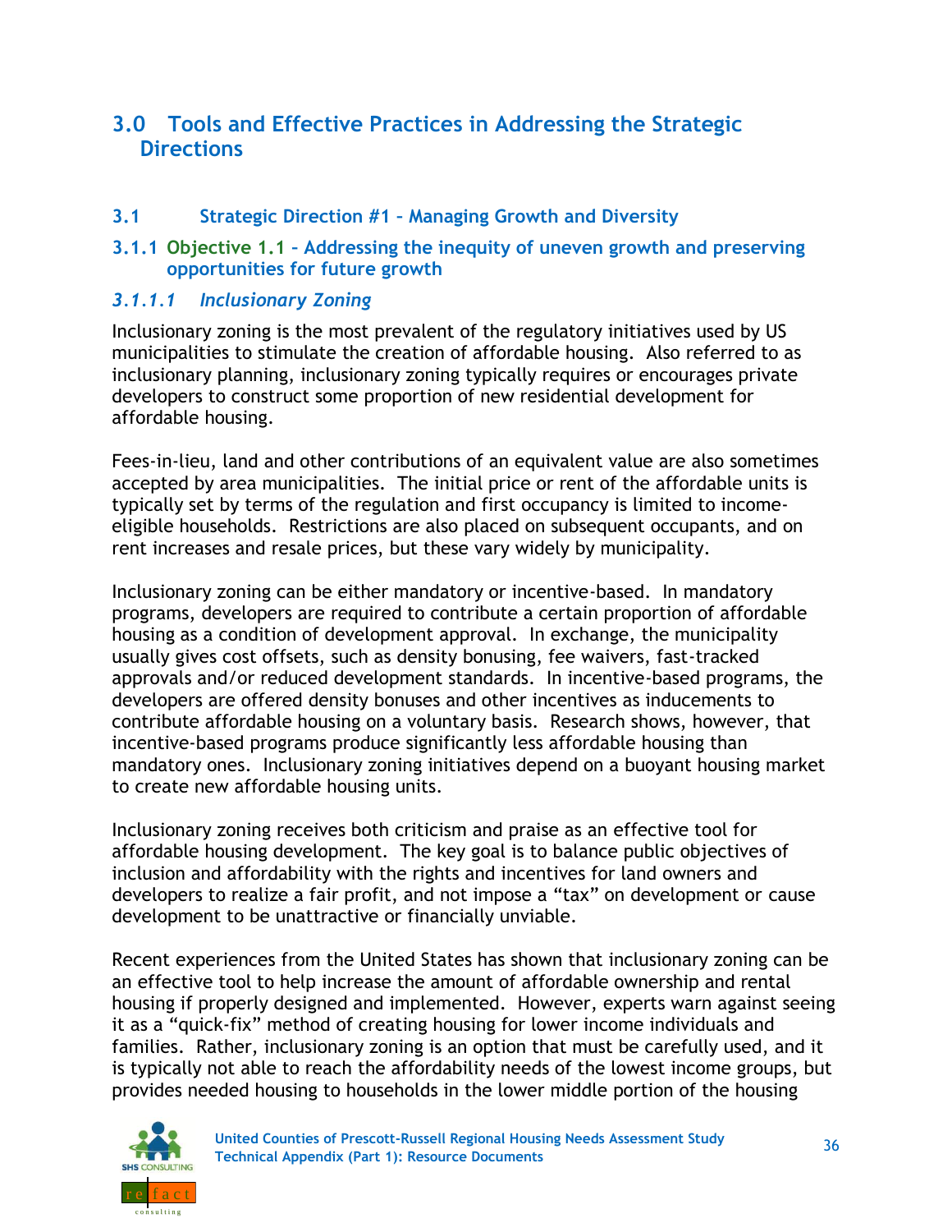# 3.0 Tools and Effective Practices in Addressing the Strategic Directions

## 3.1 Strategic Direction #1 – Managing Growth and Diversity

### 3.1.1 Objective 1.1 – Addressing the inequity of uneven growth and preserving opportunities for future growth

#### *3.1.1.1 Inclusionary Zoning*

Inclusionary zoning is the most prevalent of the regulatory initiatives used by US municipalities to stimulate the creation of affordable housing. Also referred to as inclusionary planning, inclusionary zoning typically requires or encourages private developers to construct some proportion of new residential development for affordable housing.

Fees-in-lieu, land and other contributions of an equivalent value are also sometimes accepted by area municipalities. The initial price or rent of the affordable units is typically set by terms of the regulation and first occupancy is limited to income-eligible households. Restrictions are also placed on subsequent occupants, and on rent increases and resale prices, but these vary widely by municipality.

Inclusionary zoning can be either mandatory or incentive-based. In mandatory programs, developers are required to contribute a certain proportion of affordable housing as a condition of development approval. In exchange, the municipality usually gives cost offsets, such as density bonusing, fee waivers, fast-tracked approvals and/or reduced development standards. In incentive-based programs, the developers are offered density bonuses and other incentives as inducements to contribute affordable housing on a voluntary basis. Research shows, however, that incentive-based programs produce significantly less affordable housing than mandatory ones. Inclusionary zoning initiatives depend on a buoyant housing market to create new affordable housing units.

Inclusionary zoning receives both criticism and praise as an effective tool for affordable housing development. The key goal is to balance public objectives of inclusion and affordability with the rights and incentives for land owners and developers to realize a fair profit, and not impose a "tax" on development or cause development to be unattractive or financially unviable.

Recent experiences from the United States has shown that inclusionary zoning can be an effective tool to help increase the amount of affordable ownership and rental housing if properly designed and implemented. However, experts warn against seeing it as a "quick-fix" method of creating housing for lower income individuals and families. Rather, inclusionary zoning is an option that must be carefully used, and it is typically not able to reach the affordability needs of the lowest income groups, but provides needed housing to households in the lower middle portion of the housing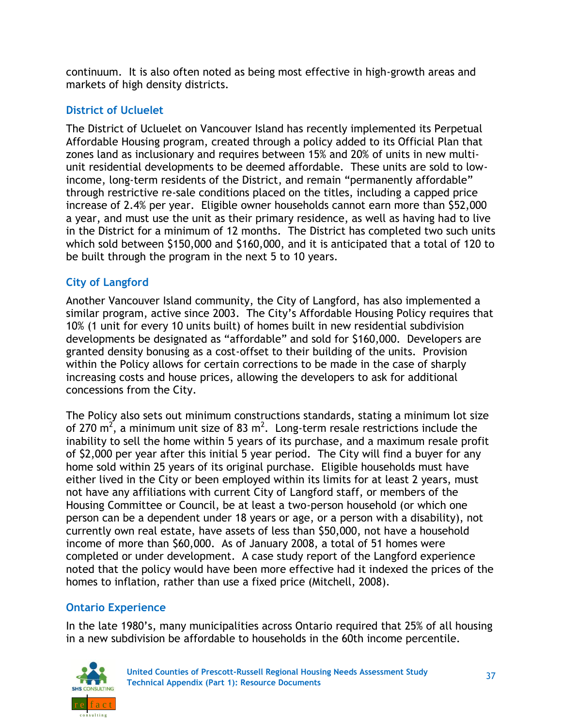continuum. It is also often noted as being most effective in high-growth areas and markets of high density districts.

### District of Ucluelet

The District of Ucluelet on Vancouver Island has recently implemented its Perpetual Affordable Housing program, created through a policy added to its Official Plan that zones land as inclusionary and requires between 15% and 20% of units in new multi-unit residential developments to be deemed affordable. These units are sold to low-income, long-term residents of the District, and remain "permanently affordable" through restrictive re-sale conditions placed on the titles, including a capped price increase of 2.4% per year. Eligible owner households cannot earn more than $52,000 a year, and must use the unit as their primary residence, as well as having had to live in the District for a minimum of 12 months. The District has completed two such units which sold between $150,000 and $160,000, and it is anticipated that a total of 120 to be built through the program in the next 5 to 10 years.

### City of Langford

Another Vancouver Island community, the City of Langford, has also implemented a similar program, active since 2003. The City's Affordable Housing Policy requires that 10% (1 unit for every 10 units built) of homes built in new residential subdivision developments be designated as "affordable" and sold for $160,000. Developers are granted density bonusing as a cost-offset to their building of the units. Provision within the Policy allows for certain corrections to be made in the case of sharply increasing costs and house prices, allowing the developers to ask for additional concessions from the City.

The Policy also sets out minimum constructions standards, stating a minimum lot size of 270 $m^2$, a minimum unit size of 83 $m^2$. Long-term resale restrictions include the inability to sell the home within 5 years of its purchase, and a maximum resale profit of $2,000 per year after this initial 5 year period. The City will find a buyer for any home sold within 25 years of its original purchase. Eligible households must have either lived in the City or been employed within its limits for at least 2 years, must not have any affiliations with current City of Langford staff, or members of the Housing Committee or Council, be at least a two-person household (or which one person can be a dependent under 18 years or age, or a person with a disability), not currently own real estate, have assets of less than $50,000, not have a household income of more than $60,000. As of January 2008, a total of 51 homes were completed or under development. A case study report of the Langford experience noted that the policy would have been more effective had it indexed the prices of the homes to inflation, rather than use a fixed price (Mitchell, 2008).

### Ontario Experience

In the late 1980's, many municipalities across Ontario required that 25% of all housing in a new subdivision be affordable to households in the 60th income percentile.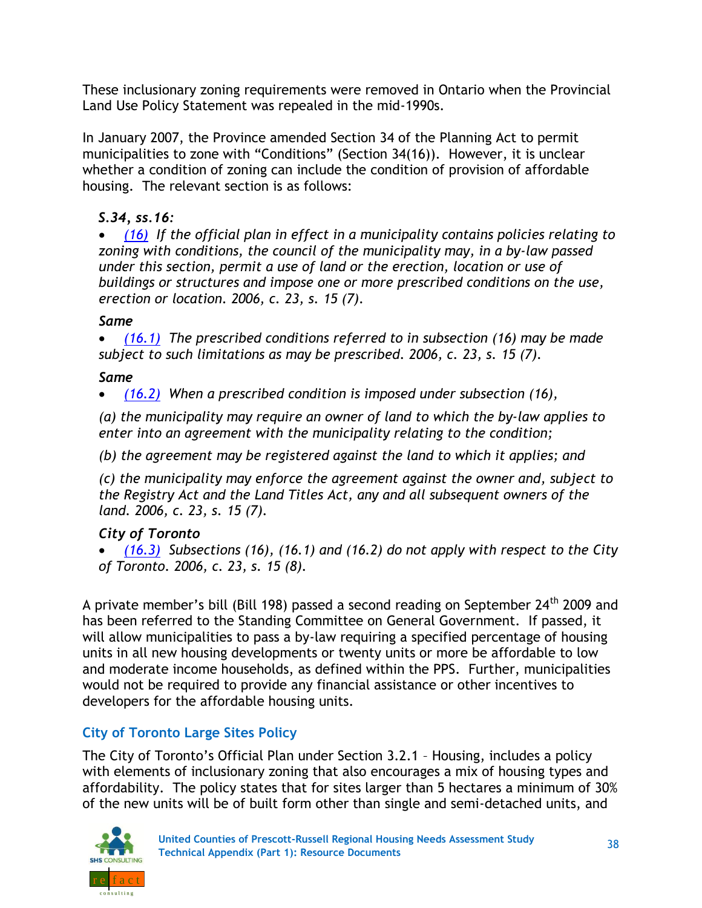These inclusionary zoning requirements were removed in Ontario when the Provincial Land Use Policy Statement was repealed in the mid-1990s.

In January 2007, the Province amended Section 34 of the Planning Act to permit municipalities to zone with "Conditions" (Section 34(16)). However, it is unclear whether a condition of zoning can include the condition of provision of affordable housing. The relevant section is as follows:

***S.34, ss.16:***

- *(16) If the official plan in effect in a municipality contains policies relating to zoning with conditions, the council of the municipality may, in a by-law passed under this section, permit a use of land or the erection, location or use of buildings or structures and impose one or more prescribed conditions on the use, erection or location. 2006, c. 23, s. 15 (7).*

***Same***

- *(16.1) The prescribed conditions referred to in subsection (16) may be made subject to such limitations as may be prescribed. 2006, c. 23, s. 15 (7).*

***Same***

- *(16.2) When a prescribed condition is imposed under subsection (16),*

*(a) the municipality may require an owner of land to which the by-law applies to enter into an agreement with the municipality relating to the condition;*

*(b) the agreement may be registered against the land to which it applies; and*

*(c) the municipality may enforce the agreement against the owner and, subject to the Registry Act and the Land Titles Act, any and all subsequent owners of the land. 2006, c. 23, s. 15 (7).*

***City of Toronto***

- *(16.3) Subsections (16), (16.1) and (16.2) do not apply with respect to the City of Toronto. 2006, c. 23, s. 15 (8).*

A private member's bill (Bill 198) passed a second reading on September 24th 2009 and has been referred to the Standing Committee on General Government. If passed, it will allow municipalities to pass a by-law requiring a specified percentage of housing units in all new housing developments or twenty units or more be affordable to low and moderate income households, as defined within the PPS. Further, municipalities would not be required to provide any financial assistance or other incentives to developers for the affordable housing units.

## City of Toronto Large Sites Policy

The City of Toronto's Official Plan under Section 3.2.1 – Housing, includes a policy with elements of inclusionary zoning that also encourages a mix of housing types and affordability. The policy states that for sites larger than 5 hectares a minimum of 30% of the new units will be of built form other than single and semi-detached units, and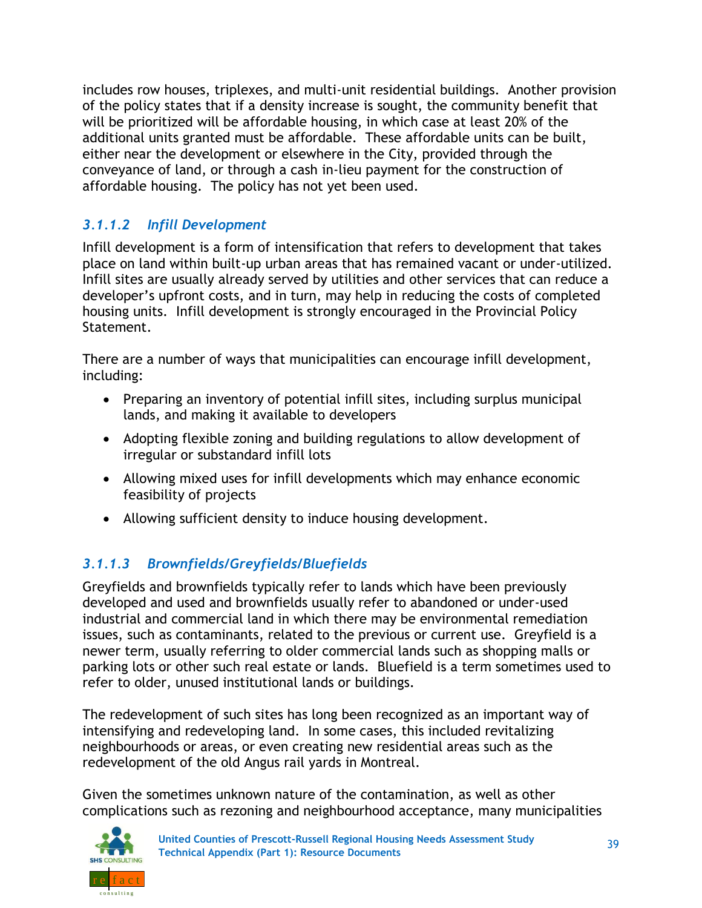includes row houses, triplexes, and multi-unit residential buildings. Another provision of the policy states that if a density increase is sought, the community benefit that will be prioritized will be affordable housing, in which case at least 20% of the additional units granted must be affordable. These affordable units can be built, either near the development or elsewhere in the City, provided through the conveyance of land, or through a cash in-lieu payment for the construction of affordable housing. The policy has not yet been used.

#### *3.1.1.2 Infill Development*

Infill development is a form of intensification that refers to development that takes place on land within built-up urban areas that has remained vacant or under-utilized. Infill sites are usually already served by utilities and other services that can reduce a developer's upfront costs, and in turn, may help in reducing the costs of completed housing units. Infill development is strongly encouraged in the Provincial Policy Statement.

There are a number of ways that municipalities can encourage infill development, including:

- Preparing an inventory of potential infill sites, including surplus municipal lands, and making it available to developers
- Adopting flexible zoning and building regulations to allow development of irregular or substandard infill lots
- Allowing mixed uses for infill developments which may enhance economic feasibility of projects
- Allowing sufficient density to induce housing development.

#### *3.1.1.3 Brownfields/Greyfields/Bluefields*

Greyfields and brownfields typically refer to lands which have been previously developed and used and brownfields usually refer to abandoned or under-used industrial and commercial land in which there may be environmental remediation issues, such as contaminants, related to the previous or current use. Greyfield is a newer term, usually referring to older commercial lands such as shopping malls or parking lots or other such real estate or lands. Bluefield is a term sometimes used to refer to older, unused institutional lands or buildings.

The redevelopment of such sites has long been recognized as an important way of intensifying and redeveloping land. In some cases, this included revitalizing neighbourhoods or areas, or even creating new residential areas such as the redevelopment of the old Angus rail yards in Montreal.

Given the sometimes unknown nature of the contamination, as well as other complications such as rezoning and neighbourhood acceptance, many municipalities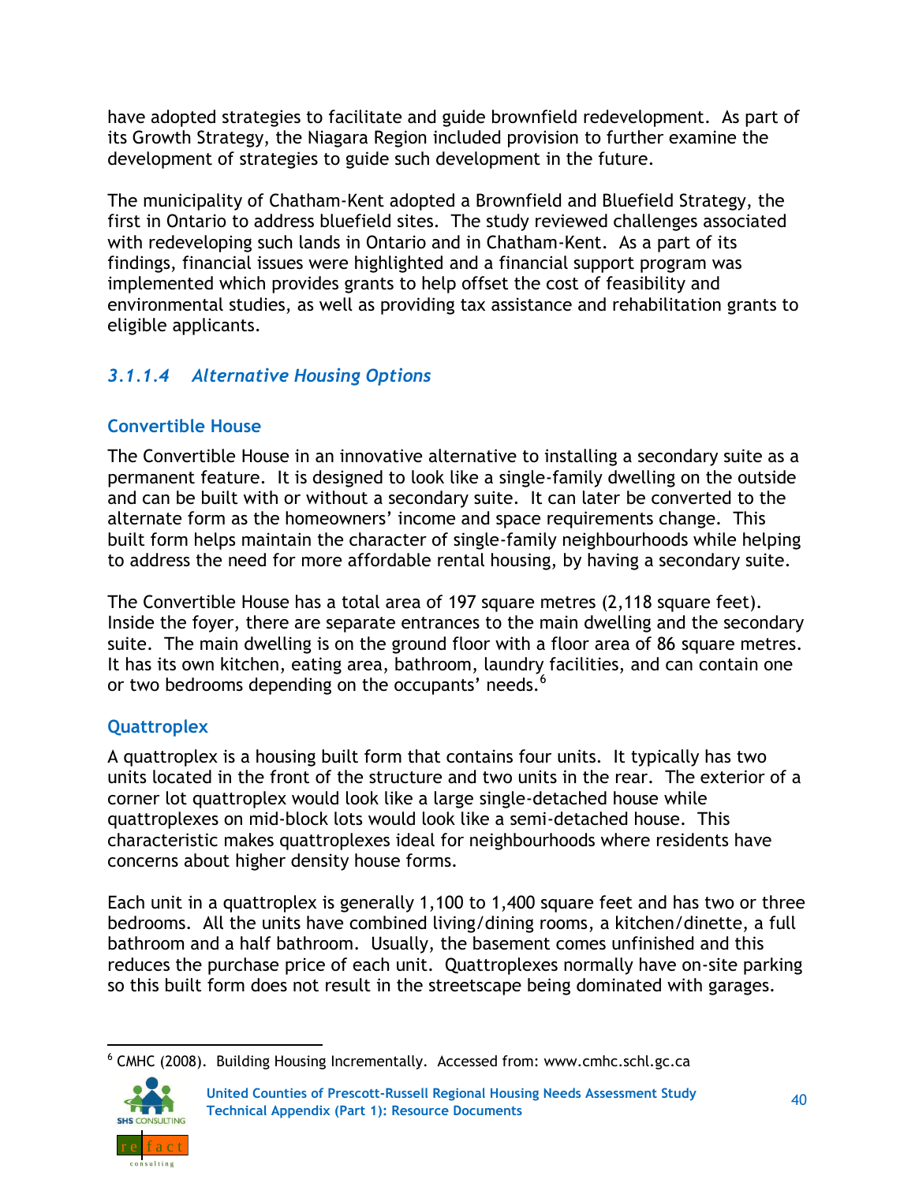have adopted strategies to facilitate and guide brownfield redevelopment. As part of its Growth Strategy, the Niagara Region included provision to further examine the development of strategies to guide such development in the future.

The municipality of Chatham-Kent adopted a Brownfield and Bluefield Strategy, the first in Ontario to address bluefield sites. The study reviewed challenges associated with redeveloping such lands in Ontario and in Chatham-Kent. As a part of its findings, financial issues were highlighted and a financial support program was implemented which provides grants to help offset the cost of feasibility and environmental studies, as well as providing tax assistance and rehabilitation grants to eligible applicants.

### *3.1.1.4 Alternative Housing Options*

#### Convertible House

The Convertible House in an innovative alternative to installing a secondary suite as a permanent feature. It is designed to look like a single-family dwelling on the outside and can be built with or without a secondary suite. It can later be converted to the alternate form as the homeowners' income and space requirements change. This built form helps maintain the character of single-family neighbourhoods while helping to address the need for more affordable rental housing, by having a secondary suite.

The Convertible House has a total area of 197 square metres (2,118 square feet). Inside the foyer, there are separate entrances to the main dwelling and the secondary suite. The main dwelling is on the ground floor with a floor area of 86 square metres. It has its own kitchen, eating area, bathroom, laundry facilities, and can contain one or two bedrooms depending on the occupants' needs.[6]

#### Quattroplex

A quattroplex is a housing built form that contains four units. It typically has two units located in the front of the structure and two units in the rear. The exterior of a corner lot quattroplex would look like a large single-detached house while quattroplexes on mid-block lots would look like a semi-detached house. This characteristic makes quattroplexes ideal for neighbourhoods where residents have concerns about higher density house forms.

Each unit in a quattroplex is generally 1,100 to 1,400 square feet and has two or three bedrooms. All the units have combined living/dining rooms, a kitchen/dinette, a full bathroom and a half bathroom. Usually, the basement comes unfinished and this reduces the purchase price of each unit. Quattroplexes normally have on-site parking so this built form does not result in the streetscape being dominated with garages.

---

[6] CMHC (2008). Building Housing Incrementally. Accessed from: www.cmhc.schl.gc.ca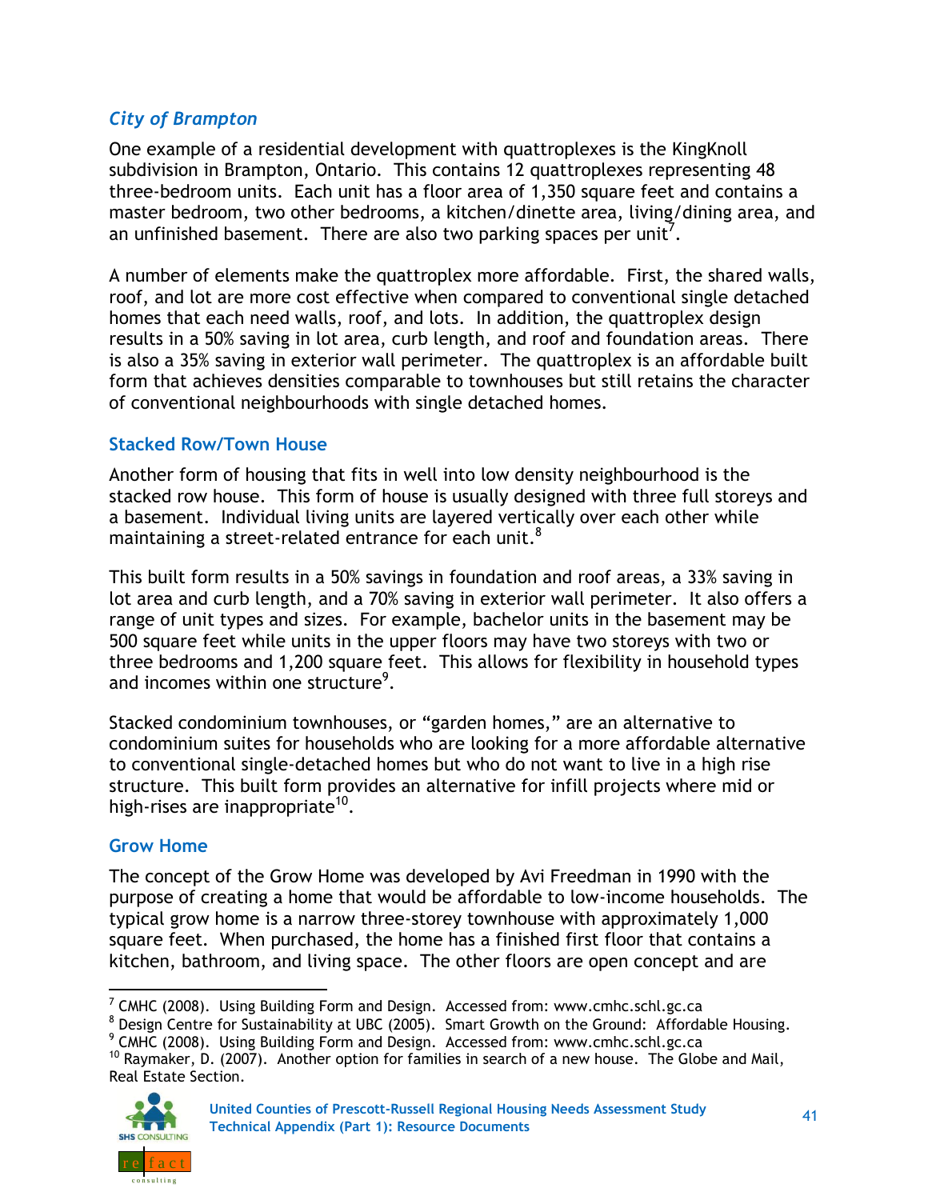### *City of Brampton*

One example of a residential development with quattroplexes is the KingKnoll subdivision in Brampton, Ontario. This contains 12 quattroplexes representing 48 three-bedroom units. Each unit has a floor area of 1,350 square feet and contains a master bedroom, two other bedrooms, a kitchen/dinette area, living/dining area, and an unfinished basement. There are also two parking spaces per unit[7].

A number of elements make the quattroplex more affordable. First, the shared walls, roof, and lot are more cost effective when compared to conventional single detached homes that each need walls, roof, and lots. In addition, the quattroplex design results in a 50% saving in lot area, curb length, and roof and foundation areas. There is also a 35% saving in exterior wall perimeter. The quattroplex is an affordable built form that achieves densities comparable to townhouses but still retains the character of conventional neighbourhoods with single detached homes.

## Stacked Row/Town House

Another form of housing that fits in well into low density neighbourhood is the stacked row house. This form of house is usually designed with three full storeys and a basement. Individual living units are layered vertically over each other while maintaining a street-related entrance for each unit.[8]

This built form results in a 50% savings in foundation and roof areas, a 33% saving in lot area and curb length, and a 70% saving in exterior wall perimeter. It also offers a range of unit types and sizes. For example, bachelor units in the basement may be 500 square feet while units in the upper floors may have two storeys with two or three bedrooms and 1,200 square feet. This allows for flexibility in household types and incomes within one structure[9].

Stacked condominium townhouses, or "garden homes," are an alternative to condominium suites for households who are looking for a more affordable alternative to conventional single-detached homes but who do not want to live in a high rise structure. This built form provides an alternative for infill projects where mid or high-rises are inappropriate[10].

## Grow Home

The concept of the Grow Home was developed by Avi Freedman in 1990 with the purpose of creating a home that would be affordable to low-income households. The typical grow home is a narrow three-storey townhouse with approximately 1,000 square feet. When purchased, the home has a finished first floor that contains a kitchen, bathroom, and living space. The other floors are open concept and are

---

[7] CMHC (2008). Using Building Form and Design. Accessed from: www.cmhc.schl.gc.ca

[8] Design Centre for Sustainability at UBC (2005). Smart Growth on the Ground: Affordable Housing.

[9] CMHC (2008). Using Building Form and Design. Accessed from: www.cmhc.schl.gc.ca

[10] Raymaker, D. (2007). Another option for families in search of a new house. The Globe and Mail, Real Estate Section.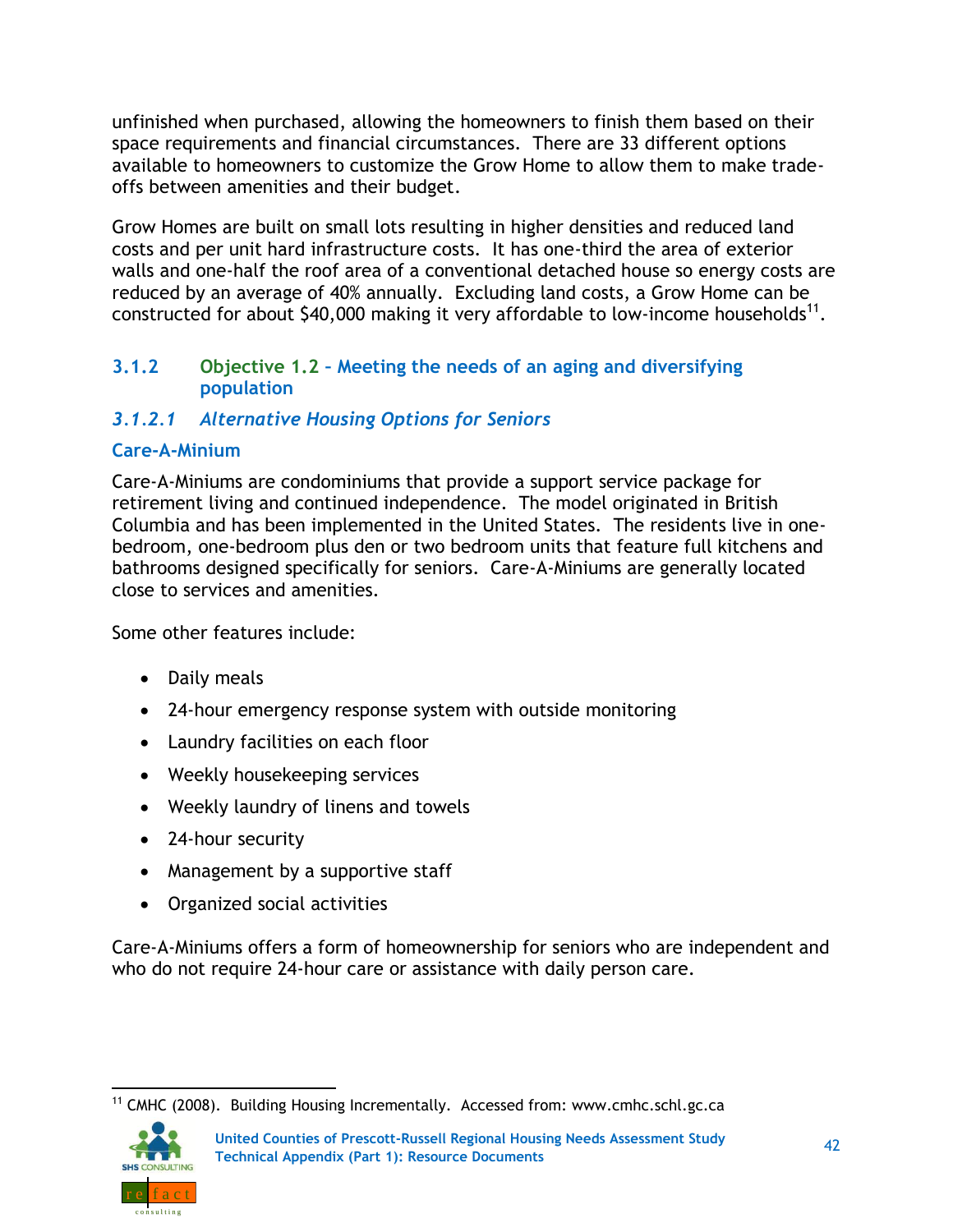unfinished when purchased, allowing the homeowners to finish them based on their space requirements and financial circumstances. There are 33 different options available to homeowners to customize the Grow Home to allow them to make trade-offs between amenities and their budget.

Grow Homes are built on small lots resulting in higher densities and reduced land costs and per unit hard infrastructure costs. It has one-third the area of exterior walls and one-half the roof area of a conventional detached house so energy costs are reduced by an average of 40% annually. Excluding land costs, a Grow Home can be constructed for about $40,000 making it very affordable to low-income households[11].

### 3.1.2 Objective 1.2 – Meeting the needs of an aging and diversifying population

#### *3.1.2.1 Alternative Housing Options for Seniors*

**Care-A-Minium**

Care-A-Miniums are condominiums that provide a support service package for retirement living and continued independence. The model originated in British Columbia and has been implemented in the United States. The residents live in one-bedroom, one-bedroom plus den or two bedroom units that feature full kitchens and bathrooms designed specifically for seniors. Care-A-Miniums are generally located close to services and amenities.

Some other features include:

- Daily meals
- 24-hour emergency response system with outside monitoring
- Laundry facilities on each floor
- Weekly housekeeping services
- Weekly laundry of linens and towels
- 24-hour security
- Management by a supportive staff
- Organized social activities

Care-A-Miniums offers a form of homeownership for seniors who are independent and who do not require 24-hour care or assistance with daily person care.

---

[11] CMHC (2008). Building Housing Incrementally. Accessed from: www.cmhc.schl.gc.ca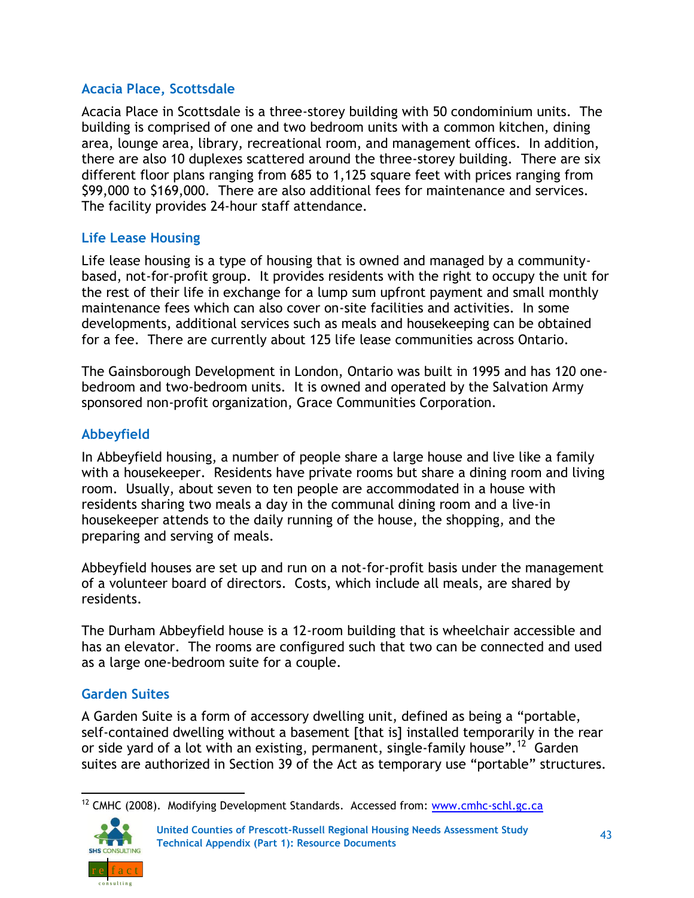### Acacia Place, Scottsdale

Acacia Place in Scottsdale is a three-storey building with 50 condominium units. The building is comprised of one and two bedroom units with a common kitchen, dining area, lounge area, library, recreational room, and management offices. In addition, there are also 10 duplexes scattered around the three-storey building. There are six different floor plans ranging from 685 to 1,125 square feet with prices ranging from $99,000 to $169,000. There are also additional fees for maintenance and services. The facility provides 24-hour staff attendance.

### Life Lease Housing

Life lease housing is a type of housing that is owned and managed by a community-based, not-for-profit group. It provides residents with the right to occupy the unit for the rest of their life in exchange for a lump sum upfront payment and small monthly maintenance fees which can also cover on-site facilities and activities. In some developments, additional services such as meals and housekeeping can be obtained for a fee. There are currently about 125 life lease communities across Ontario.

The Gainsborough Development in London, Ontario was built in 1995 and has 120 one-bedroom and two-bedroom units. It is owned and operated by the Salvation Army sponsored non-profit organization, Grace Communities Corporation.

### Abbeyfield

In Abbeyfield housing, a number of people share a large house and live like a family with a housekeeper. Residents have private rooms but share a dining room and living room. Usually, about seven to ten people are accommodated in a house with residents sharing two meals a day in the communal dining room and a live-in housekeeper attends to the daily running of the house, the shopping, and the preparing and serving of meals.

Abbeyfield houses are set up and run on a not-for-profit basis under the management of a volunteer board of directors. Costs, which include all meals, are shared by residents.

The Durham Abbeyfield house is a 12-room building that is wheelchair accessible and has an elevator. The rooms are configured such that two can be connected and used as a large one-bedroom suite for a couple.

### Garden Suites

A Garden Suite is a form of accessory dwelling unit, defined as being a "portable, self-contained dwelling without a basement [that is] installed temporarily in the rear or side yard of a lot with an existing, permanent, single-family house".[12] Garden suites are authorized in Section 39 of the Act as temporary use "portable" structures.

[12] CMHC (2008). Modifying Development Standards. Accessed from: www.cmhc-schl.gc.ca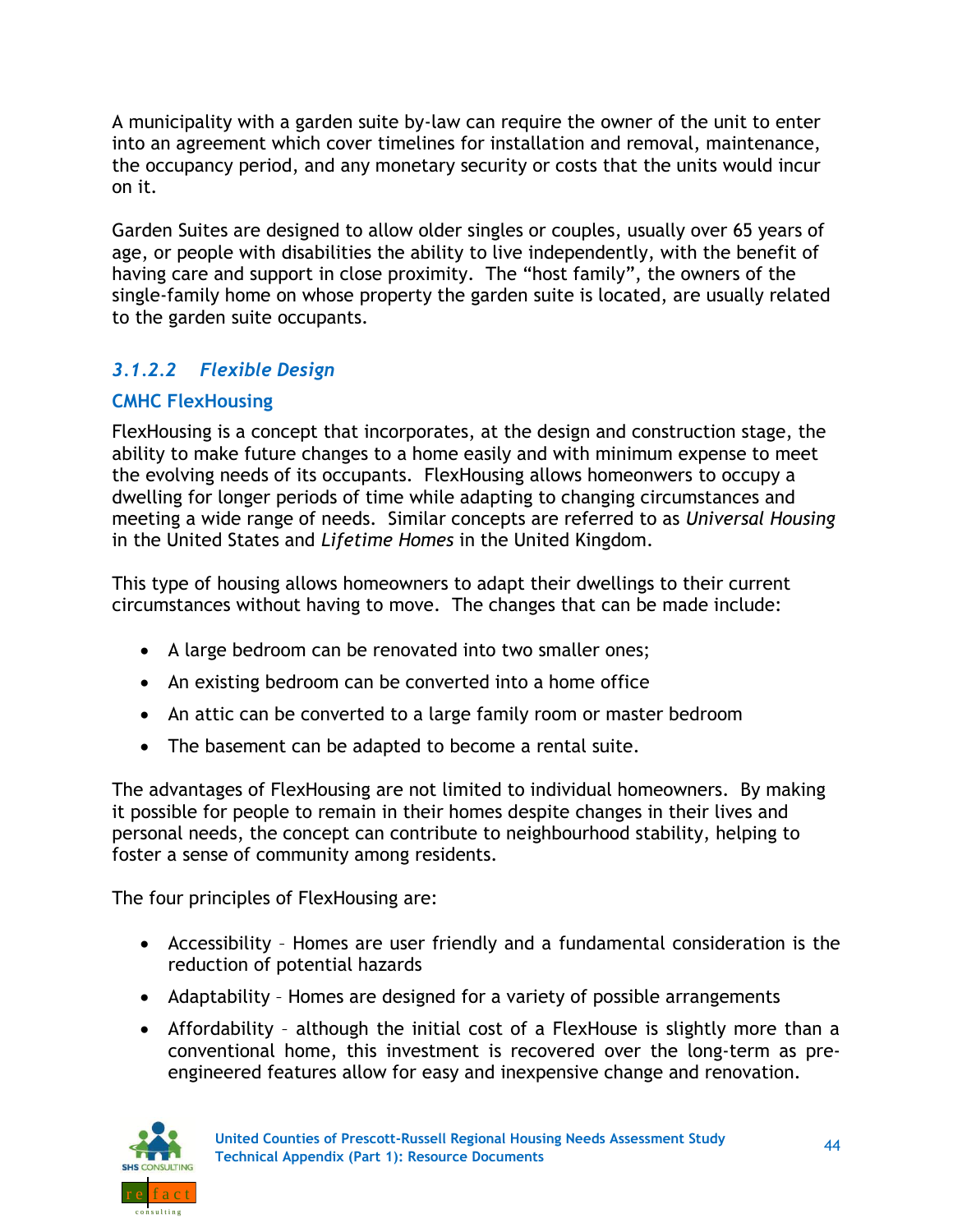A municipality with a garden suite by-law can require the owner of the unit to enter into an agreement which cover timelines for installation and removal, maintenance, the occupancy period, and any monetary security or costs that the units would incur on it.

Garden Suites are designed to allow older singles or couples, usually over 65 years of age, or people with disabilities the ability to live independently, with the benefit of having care and support in close proximity. The "host family", the owners of the single-family home on whose property the garden suite is located, are usually related to the garden suite occupants.

#### *3.1.2.2 Flexible Design*

**CMHC FlexHousing**

FlexHousing is a concept that incorporates, at the design and construction stage, the ability to make future changes to a home easily and with minimum expense to meet the evolving needs of its occupants. FlexHousing allows homeonwers to occupy a dwelling for longer periods of time while adapting to changing circumstances and meeting a wide range of needs. Similar concepts are referred to as *Universal Housing* in the United States and *Lifetime Homes* in the United Kingdom.

This type of housing allows homeowners to adapt their dwellings to their current circumstances without having to move. The changes that can be made include:

- A large bedroom can be renovated into two smaller ones;
- An existing bedroom can be converted into a home office
- An attic can be converted to a large family room or master bedroom
- The basement can be adapted to become a rental suite.

The advantages of FlexHousing are not limited to individual homeowners. By making it possible for people to remain in their homes despite changes in their lives and personal needs, the concept can contribute to neighbourhood stability, helping to foster a sense of community among residents.

The four principles of FlexHousing are:

- Accessibility – Homes are user friendly and a fundamental consideration is the reduction of potential hazards
- Adaptability – Homes are designed for a variety of possible arrangements
- Affordability – although the initial cost of a FlexHouse is slightly more than a conventional home, this investment is recovered over the long-term as pre-engineered features allow for easy and inexpensive change and renovation.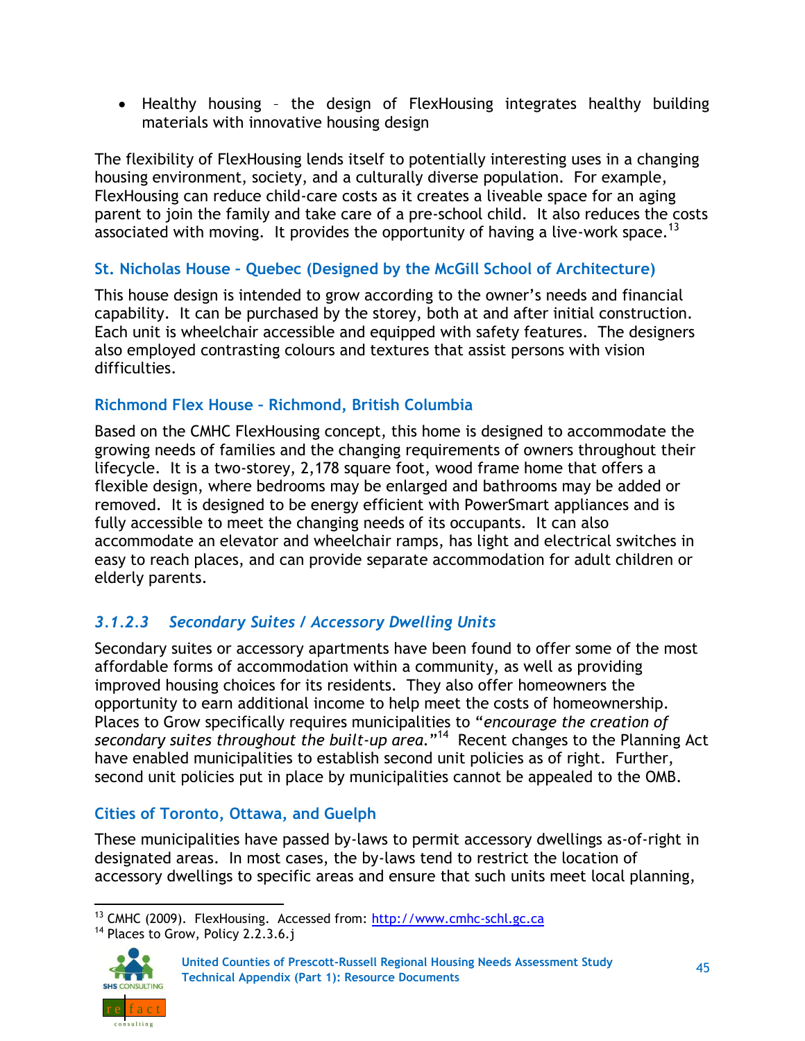- Healthy housing – the design of FlexHousing integrates healthy building materials with innovative housing design

The flexibility of FlexHousing lends itself to potentially interesting uses in a changing housing environment, society, and a culturally diverse population. For example, FlexHousing can reduce child-care costs as it creates a liveable space for an aging parent to join the family and take care of a pre-school child. It also reduces the costs associated with moving. It provides the opportunity of having a live-work space.[13]

### St. Nicholas House – Quebec (Designed by the McGill School of Architecture)

This house design is intended to grow according to the owner's needs and financial capability. It can be purchased by the storey, both at and after initial construction. Each unit is wheelchair accessible and equipped with safety features. The designers also employed contrasting colours and textures that assist persons with vision difficulties.

### Richmond Flex House – Richmond, British Columbia

Based on the CMHC FlexHousing concept, this home is designed to accommodate the growing needs of families and the changing requirements of owners throughout their lifecycle. It is a two-storey, 2,178 square foot, wood frame home that offers a flexible design, where bedrooms may be enlarged and bathrooms may be added or removed. It is designed to be energy efficient with PowerSmart appliances and is fully accessible to meet the changing needs of its occupants. It can also accommodate an elevator and wheelchair ramps, has light and electrical switches in easy to reach places, and can provide separate accommodation for adult children or elderly parents.

## *3.1.2.3 Secondary Suites / Accessory Dwelling Units*

Secondary suites or accessory apartments have been found to offer some of the most affordable forms of accommodation within a community, as well as providing improved housing choices for its residents. They also offer homeowners the opportunity to earn additional income to help meet the costs of homeownership. Places to Grow specifically requires municipalities to "*encourage the creation of secondary suites throughout the built-up area.*"[14] Recent changes to the Planning Act have enabled municipalities to establish second unit policies as of right. Further, second unit policies put in place by municipalities cannot be appealed to the OMB.

### Cities of Toronto, Ottawa, and Guelph

These municipalities have passed by-laws to permit accessory dwellings as-of-right in designated areas. In most cases, the by-laws tend to restrict the location of accessory dwellings to specific areas and ensure that such units meet local planning,

---

[13] CMHC (2009). FlexHousing. Accessed from: http://www.cmhc-schl.gc.ca

[14] Places to Grow, Policy 2.2.3.6.j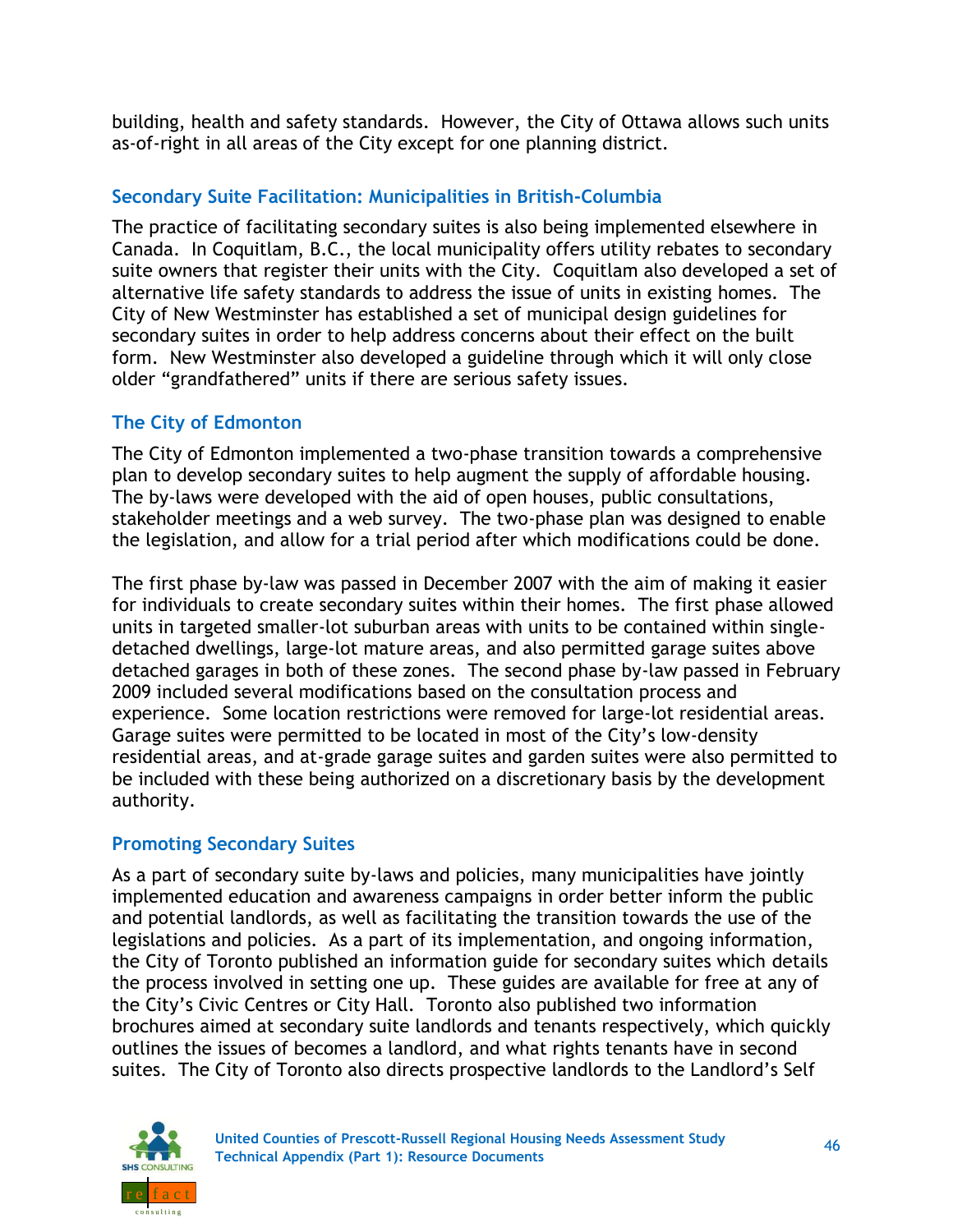building, health and safety standards. However, the City of Ottawa allows such units as-of-right in all areas of the City except for one planning district.

### Secondary Suite Facilitation: Municipalities in British-Columbia

The practice of facilitating secondary suites is also being implemented elsewhere in Canada. In Coquitlam, B.C., the local municipality offers utility rebates to secondary suite owners that register their units with the City. Coquitlam also developed a set of alternative life safety standards to address the issue of units in existing homes. The City of New Westminster has established a set of municipal design guidelines for secondary suites in order to help address concerns about their effect on the built form. New Westminster also developed a guideline through which it will only close older "grandfathered" units if there are serious safety issues.

### The City of Edmonton

The City of Edmonton implemented a two-phase transition towards a comprehensive plan to develop secondary suites to help augment the supply of affordable housing. The by-laws were developed with the aid of open houses, public consultations, stakeholder meetings and a web survey. The two-phase plan was designed to enable the legislation, and allow for a trial period after which modifications could be done.

The first phase by-law was passed in December 2007 with the aim of making it easier for individuals to create secondary suites within their homes. The first phase allowed units in targeted smaller-lot suburban areas with units to be contained within single-detached dwellings, large-lot mature areas, and also permitted garage suites above detached garages in both of these zones. The second phase by-law passed in February 2009 included several modifications based on the consultation process and experience. Some location restrictions were removed for large-lot residential areas. Garage suites were permitted to be located in most of the City's low-density residential areas, and at-grade garage suites and garden suites were also permitted to be included with these being authorized on a discretionary basis by the development authority.

### Promoting Secondary Suites

As a part of secondary suite by-laws and policies, many municipalities have jointly implemented education and awareness campaigns in order better inform the public and potential landlords, as well as facilitating the transition towards the use of the legislations and policies. As a part of its implementation, and ongoing information, the City of Toronto published an information guide for secondary suites which details the process involved in setting one up. These guides are available for free at any of the City's Civic Centres or City Hall. Toronto also published two information brochures aimed at secondary suite landlords and tenants respectively, which quickly outlines the issues of becomes a landlord, and what rights tenants have in second suites. The City of Toronto also directs prospective landlords to the Landlord's Self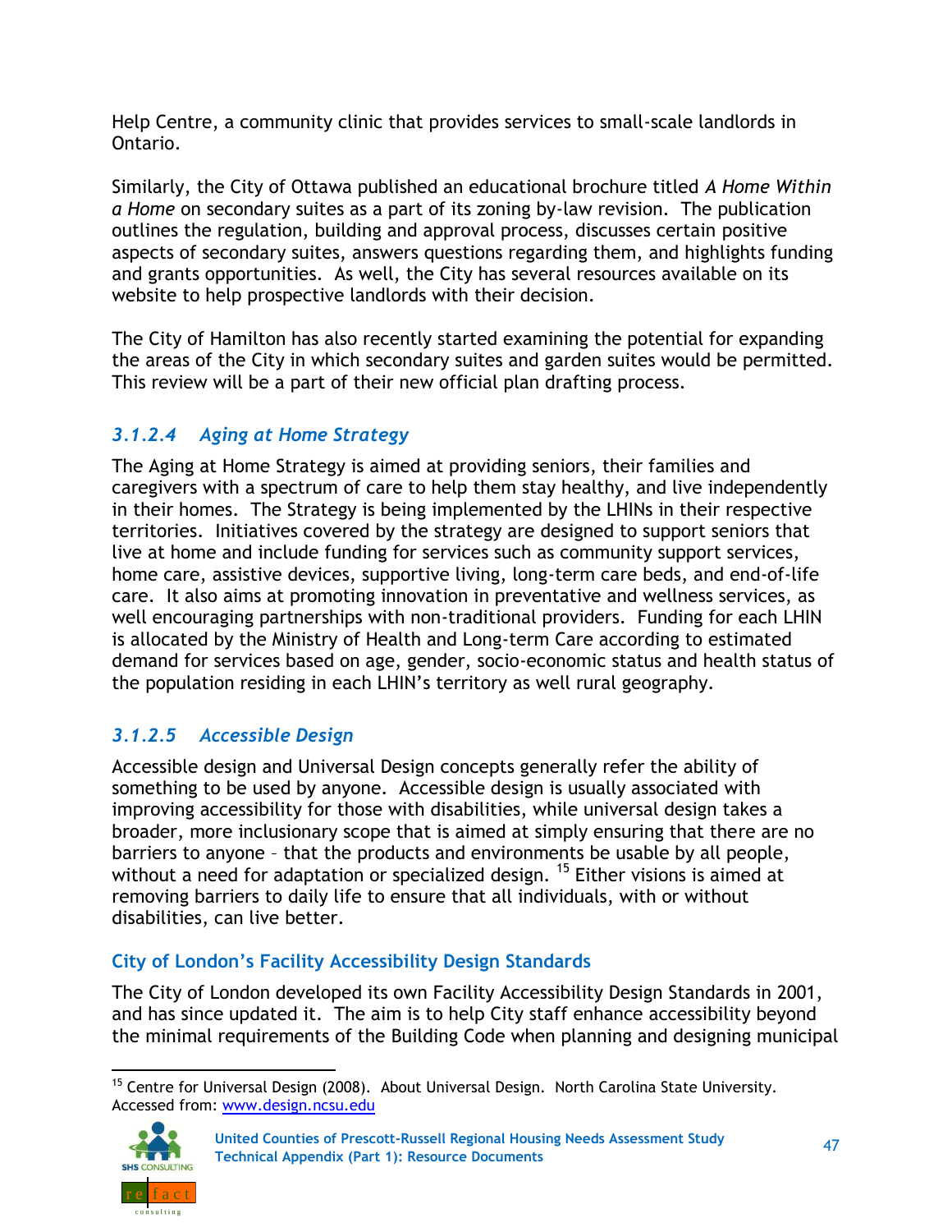Help Centre, a community clinic that provides services to small-scale landlords in Ontario.

Similarly, the City of Ottawa published an educational brochure titled *A Home Within a Home* on secondary suites as a part of its zoning by-law revision. The publication outlines the regulation, building and approval process, discusses certain positive aspects of secondary suites, answers questions regarding them, and highlights funding and grants opportunities. As well, the City has several resources available on its website to help prospective landlords with their decision.

The City of Hamilton has also recently started examining the potential for expanding the areas of the City in which secondary suites and garden suites would be permitted. This review will be a part of their new official plan drafting process.

#### *3.1.2.4 Aging at Home Strategy*

The Aging at Home Strategy is aimed at providing seniors, their families and caregivers with a spectrum of care to help them stay healthy, and live independently in their homes. The Strategy is being implemented by the LHINs in their respective territories. Initiatives covered by the strategy are designed to support seniors that live at home and include funding for services such as community support services, home care, assistive devices, supportive living, long-term care beds, and end-of-life care. It also aims at promoting innovation in preventative and wellness services, as well encouraging partnerships with non-traditional providers. Funding for each LHIN is allocated by the Ministry of Health and Long-term Care according to estimated demand for services based on age, gender, socio-economic status and health status of the population residing in each LHIN's territory as well rural geography.

#### *3.1.2.5 Accessible Design*

Accessible design and Universal Design concepts generally refer the ability of something to be used by anyone. Accessible design is usually associated with improving accessibility for those with disabilities, while universal design takes a broader, more inclusionary scope that is aimed at simply ensuring that there are no barriers to anyone – that the products and environments be usable by all people, without a need for adaptation or specialized design. [15] Either visions is aimed at removing barriers to daily life to ensure that all individuals, with or without disabilities, can live better.

**City of London's Facility Accessibility Design Standards**

The City of London developed its own Facility Accessibility Design Standards in 2001, and has since updated it. The aim is to help City staff enhance accessibility beyond the minimal requirements of the Building Code when planning and designing municipal

[15] Centre for Universal Design (2008). About Universal Design. North Carolina State University. Accessed from: www.design.ncsu.edu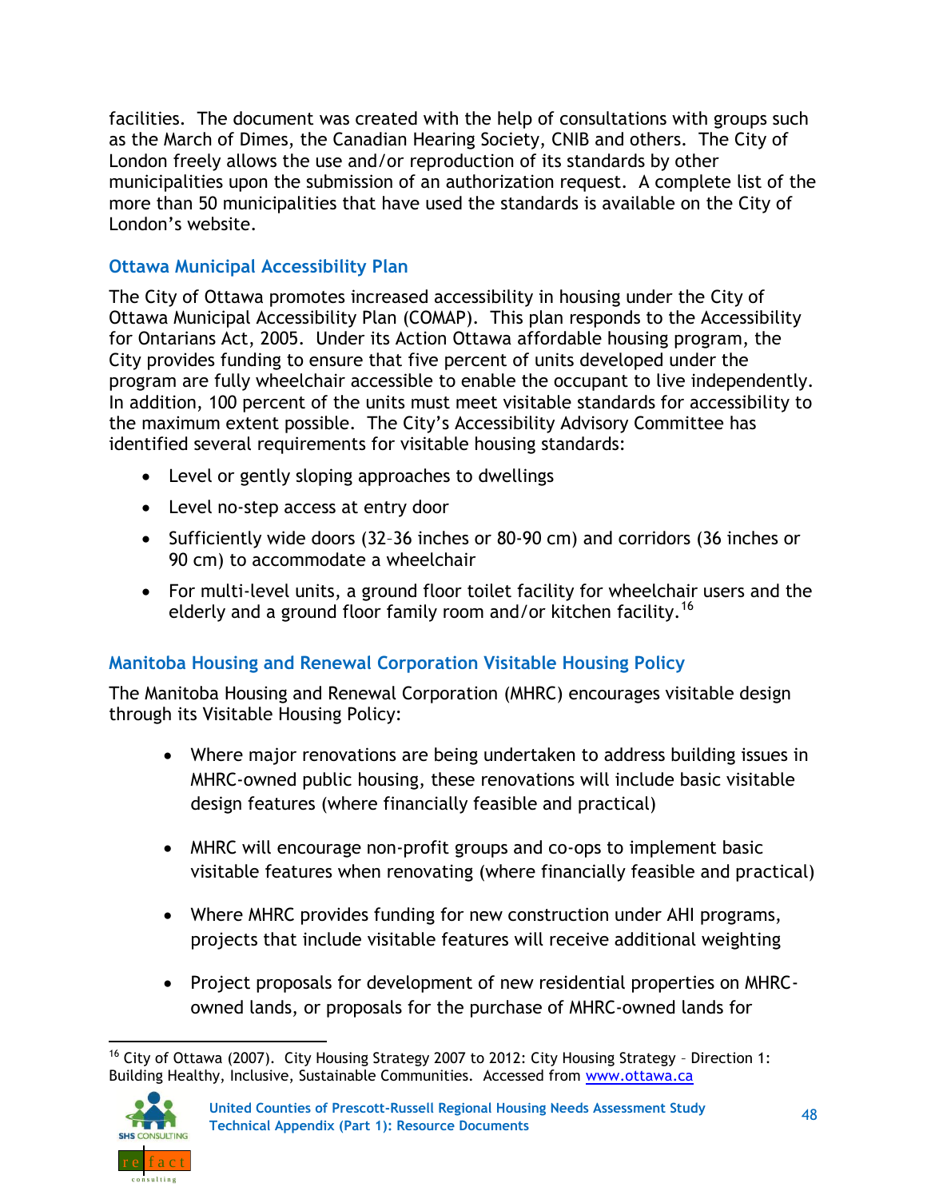facilities. The document was created with the help of consultations with groups such as the March of Dimes, the Canadian Hearing Society, CNIB and others. The City of London freely allows the use and/or reproduction of its standards by other municipalities upon the submission of an authorization request. A complete list of the more than 50 municipalities that have used the standards is available on the City of London's website.

### Ottawa Municipal Accessibility Plan

The City of Ottawa promotes increased accessibility in housing under the City of Ottawa Municipal Accessibility Plan (COMAP). This plan responds to the Accessibility for Ontarians Act, 2005. Under its Action Ottawa affordable housing program, the City provides funding to ensure that five percent of units developed under the program are fully wheelchair accessible to enable the occupant to live independently. In addition, 100 percent of the units must meet visitable standards for accessibility to the maximum extent possible. The City's Accessibility Advisory Committee has identified several requirements for visitable housing standards:

- Level or gently sloping approaches to dwellings
- Level no-step access at entry door
- Sufficiently wide doors (32–36 inches or 80-90 cm) and corridors (36 inches or 90 cm) to accommodate a wheelchair
- For multi-level units, a ground floor toilet facility for wheelchair users and the elderly and a ground floor family room and/or kitchen facility.[16]

### Manitoba Housing and Renewal Corporation Visitable Housing Policy

The Manitoba Housing and Renewal Corporation (MHRC) encourages visitable design through its Visitable Housing Policy:

- Where major renovations are being undertaken to address building issues in MHRC-owned public housing, these renovations will include basic visitable design features (where financially feasible and practical)
- MHRC will encourage non-profit groups and co-ops to implement basic visitable features when renovating (where financially feasible and practical)
- Where MHRC provides funding for new construction under AHI programs, projects that include visitable features will receive additional weighting
- Project proposals for development of new residential properties on MHRC-owned lands, or proposals for the purchase of MHRC-owned lands for

[16] City of Ottawa (2007). City Housing Strategy 2007 to 2012: City Housing Strategy – Direction 1: Building Healthy, Inclusive, Sustainable Communities. Accessed from www.ottawa.ca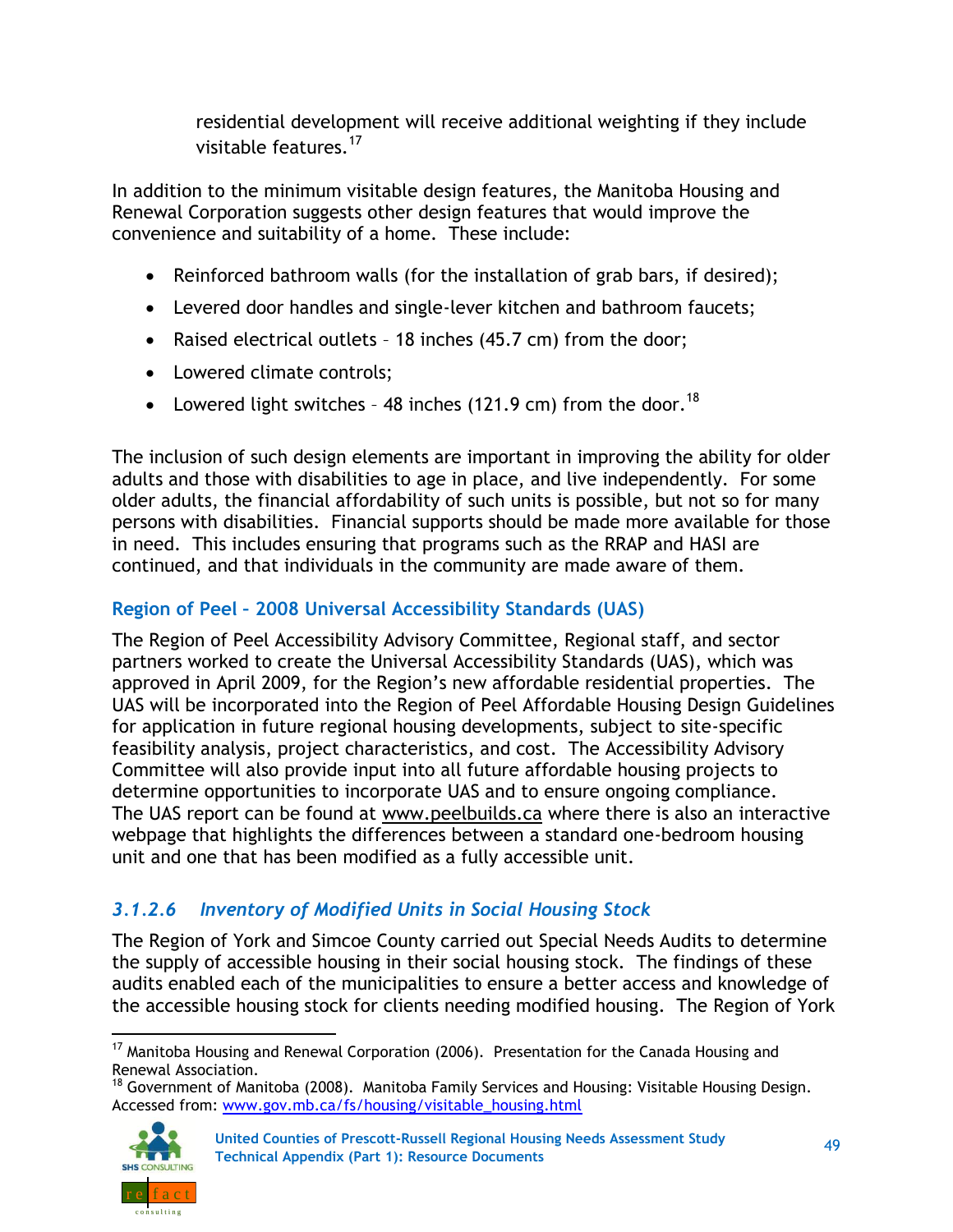residential development will receive additional weighting if they include visitable features.[17]

In addition to the minimum visitable design features, the Manitoba Housing and Renewal Corporation suggests other design features that would improve the convenience and suitability of a home. These include:

- Reinforced bathroom walls (for the installation of grab bars, if desired);
- Levered door handles and single-lever kitchen and bathroom faucets;
- Raised electrical outlets – 18 inches (45.7 cm) from the door;
- Lowered climate controls;
- Lowered light switches – 48 inches (121.9 cm) from the door.[18]

The inclusion of such design elements are important in improving the ability for older adults and those with disabilities to age in place, and live independently. For some older adults, the financial affordability of such units is possible, but not so for many persons with disabilities. Financial supports should be made more available for those in need. This includes ensuring that programs such as the RRAP and HASI are continued, and that individuals in the community are made aware of them.

### Region of Peel – 2008 Universal Accessibility Standards (UAS)

The Region of Peel Accessibility Advisory Committee, Regional staff, and sector partners worked to create the Universal Accessibility Standards (UAS), which was approved in April 2009, for the Region's new affordable residential properties. The UAS will be incorporated into the Region of Peel Affordable Housing Design Guidelines for application in future regional housing developments, subject to site-specific feasibility analysis, project characteristics, and cost. The Accessibility Advisory Committee will also provide input into all future affordable housing projects to determine opportunities to incorporate UAS and to ensure ongoing compliance. The UAS report can be found at www.peelbuilds.ca where there is also an interactive webpage that highlights the differences between a standard one-bedroom housing unit and one that has been modified as a fully accessible unit.

### *3.1.2.6 Inventory of Modified Units in Social Housing Stock*

The Region of York and Simcoe County carried out Special Needs Audits to determine the supply of accessible housing in their social housing stock. The findings of these audits enabled each of the municipalities to ensure a better access and knowledge of the accessible housing stock for clients needing modified housing. The Region of York

---

[17] Manitoba Housing and Renewal Corporation (2006). Presentation for the Canada Housing and Renewal Association.

[18] Government of Manitoba (2008). Manitoba Family Services and Housing: Visitable Housing Design. Accessed from: www.gov.mb.ca/fs/housing/visitable_housing.html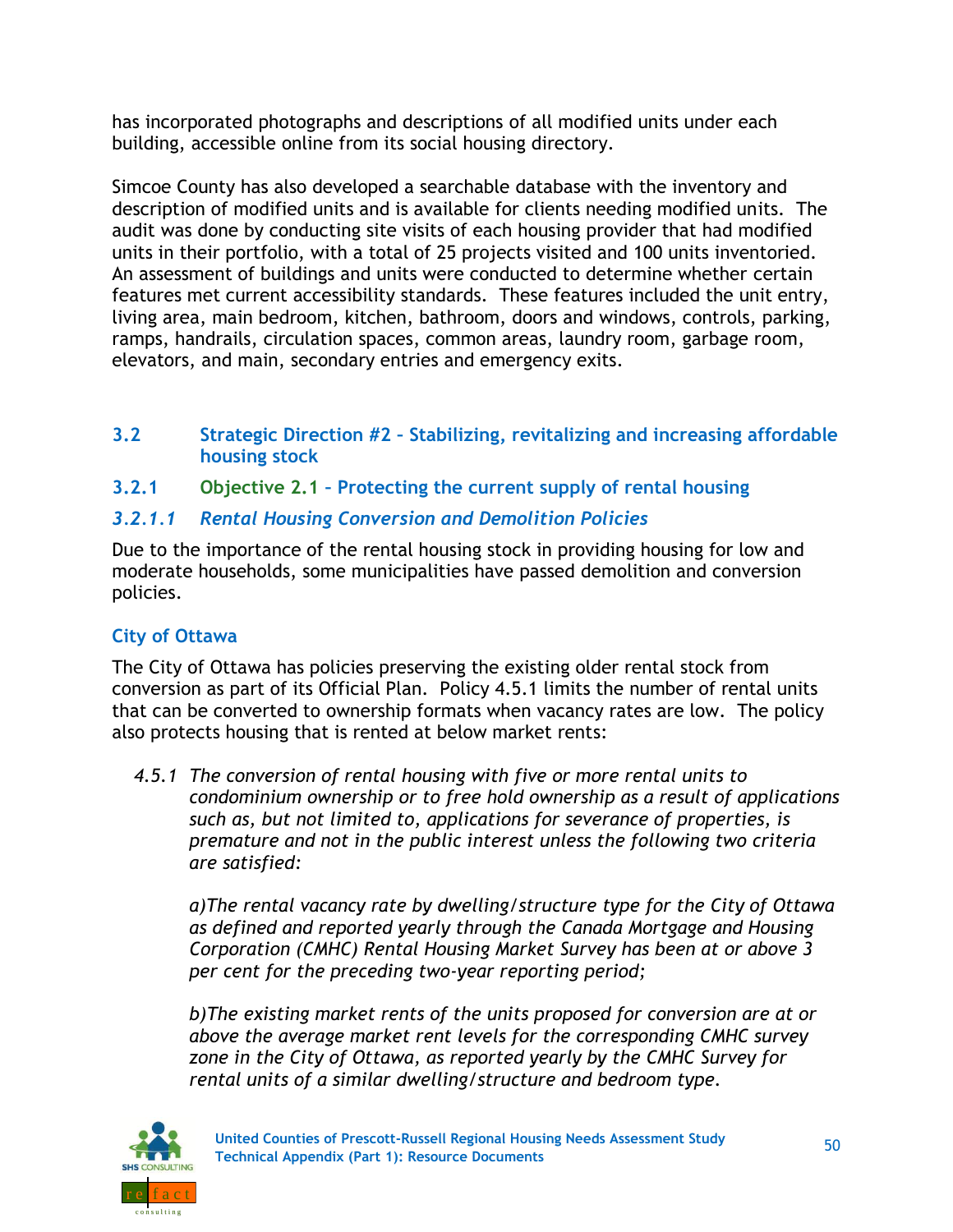has incorporated photographs and descriptions of all modified units under each building, accessible online from its social housing directory.

Simcoe County has also developed a searchable database with the inventory and description of modified units and is available for clients needing modified units. The audit was done by conducting site visits of each housing provider that had modified units in their portfolio, with a total of 25 projects visited and 100 units inventoried. An assessment of buildings and units were conducted to determine whether certain features met current accessibility standards. These features included the unit entry, living area, main bedroom, kitchen, bathroom, doors and windows, controls, parking, ramps, handrails, circulation spaces, common areas, laundry room, garbage room, elevators, and main, secondary entries and emergency exits.

## 3.2 Strategic Direction #2 – Stabilizing, revitalizing and increasing affordable housing stock

### 3.2.1 Objective 2.1 – Protecting the current supply of rental housing

#### *3.2.1.1 Rental Housing Conversion and Demolition Policies*

Due to the importance of the rental housing stock in providing housing for low and moderate households, some municipalities have passed demolition and conversion policies.

**City of Ottawa**

The City of Ottawa has policies preserving the existing older rental stock from conversion as part of its Official Plan. Policy 4.5.1 limits the number of rental units that can be converted to ownership formats when vacancy rates are low. The policy also protects housing that is rented at below market rents:

> *4.5.1 The conversion of rental housing with five or more rental units to condominium ownership or to free hold ownership as a result of applications such as, but not limited to, applications for severance of properties, is premature and not in the public interest unless the following two criteria are satisfied:*
>
> *a)The rental vacancy rate by dwelling/structure type for the City of Ottawa as defined and reported yearly through the Canada Mortgage and Housing Corporation (CMHC) Rental Housing Market Survey has been at or above 3 per cent for the preceding two-year reporting period;*
>
> *b)The existing market rents of the units proposed for conversion are at or above the average market rent levels for the corresponding CMHC survey zone in the City of Ottawa, as reported yearly by the CMHC Survey for rental units of a similar dwelling/structure and bedroom type.*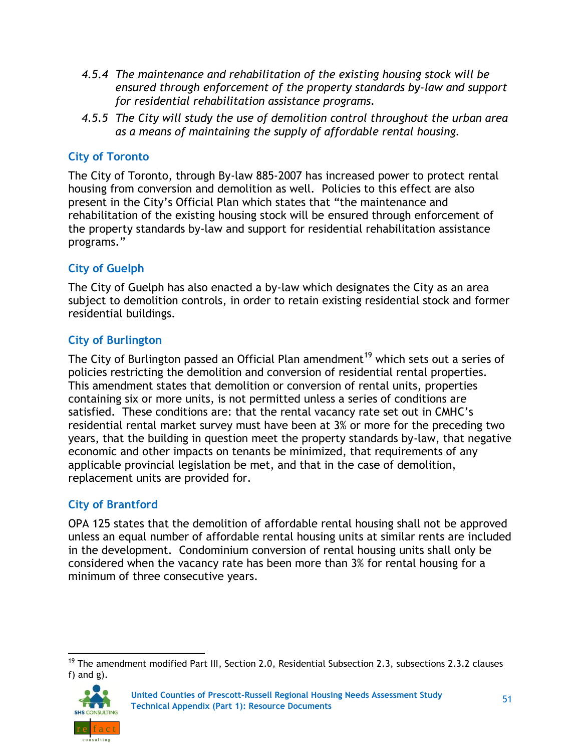*4.5.4 The maintenance and rehabilitation of the existing housing stock will be ensured through enforcement of the property standards by-law and support for residential rehabilitation assistance programs.*

*4.5.5 The City will study the use of demolition control throughout the urban area as a means of maintaining the supply of affordable rental housing.*

### City of Toronto

The City of Toronto, through By-law 885-2007 has increased power to protect rental housing from conversion and demolition as well. Policies to this effect are also present in the City's Official Plan which states that "the maintenance and rehabilitation of the existing housing stock will be ensured through enforcement of the property standards by-law and support for residential rehabilitation assistance programs."

### City of Guelph

The City of Guelph has also enacted a by-law which designates the City as an area subject to demolition controls, in order to retain existing residential stock and former residential buildings.

### City of Burlington

The City of Burlington passed an Official Plan amendment[19] which sets out a series of policies restricting the demolition and conversion of residential rental properties. This amendment states that demolition or conversion of rental units, properties containing six or more units, is not permitted unless a series of conditions are satisfied. These conditions are: that the rental vacancy rate set out in CMHC's residential rental market survey must have been at 3% or more for the preceding two years, that the building in question meet the property standards by-law, that negative economic and other impacts on tenants be minimized, that requirements of any applicable provincial legislation be met, and that in the case of demolition, replacement units are provided for.

### City of Brantford

OPA 125 states that the demolition of affordable rental housing shall not be approved unless an equal number of affordable rental housing units at similar rents are included in the development. Condominium conversion of rental housing units shall only be considered when the vacancy rate has been more than 3% for rental housing for a minimum of three consecutive years.

---

[19] The amendment modified Part III, Section 2.0, Residential Subsection 2.3, subsections 2.3.2 clauses f) and g).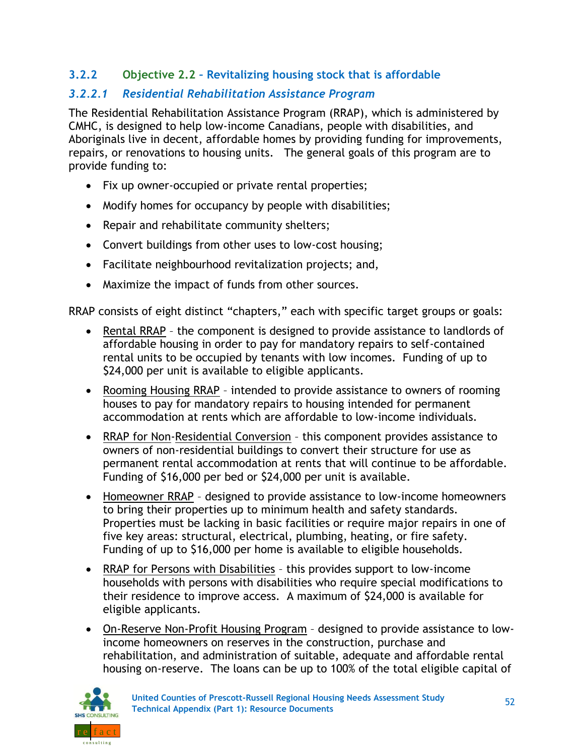### 3.2.2 Objective 2.2 – Revitalizing housing stock that is affordable

#### *3.2.2.1 Residential Rehabilitation Assistance Program*

The Residential Rehabilitation Assistance Program (RRAP), which is administered by CMHC, is designed to help low-income Canadians, people with disabilities, and Aboriginals live in decent, affordable homes by providing funding for improvements, repairs, or renovations to housing units. The general goals of this program are to provide funding to:

- Fix up owner-occupied or private rental properties;
- Modify homes for occupancy by people with disabilities;
- Repair and rehabilitate community shelters;
- Convert buildings from other uses to low-cost housing;
- Facilitate neighbourhood revitalization projects; and,
- Maximize the impact of funds from other sources.

RRAP consists of eight distinct "chapters," each with specific target groups or goals:

- Rental RRAP – the component is designed to provide assistance to landlords of affordable housing in order to pay for mandatory repairs to self-contained rental units to be occupied by tenants with low incomes. Funding of up to $24,000 per unit is available to eligible applicants.
- Rooming Housing RRAP – intended to provide assistance to owners of rooming houses to pay for mandatory repairs to housing intended for permanent accommodation at rents which are affordable to low-income individuals.
- RRAP for Non-Residential Conversion – this component provides assistance to owners of non-residential buildings to convert their structure for use as permanent rental accommodation at rents that will continue to be affordable. Funding of $16,000 per bed or $24,000 per unit is available.
- Homeowner RRAP – designed to provide assistance to low-income homeowners to bring their properties up to minimum health and safety standards. Properties must be lacking in basic facilities or require major repairs in one of five key areas: structural, electrical, plumbing, heating, or fire safety. Funding of up to $16,000 per home is available to eligible households.
- RRAP for Persons with Disabilities – this provides support to low-income households with persons with disabilities who require special modifications to their residence to improve access. A maximum of $24,000 is available for eligible applicants.
- On-Reserve Non-Profit Housing Program – designed to provide assistance to low-income homeowners on reserves in the construction, purchase and rehabilitation, and administration of suitable, adequate and affordable rental housing on-reserve. The loans can be up to 100% of the total eligible capital of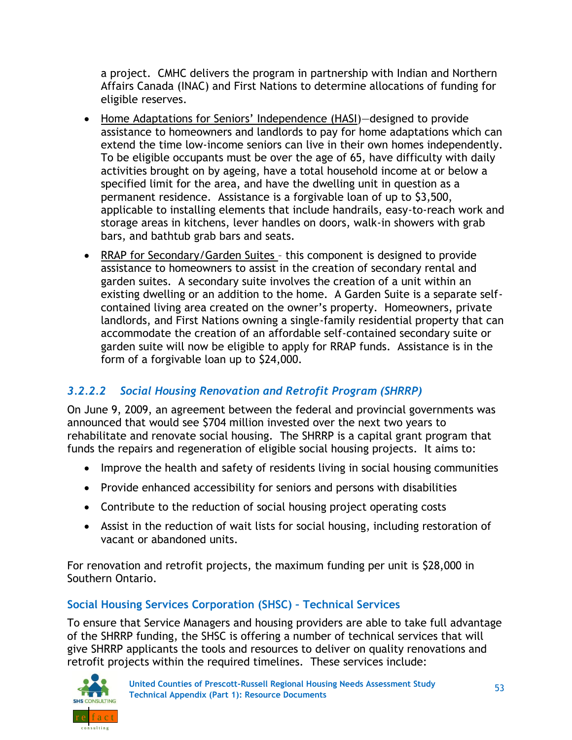a project. CMHC delivers the program in partnership with Indian and Northern Affairs Canada (INAC) and First Nations to determine allocations of funding for eligible reserves.

- Home Adaptations for Seniors' Independence (HASI)—designed to provide assistance to homeowners and landlords to pay for home adaptations which can extend the time low-income seniors can live in their own homes independently. To be eligible occupants must be over the age of 65, have difficulty with daily activities brought on by ageing, have a total household income at or below a specified limit for the area, and have the dwelling unit in question as a permanent residence. Assistance is a forgivable loan of up to $3,500, applicable to installing elements that include handrails, easy-to-reach work and storage areas in kitchens, lever handles on doors, walk-in showers with grab bars, and bathtub grab bars and seats.
- RRAP for Secondary/Garden Suites – this component is designed to provide assistance to homeowners to assist in the creation of secondary rental and garden suites. A secondary suite involves the creation of a unit within an existing dwelling or an addition to the home. A Garden Suite is a separate self-contained living area created on the owner's property. Homeowners, private landlords, and First Nations owning a single-family residential property that can accommodate the creation of an affordable self-contained secondary suite or garden suite will now be eligible to apply for RRAP funds. Assistance is in the form of a forgivable loan up to $24,000.

#### *3.2.2.2 Social Housing Renovation and Retrofit Program (SHRRP)*

On June 9, 2009, an agreement between the federal and provincial governments was announced that would see $704 million invested over the next two years to rehabilitate and renovate social housing. The SHRRP is a capital grant program that funds the repairs and regeneration of eligible social housing projects. It aims to:

- Improve the health and safety of residents living in social housing communities
- Provide enhanced accessibility for seniors and persons with disabilities
- Contribute to the reduction of social housing project operating costs
- Assist in the reduction of wait lists for social housing, including restoration of vacant or abandoned units.

For renovation and retrofit projects, the maximum funding per unit is $28,000 in Southern Ontario.

#### Social Housing Services Corporation (SHSC) – Technical Services

To ensure that Service Managers and housing providers are able to take full advantage of the SHRRP funding, the SHSC is offering a number of technical services that will give SHRRP applicants the tools and resources to deliver on quality renovations and retrofit projects within the required timelines. These services include: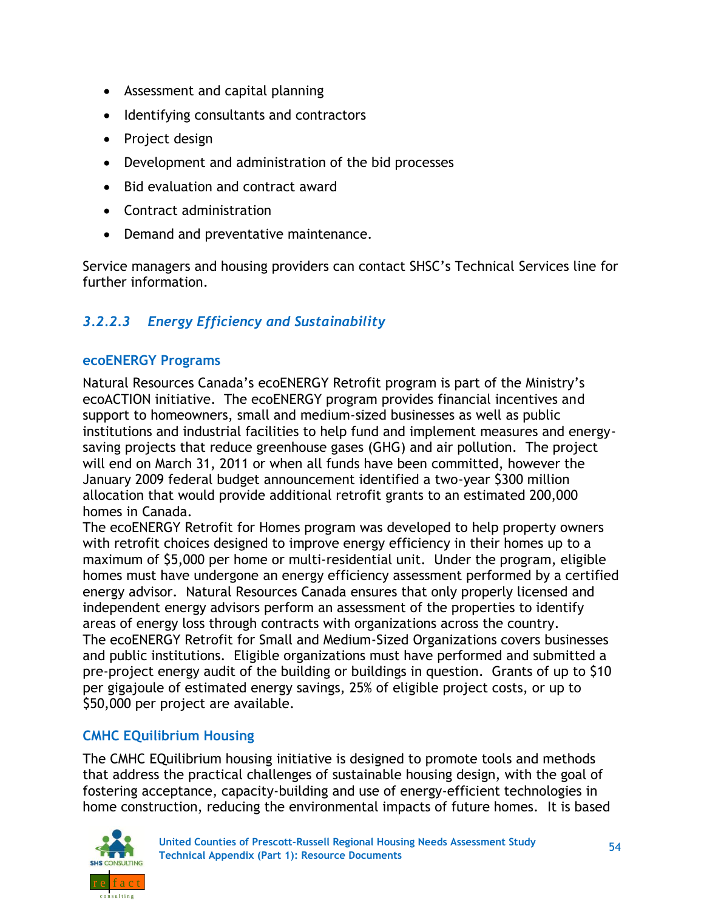- Assessment and capital planning
- Identifying consultants and contractors
- Project design
- Development and administration of the bid processes
- Bid evaluation and contract award
- Contract administration
- Demand and preventative maintenance.

Service managers and housing providers can contact SHSC's Technical Services line for further information.

#### *3.2.2.3 Energy Efficiency and Sustainability*

**ecoENERGY Programs**

Natural Resources Canada's ecoENERGY Retrofit program is part of the Ministry's ecoACTION initiative. The ecoENERGY program provides financial incentives and support to homeowners, small and medium-sized businesses as well as public institutions and industrial facilities to help fund and implement measures and energy-saving projects that reduce greenhouse gases (GHG) and air pollution. The project will end on March 31, 2011 or when all funds have been committed, however the January 2009 federal budget announcement identified a two-year $300 million allocation that would provide additional retrofit grants to an estimated 200,000 homes in Canada.

The ecoENERGY Retrofit for Homes program was developed to help property owners with retrofit choices designed to improve energy efficiency in their homes up to a maximum of $5,000 per home or multi-residential unit. Under the program, eligible homes must have undergone an energy efficiency assessment performed by a certified energy advisor. Natural Resources Canada ensures that only properly licensed and independent energy advisors perform an assessment of the properties to identify areas of energy loss through contracts with organizations across the country.

The ecoENERGY Retrofit for Small and Medium-Sized Organizations covers businesses and public institutions. Eligible organizations must have performed and submitted a pre-project energy audit of the building or buildings in question. Grants of up to $10 per gigajoule of estimated energy savings, 25% of eligible project costs, or up to $50,000 per project are available.

**CMHC EQuilibrium Housing**

The CMHC EQuilibrium housing initiative is designed to promote tools and methods that address the practical challenges of sustainable housing design, with the goal of fostering acceptance, capacity-building and use of energy-efficient technologies in home construction, reducing the environmental impacts of future homes. It is based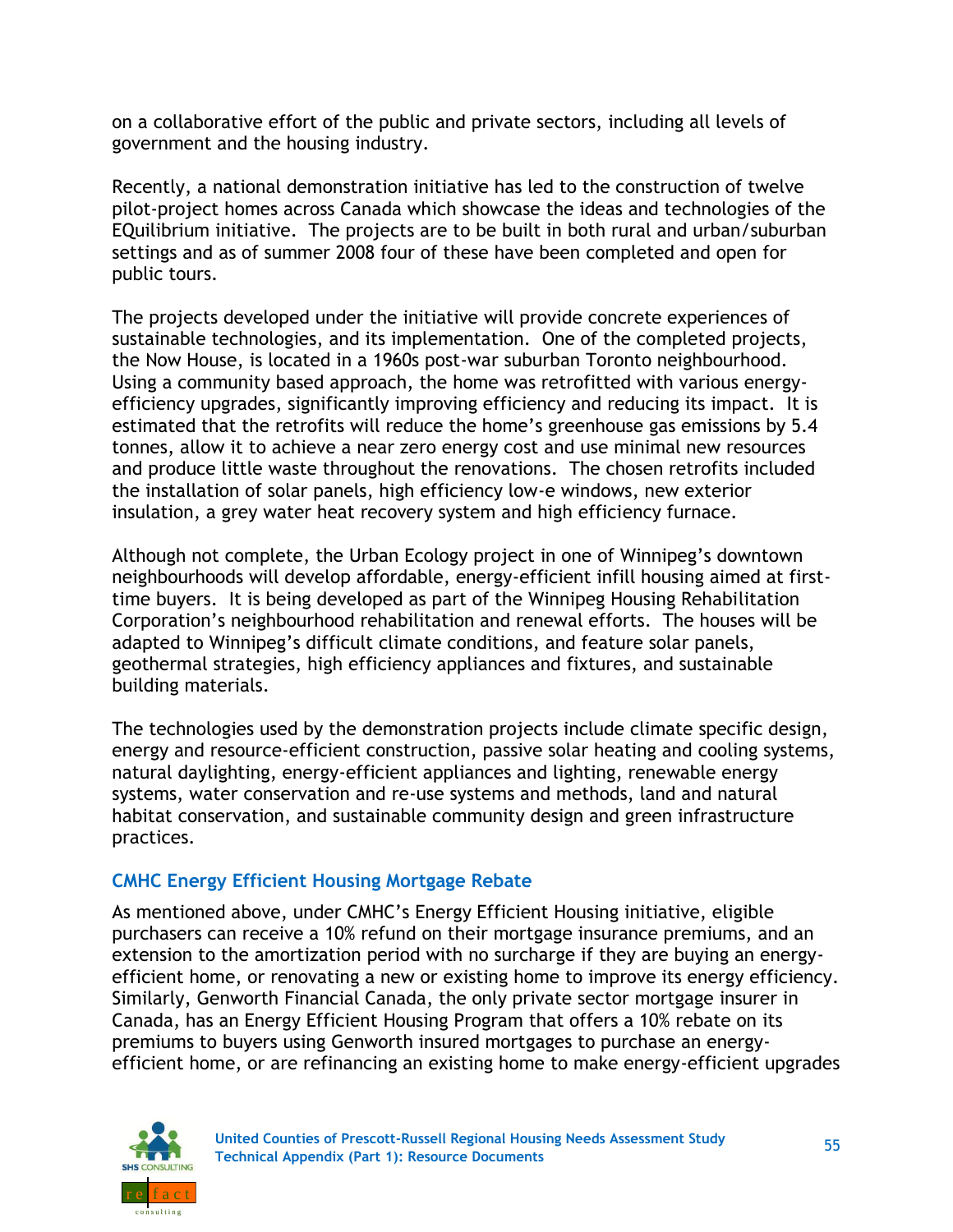on a collaborative effort of the public and private sectors, including all levels of government and the housing industry.

Recently, a national demonstration initiative has led to the construction of twelve pilot-project homes across Canada which showcase the ideas and technologies of the EQuilibrium initiative. The projects are to be built in both rural and urban/suburban settings and as of summer 2008 four of these have been completed and open for public tours.

The projects developed under the initiative will provide concrete experiences of sustainable technologies, and its implementation. One of the completed projects, the Now House, is located in a 1960s post-war suburban Toronto neighbourhood. Using a community based approach, the home was retrofitted with various energy-efficiency upgrades, significantly improving efficiency and reducing its impact. It is estimated that the retrofits will reduce the home's greenhouse gas emissions by 5.4 tonnes, allow it to achieve a near zero energy cost and use minimal new resources and produce little waste throughout the renovations. The chosen retrofits included the installation of solar panels, high efficiency low-e windows, new exterior insulation, a grey water heat recovery system and high efficiency furnace.

Although not complete, the Urban Ecology project in one of Winnipeg's downtown neighbourhoods will develop affordable, energy-efficient infill housing aimed at first-time buyers. It is being developed as part of the Winnipeg Housing Rehabilitation Corporation's neighbourhood rehabilitation and renewal efforts. The houses will be adapted to Winnipeg's difficult climate conditions, and feature solar panels, geothermal strategies, high efficiency appliances and fixtures, and sustainable building materials.

The technologies used by the demonstration projects include climate specific design, energy and resource-efficient construction, passive solar heating and cooling systems, natural daylighting, energy-efficient appliances and lighting, renewable energy systems, water conservation and re-use systems and methods, land and natural habitat conservation, and sustainable community design and green infrastructure practices.

### CMHC Energy Efficient Housing Mortgage Rebate

As mentioned above, under CMHC's Energy Efficient Housing initiative, eligible purchasers can receive a 10% refund on their mortgage insurance premiums, and an extension to the amortization period with no surcharge if they are buying an energy-efficient home, or renovating a new or existing home to improve its energy efficiency. Similarly, Genworth Financial Canada, the only private sector mortgage insurer in Canada, has an Energy Efficient Housing Program that offers a 10% rebate on its premiums to buyers using Genworth insured mortgages to purchase an energy-efficient home, or are refinancing an existing home to make energy-efficient upgrades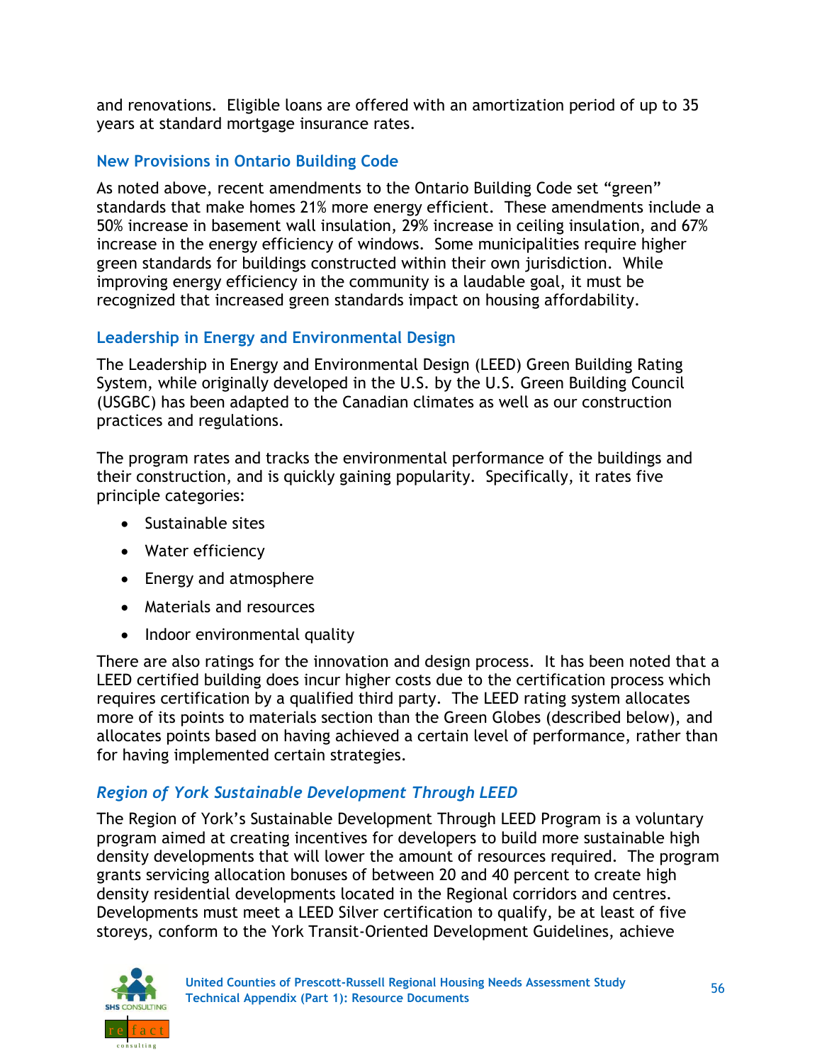and renovations. Eligible loans are offered with an amortization period of up to 35 years at standard mortgage insurance rates.

### New Provisions in Ontario Building Code

As noted above, recent amendments to the Ontario Building Code set "green" standards that make homes 21% more energy efficient. These amendments include a 50% increase in basement wall insulation, 29% increase in ceiling insulation, and 67% increase in the energy efficiency of windows. Some municipalities require higher green standards for buildings constructed within their own jurisdiction. While improving energy efficiency in the community is a laudable goal, it must be recognized that increased green standards impact on housing affordability.

### Leadership in Energy and Environmental Design

The Leadership in Energy and Environmental Design (LEED) Green Building Rating System, while originally developed in the U.S. by the U.S. Green Building Council (USGBC) has been adapted to the Canadian climates as well as our construction practices and regulations.

The program rates and tracks the environmental performance of the buildings and their construction, and is quickly gaining popularity. Specifically, it rates five principle categories:

- Sustainable sites
- Water efficiency
- Energy and atmosphere
- Materials and resources
- Indoor environmental quality

There are also ratings for the innovation and design process. It has been noted that a LEED certified building does incur higher costs due to the certification process which requires certification by a qualified third party. The LEED rating system allocates more of its points to materials section than the Green Globes (described below), and allocates points based on having achieved a certain level of performance, rather than for having implemented certain strategies.

#### *Region of York Sustainable Development Through LEED*

The Region of York's Sustainable Development Through LEED Program is a voluntary program aimed at creating incentives for developers to build more sustainable high density developments that will lower the amount of resources required. The program grants servicing allocation bonuses of between 20 and 40 percent to create high density residential developments located in the Regional corridors and centres. Developments must meet a LEED Silver certification to qualify, be at least of five storeys, conform to the York Transit-Oriented Development Guidelines, achieve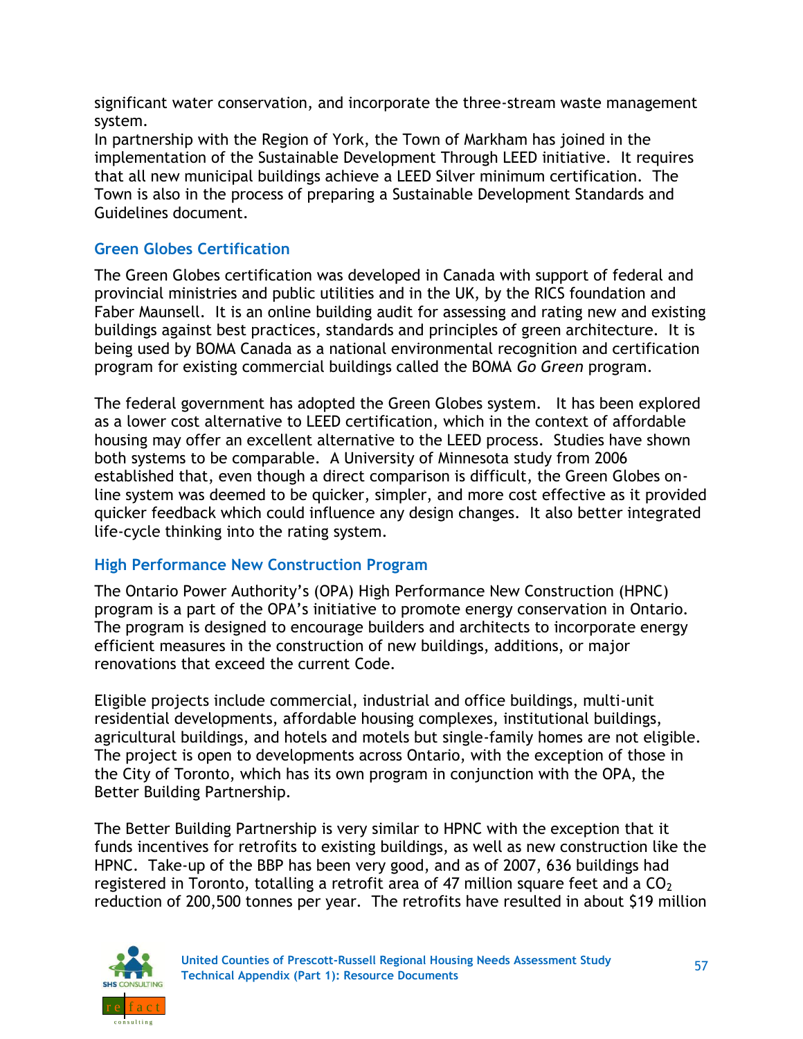significant water conservation, and incorporate the three-stream waste management system.
In partnership with the Region of York, the Town of Markham has joined in the implementation of the Sustainable Development Through LEED initiative. It requires that all new municipal buildings achieve a LEED Silver minimum certification. The Town is also in the process of preparing a Sustainable Development Standards and Guidelines document.

### Green Globes Certification

The Green Globes certification was developed in Canada with support of federal and provincial ministries and public utilities and in the UK, by the RICS foundation and Faber Maunsell. It is an online building audit for assessing and rating new and existing buildings against best practices, standards and principles of green architecture. It is being used by BOMA Canada as a national environmental recognition and certification program for existing commercial buildings called the BOMA *Go Green* program.

The federal government has adopted the Green Globes system. It has been explored as a lower cost alternative to LEED certification, which in the context of affordable housing may offer an excellent alternative to the LEED process. Studies have shown both systems to be comparable. A University of Minnesota study from 2006 established that, even though a direct comparison is difficult, the Green Globes on-line system was deemed to be quicker, simpler, and more cost effective as it provided quicker feedback which could influence any design changes. It also better integrated life-cycle thinking into the rating system.

### High Performance New Construction Program

The Ontario Power Authority's (OPA) High Performance New Construction (HPNC) program is a part of the OPA's initiative to promote energy conservation in Ontario. The program is designed to encourage builders and architects to incorporate energy efficient measures in the construction of new buildings, additions, or major renovations that exceed the current Code.

Eligible projects include commercial, industrial and office buildings, multi-unit residential developments, affordable housing complexes, institutional buildings, agricultural buildings, and hotels and motels but single-family homes are not eligible. The project is open to developments across Ontario, with the exception of those in the City of Toronto, which has its own program in conjunction with the OPA, the Better Building Partnership.

The Better Building Partnership is very similar to HPNC with the exception that it funds incentives for retrofits to existing buildings, as well as new construction like the HPNC. Take-up of the BBP has been very good, and as of 2007, 636 buildings had registered in Toronto, totalling a retrofit area of 47 million square feet and a $CO_2$ reduction of 200,500 tonnes per year. The retrofits have resulted in about $19 million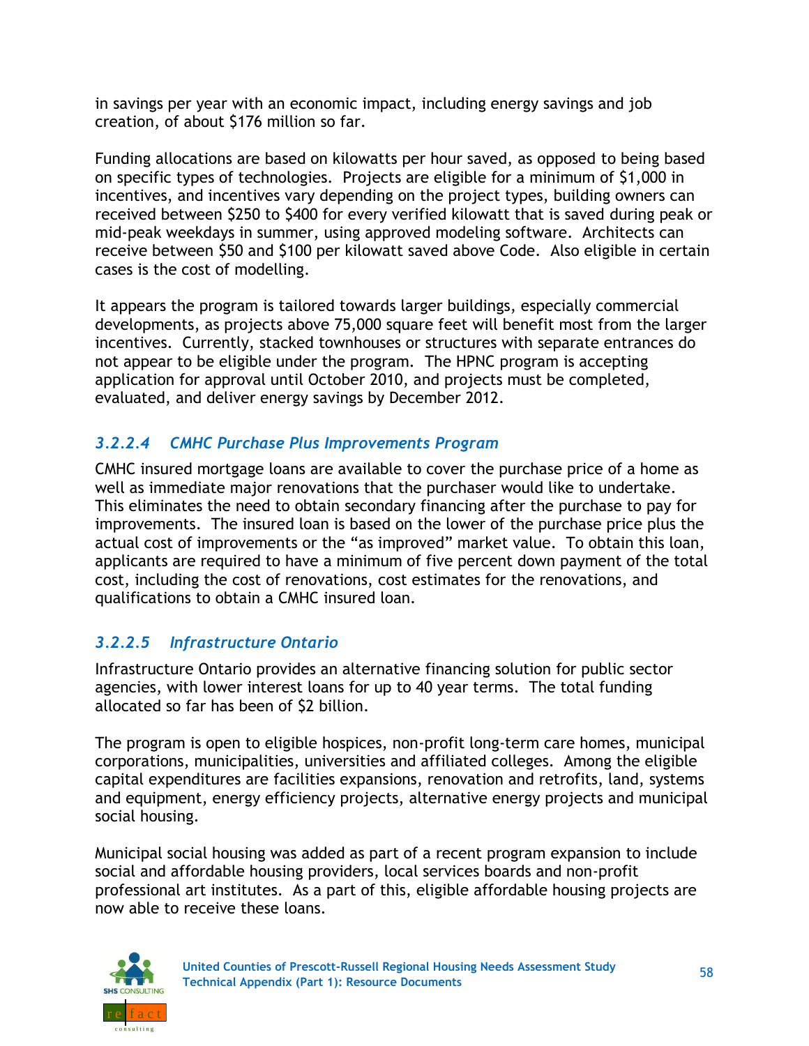in savings per year with an economic impact, including energy savings and job creation, of about $176 million so far.

Funding allocations are based on kilowatts per hour saved, as opposed to being based on specific types of technologies. Projects are eligible for a minimum of $1,000 in incentives, and incentives vary depending on the project types, building owners can received between $250 to $400 for every verified kilowatt that is saved during peak or mid-peak weekdays in summer, using approved modeling software. Architects can receive between $50 and $100 per kilowatt saved above Code. Also eligible in certain cases is the cost of modelling.

It appears the program is tailored towards larger buildings, especially commercial developments, as projects above 75,000 square feet will benefit most from the larger incentives. Currently, stacked townhouses or structures with separate entrances do not appear to be eligible under the program. The HPNC program is accepting application for approval until October 2010, and projects must be completed, evaluated, and deliver energy savings by December 2012.

#### *3.2.2.4 CMHC Purchase Plus Improvements Program*

CMHC insured mortgage loans are available to cover the purchase price of a home as well as immediate major renovations that the purchaser would like to undertake. This eliminates the need to obtain secondary financing after the purchase to pay for improvements. The insured loan is based on the lower of the purchase price plus the actual cost of improvements or the "as improved" market value. To obtain this loan, applicants are required to have a minimum of five percent down payment of the total cost, including the cost of renovations, cost estimates for the renovations, and qualifications to obtain a CMHC insured loan.

#### *3.2.2.5 Infrastructure Ontario*

Infrastructure Ontario provides an alternative financing solution for public sector agencies, with lower interest loans for up to 40 year terms. The total funding allocated so far has been of $2 billion.

The program is open to eligible hospices, non-profit long-term care homes, municipal corporations, municipalities, universities and affiliated colleges. Among the eligible capital expenditures are facilities expansions, renovation and retrofits, land, systems and equipment, energy efficiency projects, alternative energy projects and municipal social housing.

Municipal social housing was added as part of a recent program expansion to include social and affordable housing providers, local services boards and non-profit professional art institutes. As a part of this, eligible affordable housing projects are now able to receive these loans.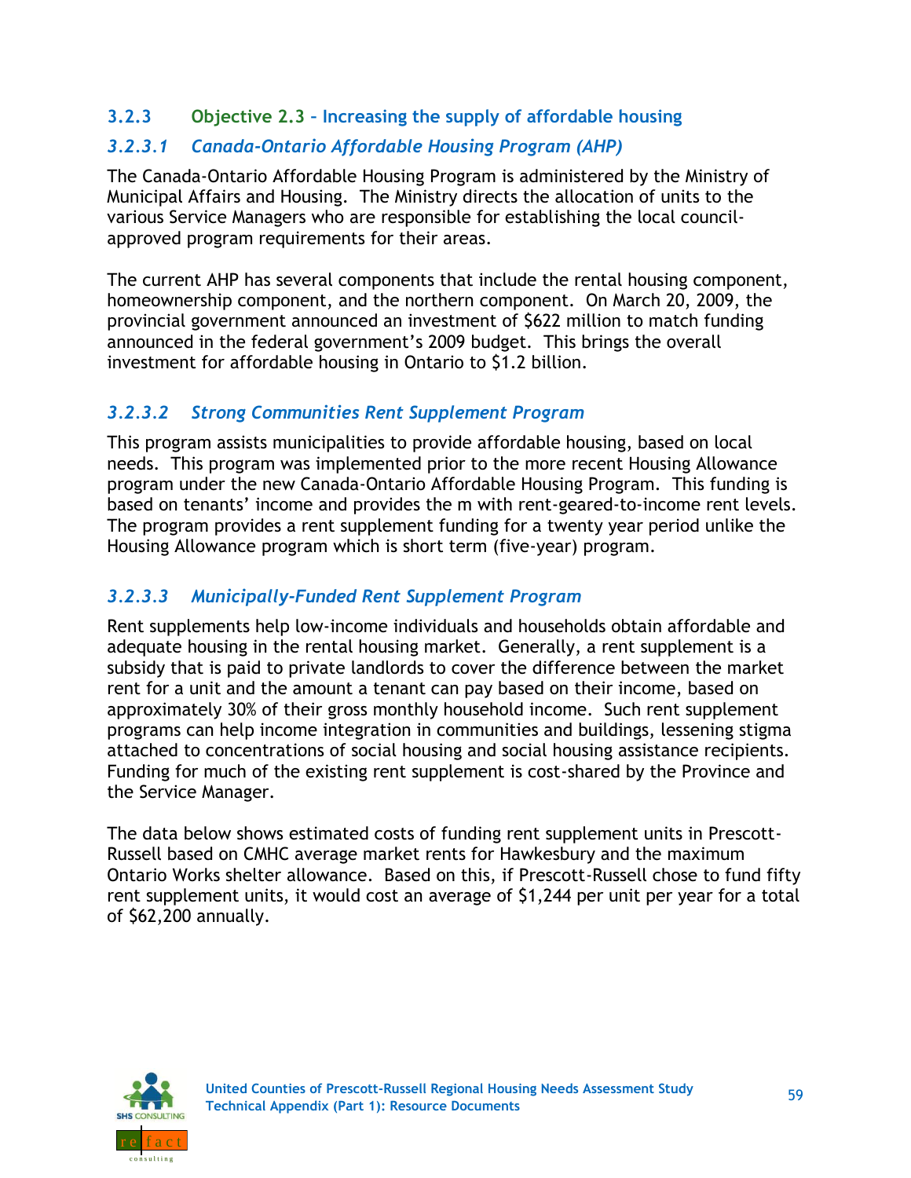### 3.2.3 Objective 2.3 – Increasing the supply of affordable housing

#### *3.2.3.1 Canada-Ontario Affordable Housing Program (AHP)*

The Canada-Ontario Affordable Housing Program is administered by the Ministry of Municipal Affairs and Housing. The Ministry directs the allocation of units to the various Service Managers who are responsible for establishing the local council-approved program requirements for their areas.

The current AHP has several components that include the rental housing component, homeownership component, and the northern component. On March 20, 2009, the provincial government announced an investment of $622 million to match funding announced in the federal government's 2009 budget. This brings the overall investment for affordable housing in Ontario to $1.2 billion.

#### *3.2.3.2 Strong Communities Rent Supplement Program*

This program assists municipalities to provide affordable housing, based on local needs. This program was implemented prior to the more recent Housing Allowance program under the new Canada-Ontario Affordable Housing Program. This funding is based on tenants' income and provides the m with rent-geared-to-income rent levels. The program provides a rent supplement funding for a twenty year period unlike the Housing Allowance program which is short term (five-year) program.

#### *3.2.3.3 Municipally-Funded Rent Supplement Program*

Rent supplements help low-income individuals and households obtain affordable and adequate housing in the rental housing market. Generally, a rent supplement is a subsidy that is paid to private landlords to cover the difference between the market rent for a unit and the amount a tenant can pay based on their income, based on approximately 30% of their gross monthly household income. Such rent supplement programs can help income integration in communities and buildings, lessening stigma attached to concentrations of social housing and social housing assistance recipients. Funding for much of the existing rent supplement is cost-shared by the Province and the Service Manager.

The data below shows estimated costs of funding rent supplement units in Prescott-Russell based on CMHC average market rents for Hawkesbury and the maximum Ontario Works shelter allowance. Based on this, if Prescott-Russell chose to fund fifty rent supplement units, it would cost an average of $1,244 per unit per year for a total of $62,200 annually.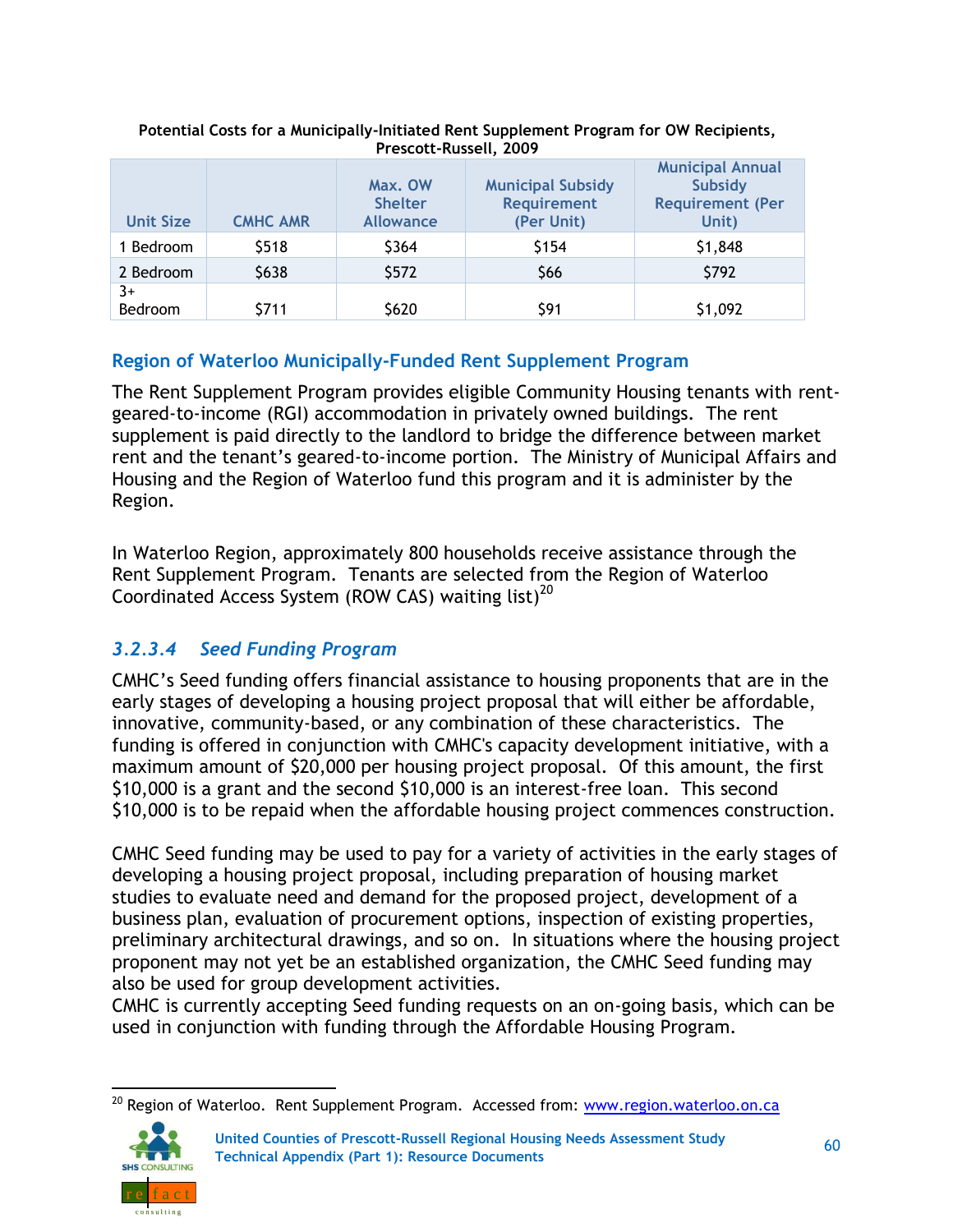**Potential Costs for a Municipally-Initiated Rent Supplement Program for OW Recipients, Prescott-Russell, 2009**

| Unit Size | CMHC AMR | Max. OW Shelter Allowance | Municipal Subsidy Requirement (Per Unit) | Municipal Annual Subsidy Requirement (Per Unit) |
|---|---|---|---|---|
| 1 Bedroom | $518 | $364 | $154 | $1,848 |
| 2 Bedroom | $638 | $572 | $66 | $792 |
| 3+ Bedroom | $711 | $620 | $91 | $1,092 |

### Region of Waterloo Municipally-Funded Rent Supplement Program

The Rent Supplement Program provides eligible Community Housing tenants with rent-geared-to-income (RGI) accommodation in privately owned buildings. The rent supplement is paid directly to the landlord to bridge the difference between market rent and the tenant's geared-to-income portion. The Ministry of Municipal Affairs and Housing and the Region of Waterloo fund this program and it is administer by the Region.

In Waterloo Region, approximately 800 households receive assistance through the Rent Supplement Program. Tenants are selected from the Region of Waterloo Coordinated Access System (ROW CAS) waiting list)[20]

### *3.2.3.4 Seed Funding Program*

CMHC's Seed funding offers financial assistance to housing proponents that are in the early stages of developing a housing project proposal that will either be affordable, innovative, community-based, or any combination of these characteristics. The funding is offered in conjunction with CMHC's capacity development initiative, with a maximum amount of $20,000 per housing project proposal. Of this amount, the first $10,000 is a grant and the second $10,000 is an interest-free loan. This second $10,000 is to be repaid when the affordable housing project commences construction.

CMHC Seed funding may be used to pay for a variety of activities in the early stages of developing a housing project proposal, including preparation of housing market studies to evaluate need and demand for the proposed project, development of a business plan, evaluation of procurement options, inspection of existing properties, preliminary architectural drawings, and so on. In situations where the housing project proponent may not yet be an established organization, the CMHC Seed funding may also be used for group development activities.
CMHC is currently accepting Seed funding requests on an on-going basis, which can be used in conjunction with funding through the Affordable Housing Program.

[20] Region of Waterloo. Rent Supplement Program. Accessed from: www.region.waterloo.on.ca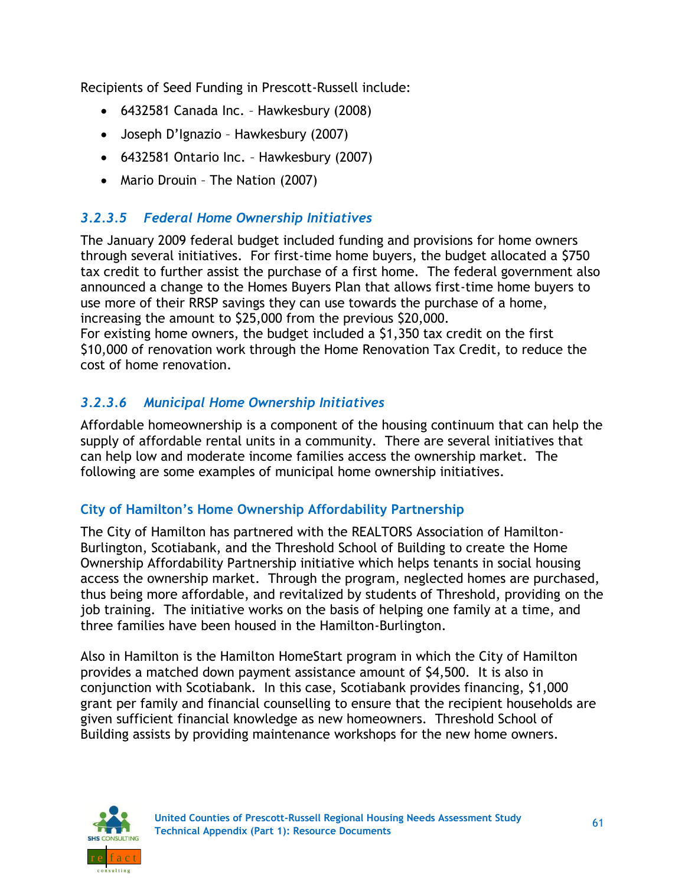Recipients of Seed Funding in Prescott-Russell include:

- 6432581 Canada Inc. – Hawkesbury (2008)
- Joseph D'Ignazio – Hawkesbury (2007)
- 6432581 Ontario Inc. – Hawkesbury (2007)
- Mario Drouin – The Nation (2007)

### *3.2.3.5 Federal Home Ownership Initiatives*

The January 2009 federal budget included funding and provisions for home owners through several initiatives. For first-time home buyers, the budget allocated a $750 tax credit to further assist the purchase of a first home. The federal government also announced a change to the Homes Buyers Plan that allows first-time home buyers to use more of their RRSP savings they can use towards the purchase of a home, increasing the amount to $25,000 from the previous $20,000.
For existing home owners, the budget included a $1,350 tax credit on the first $10,000 of renovation work through the Home Renovation Tax Credit, to reduce the cost of home renovation.

### *3.2.3.6 Municipal Home Ownership Initiatives*

Affordable homeownership is a component of the housing continuum that can help the supply of affordable rental units in a community. There are several initiatives that can help low and moderate income families access the ownership market. The following are some examples of municipal home ownership initiatives.

#### City of Hamilton's Home Ownership Affordability Partnership

The City of Hamilton has partnered with the REALTORS Association of Hamilton-Burlington, Scotiabank, and the Threshold School of Building to create the Home Ownership Affordability Partnership initiative which helps tenants in social housing access the ownership market. Through the program, neglected homes are purchased, thus being more affordable, and revitalized by students of Threshold, providing on the job training. The initiative works on the basis of helping one family at a time, and three families have been housed in the Hamilton-Burlington.

Also in Hamilton is the Hamilton HomeStart program in which the City of Hamilton provides a matched down payment assistance amount of $4,500. It is also in conjunction with Scotiabank. In this case, Scotiabank provides financing, $1,000 grant per family and financial counselling to ensure that the recipient households are given sufficient financial knowledge as new homeowners. Threshold School of Building assists by providing maintenance workshops for the new home owners.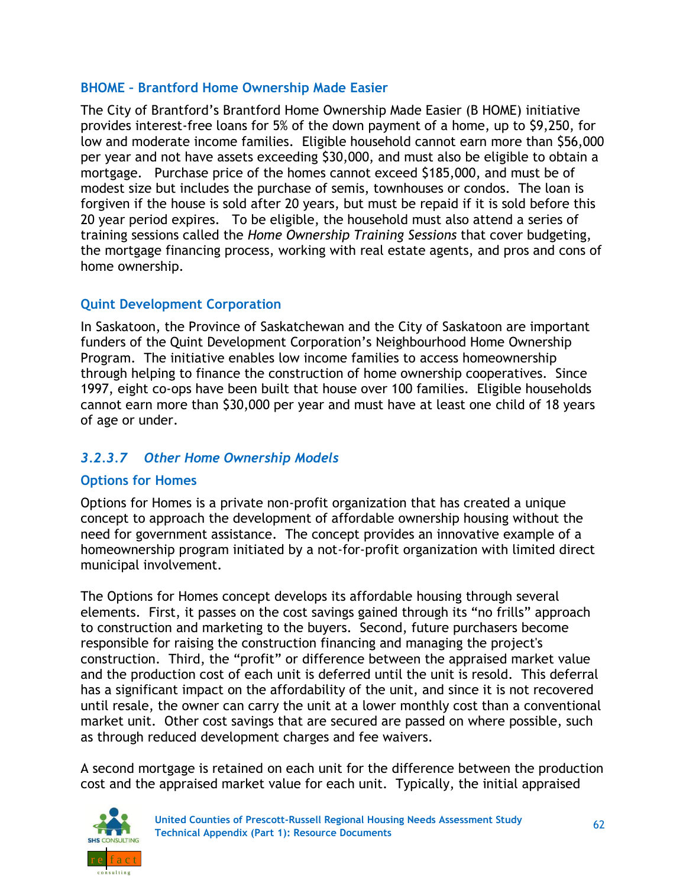### BHOME – Brantford Home Ownership Made Easier

The City of Brantford's Brantford Home Ownership Made Easier (B HOME) initiative provides interest-free loans for 5% of the down payment of a home, up to $9,250, for low and moderate income families. Eligible household cannot earn more than $56,000 per year and not have assets exceeding $30,000, and must also be eligible to obtain a mortgage. Purchase price of the homes cannot exceed $185,000, and must be of modest size but includes the purchase of semis, townhouses or condos. The loan is forgiven if the house is sold after 20 years, but must be repaid if it is sold before this 20 year period expires. To be eligible, the household must also attend a series of training sessions called the *Home Ownership Training Sessions* that cover budgeting, the mortgage financing process, working with real estate agents, and pros and cons of home ownership.

### Quint Development Corporation

In Saskatoon, the Province of Saskatchewan and the City of Saskatoon are important funders of the Quint Development Corporation's Neighbourhood Home Ownership Program. The initiative enables low income families to access homeownership through helping to finance the construction of home ownership cooperatives. Since 1997, eight co-ops have been built that house over 100 families. Eligible households cannot earn more than $30,000 per year and must have at least one child of 18 years of age or under.

## *3.2.3.7 Other Home Ownership Models*

### Options for Homes

Options for Homes is a private non-profit organization that has created a unique concept to approach the development of affordable ownership housing without the need for government assistance. The concept provides an innovative example of a homeownership program initiated by a not-for-profit organization with limited direct municipal involvement.

The Options for Homes concept develops its affordable housing through several elements. First, it passes on the cost savings gained through its "no frills" approach to construction and marketing to the buyers. Second, future purchasers become responsible for raising the construction financing and managing the project's construction. Third, the "profit" or difference between the appraised market value and the production cost of each unit is deferred until the unit is resold. This deferral has a significant impact on the affordability of the unit, and since it is not recovered until resale, the owner can carry the unit at a lower monthly cost than a conventional market unit. Other cost savings that are secured are passed on where possible, such as through reduced development charges and fee waivers.

A second mortgage is retained on each unit for the difference between the production cost and the appraised market value for each unit. Typically, the initial appraised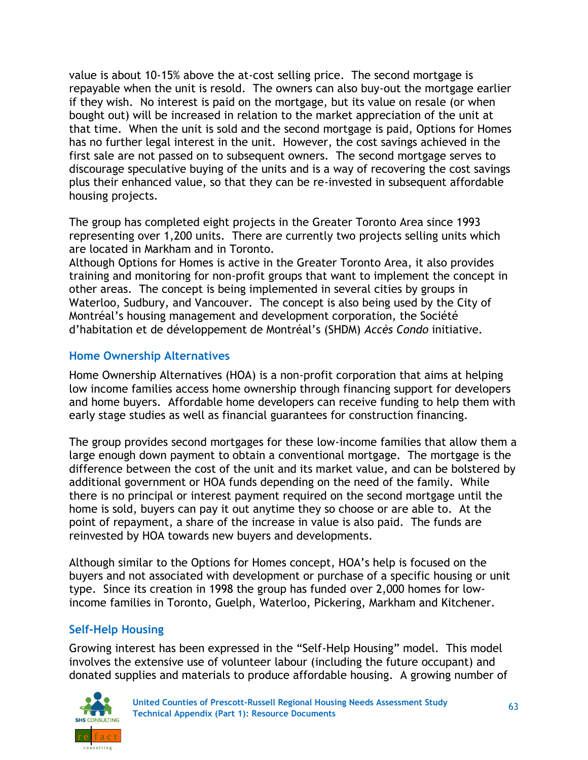value is about 10-15% above the at-cost selling price. The second mortgage is repayable when the unit is resold. The owners can also buy-out the mortgage earlier if they wish. No interest is paid on the mortgage, but its value on resale (or when bought out) will be increased in relation to the market appreciation of the unit at that time. When the unit is sold and the second mortgage is paid, Options for Homes has no further legal interest in the unit. However, the cost savings achieved in the first sale are not passed on to subsequent owners. The second mortgage serves to discourage speculative buying of the units and is a way of recovering the cost savings plus their enhanced value, so that they can be re-invested in subsequent affordable housing projects.

The group has completed eight projects in the Greater Toronto Area since 1993 representing over 1,200 units. There are currently two projects selling units which are located in Markham and in Toronto.
Although Options for Homes is active in the Greater Toronto Area, it also provides training and monitoring for non-profit groups that want to implement the concept in other areas. The concept is being implemented in several cities by groups in Waterloo, Sudbury, and Vancouver. The concept is also being used by the City of Montréal's housing management and development corporation, the Société d'habitation et de développement de Montréal's (SHDM) *Accès Condo* initiative.

### Home Ownership Alternatives

Home Ownership Alternatives (HOA) is a non-profit corporation that aims at helping low income families access home ownership through financing support for developers and home buyers. Affordable home developers can receive funding to help them with early stage studies as well as financial guarantees for construction financing.

The group provides second mortgages for these low-income families that allow them a large enough down payment to obtain a conventional mortgage. The mortgage is the difference between the cost of the unit and its market value, and can be bolstered by additional government or HOA funds depending on the need of the family. While there is no principal or interest payment required on the second mortgage until the home is sold, buyers can pay it out anytime they so choose or are able to. At the point of repayment, a share of the increase in value is also paid. The funds are reinvested by HOA towards new buyers and developments.

Although similar to the Options for Homes concept, HOA's help is focused on the buyers and not associated with development or purchase of a specific housing or unit type. Since its creation in 1998 the group has funded over 2,000 homes for low-income families in Toronto, Guelph, Waterloo, Pickering, Markham and Kitchener.

### Self-Help Housing

Growing interest has been expressed in the "Self-Help Housing" model. This model involves the extensive use of volunteer labour (including the future occupant) and donated supplies and materials to produce affordable housing. A growing number of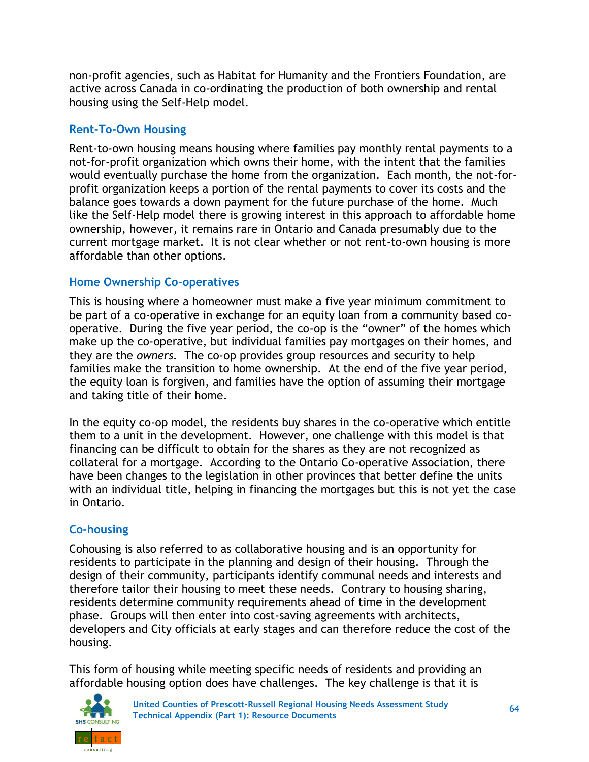non-profit agencies, such as Habitat for Humanity and the Frontiers Foundation, are active across Canada in co-ordinating the production of both ownership and rental housing using the Self-Help model.

### Rent-To-Own Housing

Rent-to-own housing means housing where families pay monthly rental payments to a not-for-profit organization which owns their home, with the intent that the families would eventually purchase the home from the organization. Each month, the not-for-profit organization keeps a portion of the rental payments to cover its costs and the balance goes towards a down payment for the future purchase of the home. Much like the Self-Help model there is growing interest in this approach to affordable home ownership, however, it remains rare in Ontario and Canada presumably due to the current mortgage market. It is not clear whether or not rent-to-own housing is more affordable than other options.

### Home Ownership Co-operatives

This is housing where a homeowner must make a five year minimum commitment to be part of a co-operative in exchange for an equity loan from a community based co-operative. During the five year period, the co-op is the "owner" of the homes which make up the co-operative, but individual families pay mortgages on their homes, and they are the *owners*. The co-op provides group resources and security to help families make the transition to home ownership. At the end of the five year period, the equity loan is forgiven, and families have the option of assuming their mortgage and taking title of their home.

In the equity co-op model, the residents buy shares in the co-operative which entitle them to a unit in the development. However, one challenge with this model is that financing can be difficult to obtain for the shares as they are not recognized as collateral for a mortgage. According to the Ontario Co-operative Association, there have been changes to the legislation in other provinces that better define the units with an individual title, helping in financing the mortgages but this is not yet the case in Ontario.

### Co-housing

Cohousing is also referred to as collaborative housing and is an opportunity for residents to participate in the planning and design of their housing. Through the design of their community, participants identify communal needs and interests and therefore tailor their housing to meet these needs. Contrary to housing sharing, residents determine community requirements ahead of time in the development phase. Groups will then enter into cost-saving agreements with architects, developers and City officials at early stages and can therefore reduce the cost of the housing.

This form of housing while meeting specific needs of residents and providing an affordable housing option does have challenges. The key challenge is that it is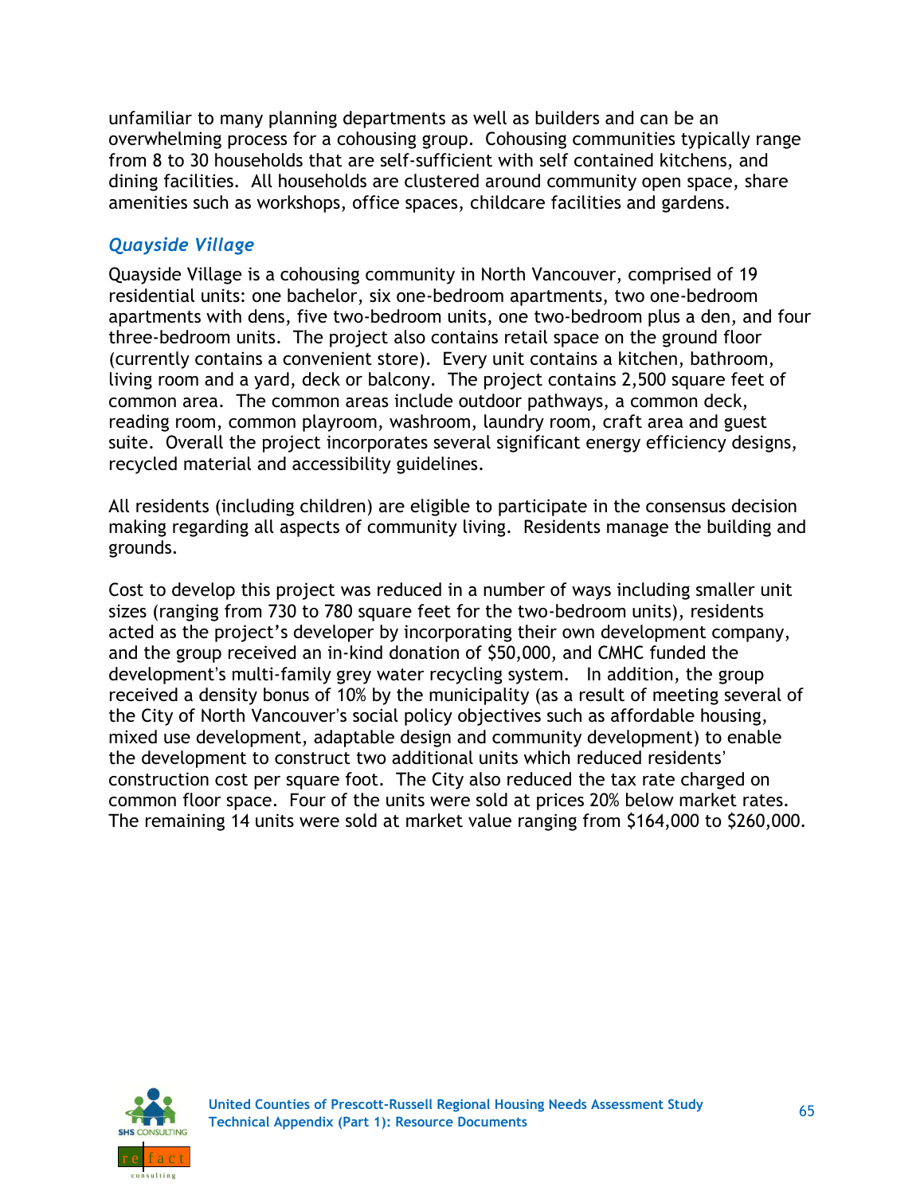unfamiliar to many planning departments as well as builders and can be an overwhelming process for a cohousing group. Cohousing communities typically range from 8 to 30 households that are self-sufficient with self contained kitchens, and dining facilities. All households are clustered around community open space, share amenities such as workshops, office spaces, childcare facilities and gardens.

### *Quayside Village*

Quayside Village is a cohousing community in North Vancouver, comprised of 19 residential units: one bachelor, six one-bedroom apartments, two one-bedroom apartments with dens, five two-bedroom units, one two-bedroom plus a den, and four three-bedroom units. The project also contains retail space on the ground floor (currently contains a convenient store). Every unit contains a kitchen, bathroom, living room and a yard, deck or balcony. The project contains 2,500 square feet of common area. The common areas include outdoor pathways, a common deck, reading room, common playroom, washroom, laundry room, craft area and guest suite. Overall the project incorporates several significant energy efficiency designs, recycled material and accessibility guidelines.

All residents (including children) are eligible to participate in the consensus decision making regarding all aspects of community living. Residents manage the building and grounds.

Cost to develop this project was reduced in a number of ways including smaller unit sizes (ranging from 730 to 780 square feet for the two-bedroom units), residents acted as the project's developer by incorporating their own development company, and the group received an in-kind donation of $50,000, and CMHC funded the development's multi-family grey water recycling system. In addition, the group received a density bonus of 10% by the municipality (as a result of meeting several of the City of North Vancouver's social policy objectives such as affordable housing, mixed use development, adaptable design and community development) to enable the development to construct two additional units which reduced residents' construction cost per square foot. The City also reduced the tax rate charged on common floor space. Four of the units were sold at prices 20% below market rates. The remaining 14 units were sold at market value ranging from $164,000 to $260,000.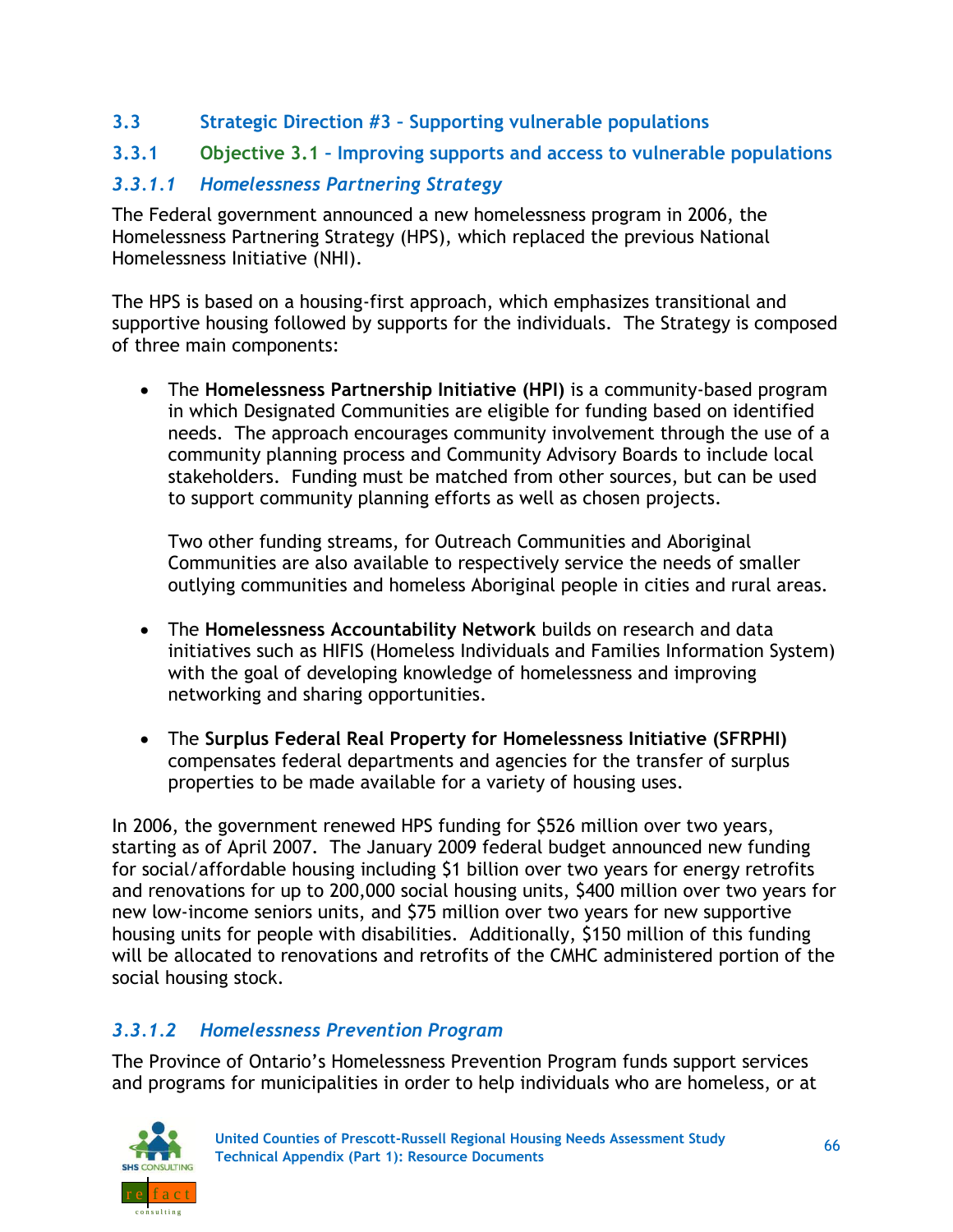## 3.3 Strategic Direction #3 – Supporting vulnerable populations

### 3.3.1 Objective 3.1 – Improving supports and access to vulnerable populations

#### *3.3.1.1 Homelessness Partnering Strategy*

The Federal government announced a new homelessness program in 2006, the Homelessness Partnering Strategy (HPS), which replaced the previous National Homelessness Initiative (NHI).

The HPS is based on a housing-first approach, which emphasizes transitional and supportive housing followed by supports for the individuals. The Strategy is composed of three main components:

- The **Homelessness Partnership Initiative (HPI)** is a community-based program in which Designated Communities are eligible for funding based on identified needs. The approach encourages community involvement through the use of a community planning process and Community Advisory Boards to include local stakeholders. Funding must be matched from other sources, but can be used to support community planning efforts as well as chosen projects.

  Two other funding streams, for Outreach Communities and Aboriginal Communities are also available to respectively service the needs of smaller outlying communities and homeless Aboriginal people in cities and rural areas.

- The **Homelessness Accountability Network** builds on research and data initiatives such as HIFIS (Homeless Individuals and Families Information System) with the goal of developing knowledge of homelessness and improving networking and sharing opportunities.

- The **Surplus Federal Real Property for Homelessness Initiative (SFRPHI)** compensates federal departments and agencies for the transfer of surplus properties to be made available for a variety of housing uses.

In 2006, the government renewed HPS funding for $526 million over two years, starting as of April 2007. The January 2009 federal budget announced new funding for social/affordable housing including $1 billion over two years for energy retrofits and renovations for up to 200,000 social housing units, $400 million over two years for new low-income seniors units, and $75 million over two years for new supportive housing units for people with disabilities. Additionally, $150 million of this funding will be allocated to renovations and retrofits of the CMHC administered portion of the social housing stock.

#### *3.3.1.2 Homelessness Prevention Program*

The Province of Ontario's Homelessness Prevention Program funds support services and programs for municipalities in order to help individuals who are homeless, or at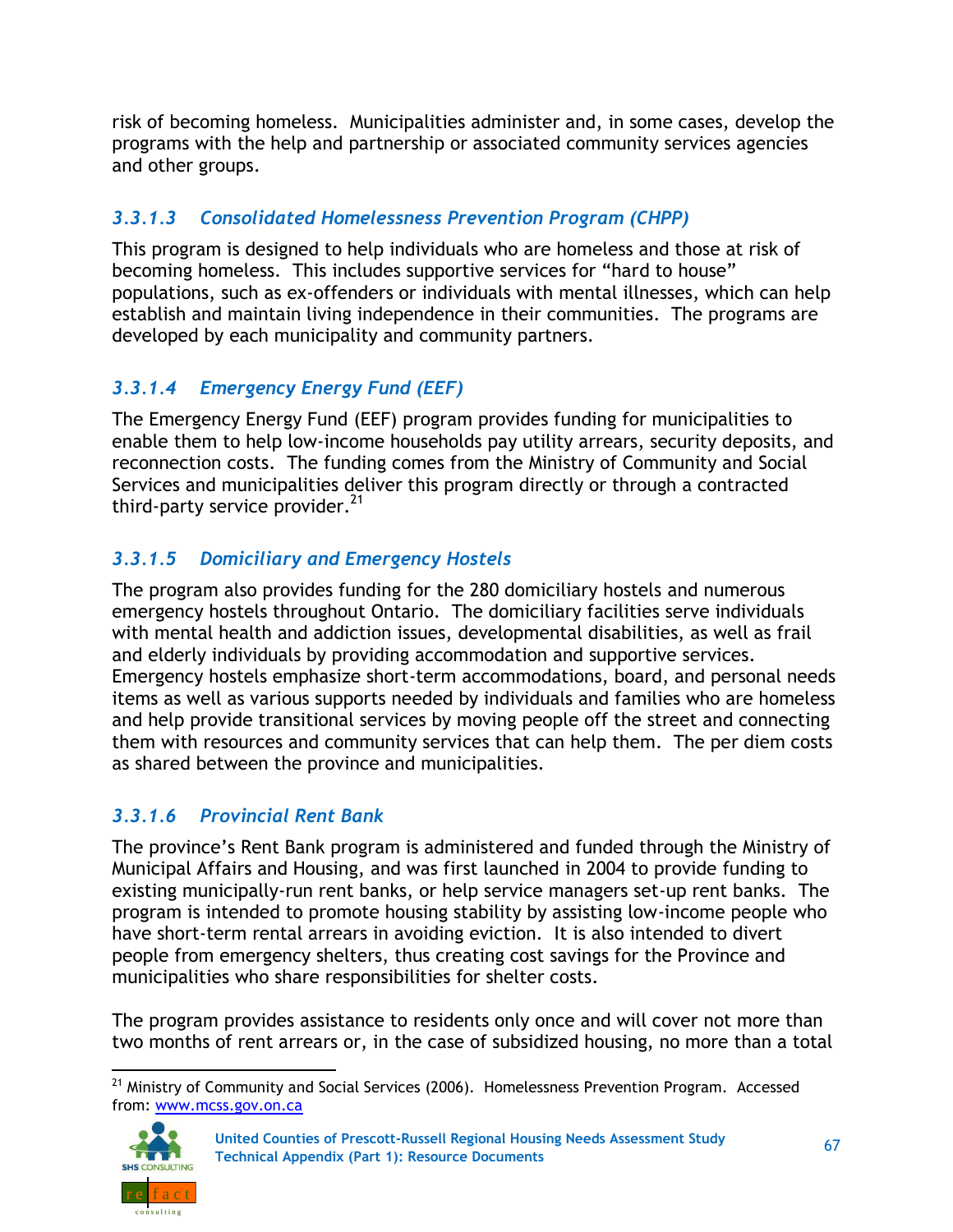risk of becoming homeless. Municipalities administer and, in some cases, develop the programs with the help and partnership or associated community services agencies and other groups.

#### *3.3.1.3 Consolidated Homelessness Prevention Program (CHPP)*

This program is designed to help individuals who are homeless and those at risk of becoming homeless. This includes supportive services for "hard to house" populations, such as ex-offenders or individuals with mental illnesses, which can help establish and maintain living independence in their communities. The programs are developed by each municipality and community partners.

#### *3.3.1.4 Emergency Energy Fund (EEF)*

The Emergency Energy Fund (EEF) program provides funding for municipalities to enable them to help low-income households pay utility arrears, security deposits, and reconnection costs. The funding comes from the Ministry of Community and Social Services and municipalities deliver this program directly or through a contracted third-party service provider.[21]

#### *3.3.1.5 Domiciliary and Emergency Hostels*

The program also provides funding for the 280 domiciliary hostels and numerous emergency hostels throughout Ontario. The domiciliary facilities serve individuals with mental health and addiction issues, developmental disabilities, as well as frail and elderly individuals by providing accommodation and supportive services. Emergency hostels emphasize short-term accommodations, board, and personal needs items as well as various supports needed by individuals and families who are homeless and help provide transitional services by moving people off the street and connecting them with resources and community services that can help them. The per diem costs as shared between the province and municipalities.

#### *3.3.1.6 Provincial Rent Bank*

The province's Rent Bank program is administered and funded through the Ministry of Municipal Affairs and Housing, and was first launched in 2004 to provide funding to existing municipally-run rent banks, or help service managers set-up rent banks. The program is intended to promote housing stability by assisting low-income people who have short-term rental arrears in avoiding eviction. It is also intended to divert people from emergency shelters, thus creating cost savings for the Province and municipalities who share responsibilities for shelter costs.

The program provides assistance to residents only once and will cover not more than two months of rent arrears or, in the case of subsidized housing, no more than a total

---

[21] Ministry of Community and Social Services (2006). Homelessness Prevention Program. Accessed from: www.mcss.gov.on.ca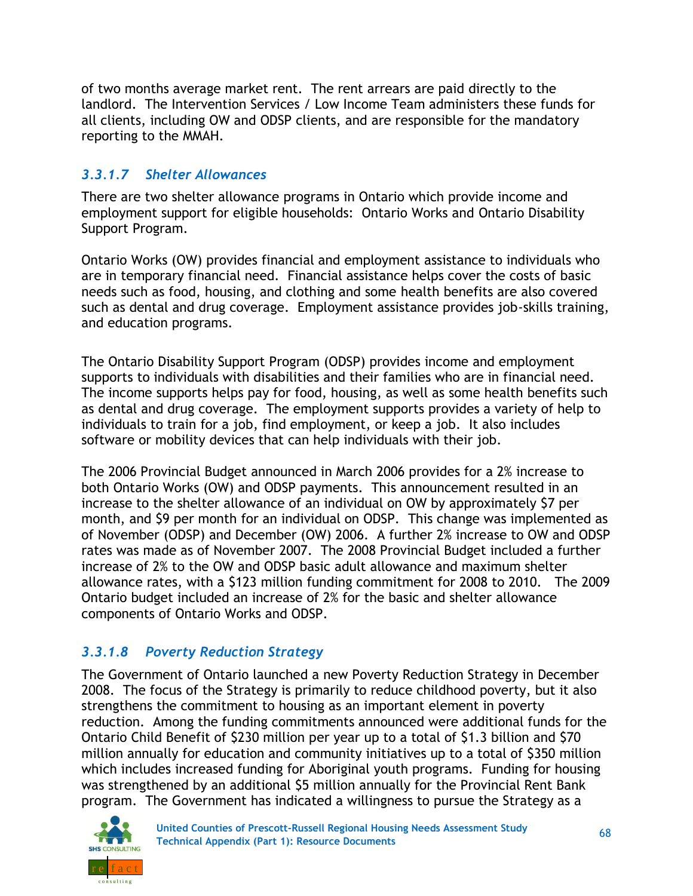of two months average market rent. The rent arrears are paid directly to the landlord. The Intervention Services / Low Income Team administers these funds for all clients, including OW and ODSP clients, and are responsible for the mandatory reporting to the MMAH.

### *3.3.1.7 Shelter Allowances*

There are two shelter allowance programs in Ontario which provide income and employment support for eligible households: Ontario Works and Ontario Disability Support Program.

Ontario Works (OW) provides financial and employment assistance to individuals who are in temporary financial need. Financial assistance helps cover the costs of basic needs such as food, housing, and clothing and some health benefits are also covered such as dental and drug coverage. Employment assistance provides job-skills training, and education programs.

The Ontario Disability Support Program (ODSP) provides income and employment supports to individuals with disabilities and their families who are in financial need. The income supports helps pay for food, housing, as well as some health benefits such as dental and drug coverage. The employment supports provides a variety of help to individuals to train for a job, find employment, or keep a job. It also includes software or mobility devices that can help individuals with their job.

The 2006 Provincial Budget announced in March 2006 provides for a 2% increase to both Ontario Works (OW) and ODSP payments. This announcement resulted in an increase to the shelter allowance of an individual on OW by approximately $7 per month, and $9 per month for an individual on ODSP. This change was implemented as of November (ODSP) and December (OW) 2006. A further 2% increase to OW and ODSP rates was made as of November 2007. The 2008 Provincial Budget included a further increase of 2% to the OW and ODSP basic adult allowance and maximum shelter allowance rates, with a $123 million funding commitment for 2008 to 2010. The 2009 Ontario budget included an increase of 2% for the basic and shelter allowance components of Ontario Works and ODSP.

### *3.3.1.8 Poverty Reduction Strategy*

The Government of Ontario launched a new Poverty Reduction Strategy in December 2008. The focus of the Strategy is primarily to reduce childhood poverty, but it also strengthens the commitment to housing as an important element in poverty reduction. Among the funding commitments announced were additional funds for the Ontario Child Benefit of $230 million per year up to a total of $1.3 billion and $70 million annually for education and community initiatives up to a total of $350 million which includes increased funding for Aboriginal youth programs. Funding for housing was strengthened by an additional $5 million annually for the Provincial Rent Bank program. The Government has indicated a willingness to pursue the Strategy as a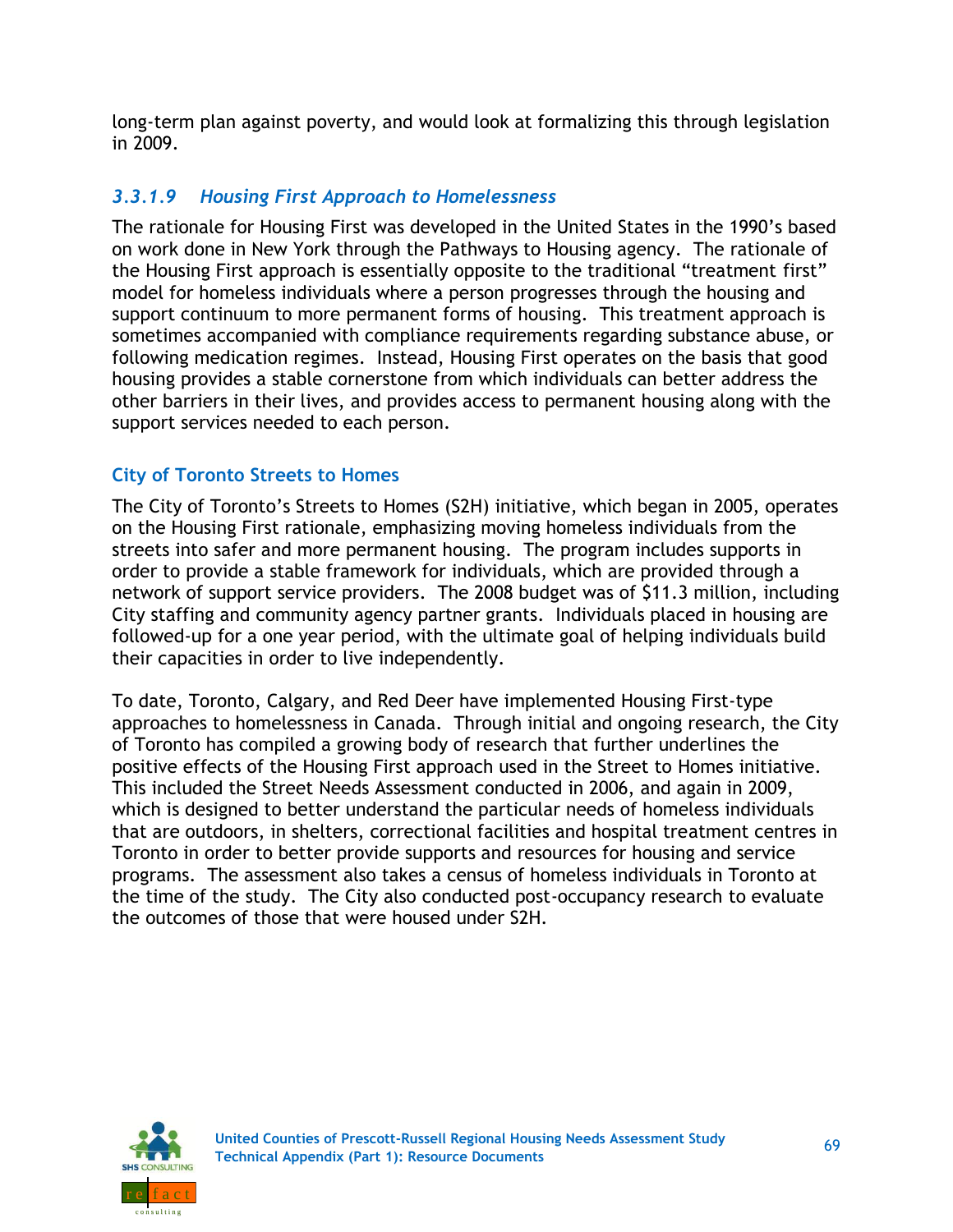long-term plan against poverty, and would look at formalizing this through legislation in 2009.

#### *3.3.1.9 Housing First Approach to Homelessness*

The rationale for Housing First was developed in the United States in the 1990's based on work done in New York through the Pathways to Housing agency. The rationale of the Housing First approach is essentially opposite to the traditional "treatment first" model for homeless individuals where a person progresses through the housing and support continuum to more permanent forms of housing. This treatment approach is sometimes accompanied with compliance requirements regarding substance abuse, or following medication regimes. Instead, Housing First operates on the basis that good housing provides a stable cornerstone from which individuals can better address the other barriers in their lives, and provides access to permanent housing along with the support services needed to each person.

**City of Toronto Streets to Homes**

The City of Toronto's Streets to Homes (S2H) initiative, which began in 2005, operates on the Housing First rationale, emphasizing moving homeless individuals from the streets into safer and more permanent housing. The program includes supports in order to provide a stable framework for individuals, which are provided through a network of support service providers. The 2008 budget was of $11.3 million, including City staffing and community agency partner grants. Individuals placed in housing are followed-up for a one year period, with the ultimate goal of helping individuals build their capacities in order to live independently.

To date, Toronto, Calgary, and Red Deer have implemented Housing First-type approaches to homelessness in Canada. Through initial and ongoing research, the City of Toronto has compiled a growing body of research that further underlines the positive effects of the Housing First approach used in the Street to Homes initiative. This included the Street Needs Assessment conducted in 2006, and again in 2009, which is designed to better understand the particular needs of homeless individuals that are outdoors, in shelters, correctional facilities and hospital treatment centres in Toronto in order to better provide supports and resources for housing and service programs. The assessment also takes a census of homeless individuals in Toronto at the time of the study. The City also conducted post-occupancy research to evaluate the outcomes of those that were housed under S2H.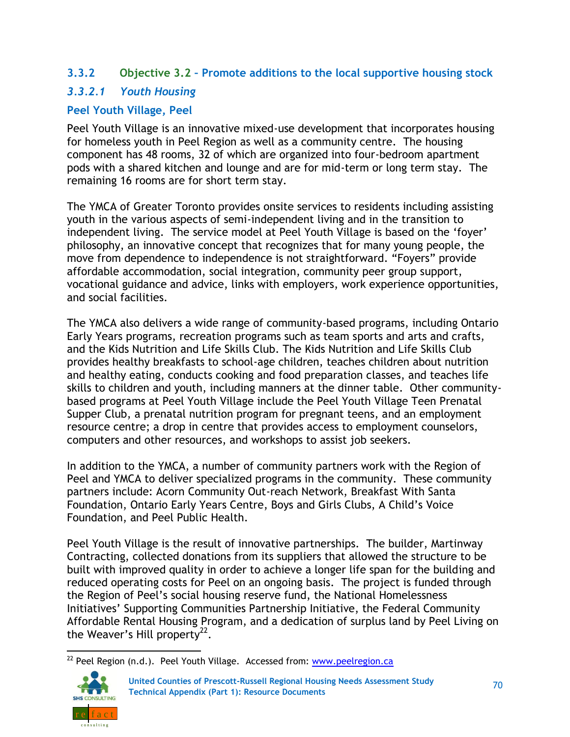### 3.3.2 Objective 3.2 – Promote additions to the local supportive housing stock

#### *3.3.2.1 Youth Housing*

#### Peel Youth Village, Peel

Peel Youth Village is an innovative mixed-use development that incorporates housing for homeless youth in Peel Region as well as a community centre. The housing component has 48 rooms, 32 of which are organized into four-bedroom apartment pods with a shared kitchen and lounge and are for mid-term or long term stay. The remaining 16 rooms are for short term stay.

The YMCA of Greater Toronto provides onsite services to residents including assisting youth in the various aspects of semi-independent living and in the transition to independent living. The service model at Peel Youth Village is based on the 'foyer' philosophy, an innovative concept that recognizes that for many young people, the move from dependence to independence is not straightforward. "Foyers" provide affordable accommodation, social integration, community peer group support, vocational guidance and advice, links with employers, work experience opportunities, and social facilities.

The YMCA also delivers a wide range of community-based programs, including Ontario Early Years programs, recreation programs such as team sports and arts and crafts, and the Kids Nutrition and Life Skills Club. The Kids Nutrition and Life Skills Club provides healthy breakfasts to school-age children, teaches children about nutrition and healthy eating, conducts cooking and food preparation classes, and teaches life skills to children and youth, including manners at the dinner table. Other community-based programs at Peel Youth Village include the Peel Youth Village Teen Prenatal Supper Club, a prenatal nutrition program for pregnant teens, and an employment resource centre; a drop in centre that provides access to employment counselors, computers and other resources, and workshops to assist job seekers.

In addition to the YMCA, a number of community partners work with the Region of Peel and YMCA to deliver specialized programs in the community. These community partners include: Acorn Community Out-reach Network, Breakfast With Santa Foundation, Ontario Early Years Centre, Boys and Girls Clubs, A Child's Voice Foundation, and Peel Public Health.

Peel Youth Village is the result of innovative partnerships. The builder, Martinway Contracting, collected donations from its suppliers that allowed the structure to be built with improved quality in order to achieve a longer life span for the building and reduced operating costs for Peel on an ongoing basis. The project is funded through the Region of Peel's social housing reserve fund, the National Homelessness Initiatives' Supporting Communities Partnership Initiative, the Federal Community Affordable Rental Housing Program, and a dedication of surplus land by Peel Living on the Weaver's Hill property[22].

[22] Peel Region (n.d.). Peel Youth Village. Accessed from: www.peelregion.ca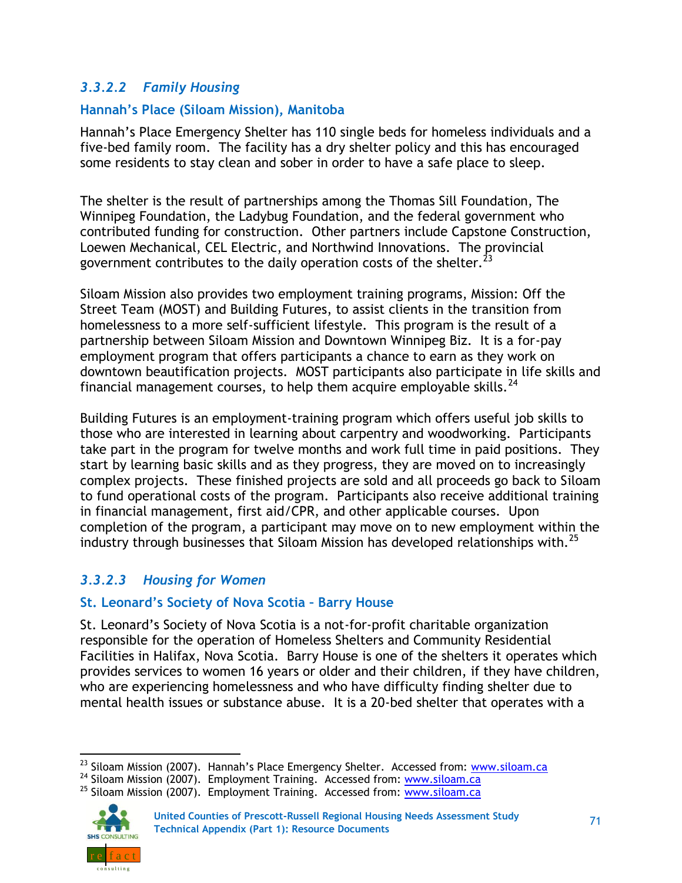### *3.3.2.2 Family Housing*

#### Hannah's Place (Siloam Mission), Manitoba

Hannah's Place Emergency Shelter has 110 single beds for homeless individuals and a five-bed family room. The facility has a dry shelter policy and this has encouraged some residents to stay clean and sober in order to have a safe place to sleep.

The shelter is the result of partnerships among the Thomas Sill Foundation, The Winnipeg Foundation, the Ladybug Foundation, and the federal government who contributed funding for construction. Other partners include Capstone Construction, Loewen Mechanical, CEL Electric, and Northwind Innovations. The provincial government contributes to the daily operation costs of the shelter.[23]

Siloam Mission also provides two employment training programs, Mission: Off the Street Team (MOST) and Building Futures, to assist clients in the transition from homelessness to a more self-sufficient lifestyle. This program is the result of a partnership between Siloam Mission and Downtown Winnipeg Biz. It is a for-pay employment program that offers participants a chance to earn as they work on downtown beautification projects. MOST participants also participate in life skills and financial management courses, to help them acquire employable skills.[24]

Building Futures is an employment-training program which offers useful job skills to those who are interested in learning about carpentry and woodworking. Participants take part in the program for twelve months and work full time in paid positions. They start by learning basic skills and as they progress, they are moved on to increasingly complex projects. These finished projects are sold and all proceeds go back to Siloam to fund operational costs of the program. Participants also receive additional training in financial management, first aid/CPR, and other applicable courses. Upon completion of the program, a participant may move on to new employment within the industry through businesses that Siloam Mission has developed relationships with.[25]

### *3.3.2.3 Housing for Women*

#### St. Leonard's Society of Nova Scotia – Barry House

St. Leonard's Society of Nova Scotia is a not-for-profit charitable organization responsible for the operation of Homeless Shelters and Community Residential Facilities in Halifax, Nova Scotia. Barry House is one of the shelters it operates which provides services to women 16 years or older and their children, if they have children, who are experiencing homelessness and who have difficulty finding shelter due to mental health issues or substance abuse. It is a 20-bed shelter that operates with a

---

[23] Siloam Mission (2007). Hannah's Place Emergency Shelter. Accessed from: www.siloam.ca

[24] Siloam Mission (2007). Employment Training. Accessed from: www.siloam.ca

[25] Siloam Mission (2007). Employment Training. Accessed from: www.siloam.ca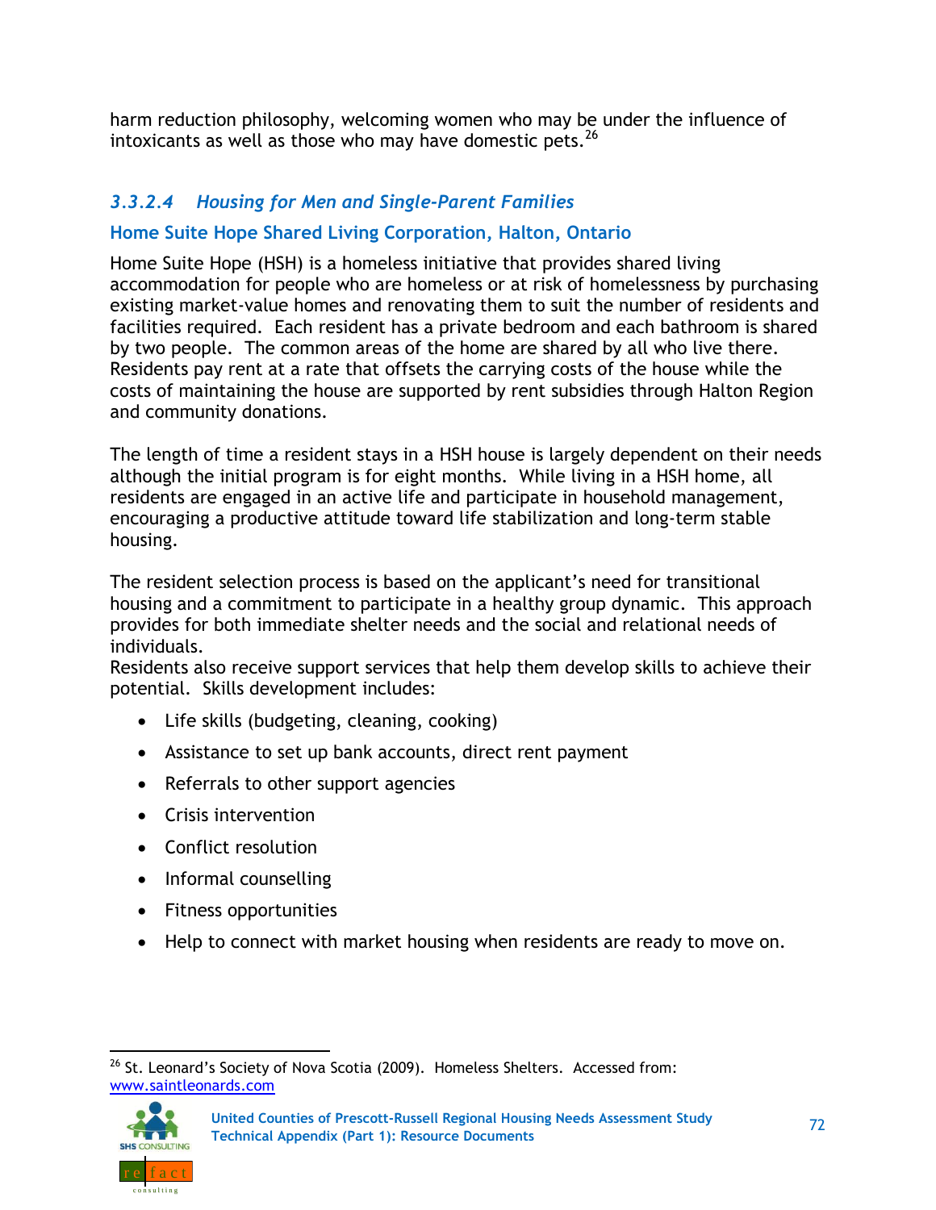harm reduction philosophy, welcoming women who may be under the influence of intoxicants as well as those who may have domestic pets.[26]

### *3.3.2.4 Housing for Men and Single-Parent Families*

#### Home Suite Hope Shared Living Corporation, Halton, Ontario

Home Suite Hope (HSH) is a homeless initiative that provides shared living accommodation for people who are homeless or at risk of homelessness by purchasing existing market-value homes and renovating them to suit the number of residents and facilities required. Each resident has a private bedroom and each bathroom is shared by two people. The common areas of the home are shared by all who live there. Residents pay rent at a rate that offsets the carrying costs of the house while the costs of maintaining the house are supported by rent subsidies through Halton Region and community donations.

The length of time a resident stays in a HSH house is largely dependent on their needs although the initial program is for eight months. While living in a HSH home, all residents are engaged in an active life and participate in household management, encouraging a productive attitude toward life stabilization and long-term stable housing.

The resident selection process is based on the applicant's need for transitional housing and a commitment to participate in a healthy group dynamic. This approach provides for both immediate shelter needs and the social and relational needs of individuals.
Residents also receive support services that help them develop skills to achieve their potential. Skills development includes:

- Life skills (budgeting, cleaning, cooking)
- Assistance to set up bank accounts, direct rent payment
- Referrals to other support agencies
- Crisis intervention
- Conflict resolution
- Informal counselling
- Fitness opportunities
- Help to connect with market housing when residents are ready to move on.

---

[26] St. Leonard's Society of Nova Scotia (2009). Homeless Shelters. Accessed from: www.saintleonards.com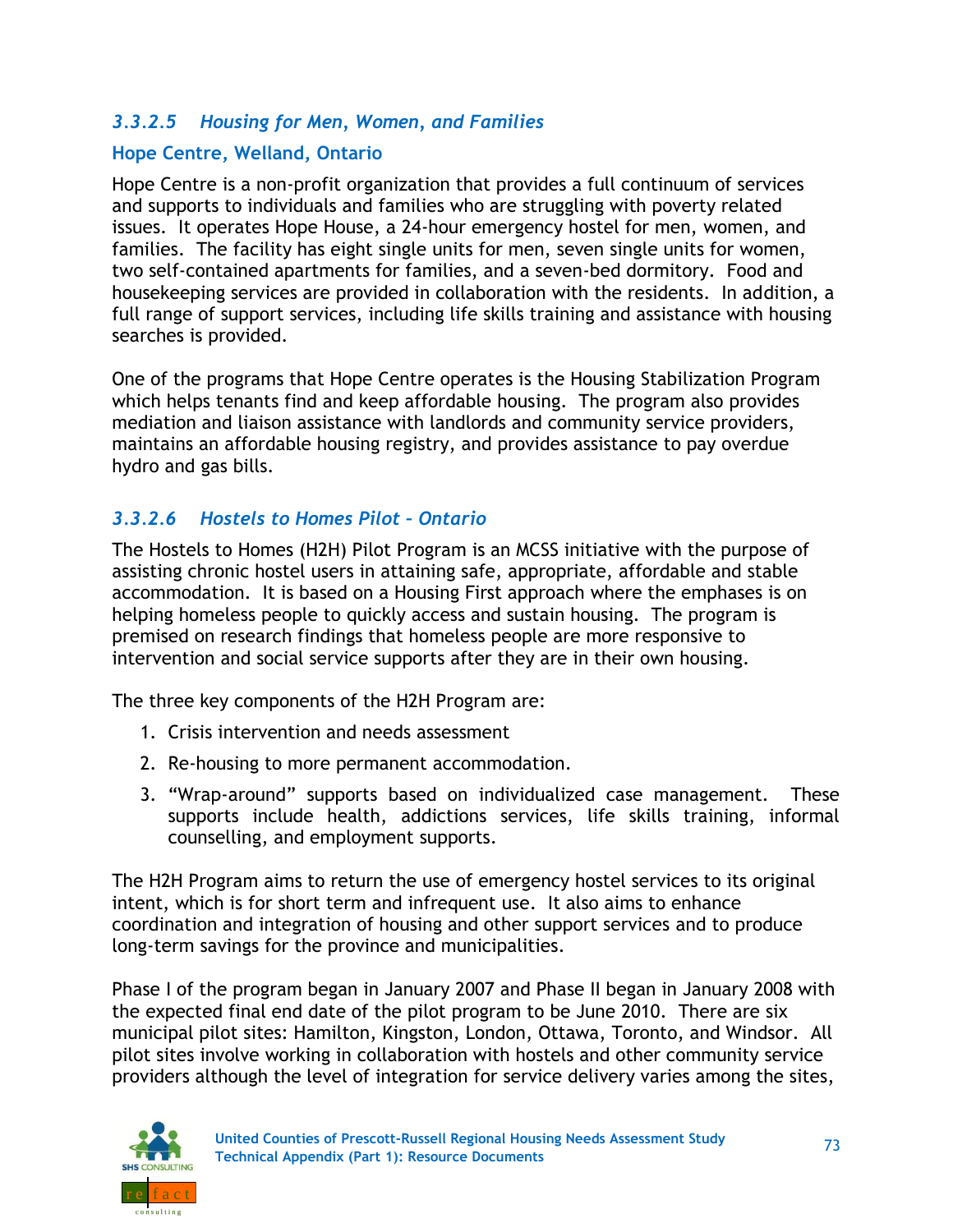### *3.3.2.5 Housing for Men, Women, and Families*

**Hope Centre, Welland, Ontario**

Hope Centre is a non-profit organization that provides a full continuum of services and supports to individuals and families who are struggling with poverty related issues. It operates Hope House, a 24-hour emergency hostel for men, women, and families. The facility has eight single units for men, seven single units for women, two self-contained apartments for families, and a seven-bed dormitory. Food and housekeeping services are provided in collaboration with the residents. In addition, a full range of support services, including life skills training and assistance with housing searches is provided.

One of the programs that Hope Centre operates is the Housing Stabilization Program which helps tenants find and keep affordable housing. The program also provides mediation and liaison assistance with landlords and community service providers, maintains an affordable housing registry, and provides assistance to pay overdue hydro and gas bills.

### *3.3.2.6 Hostels to Homes Pilot – Ontario*

The Hostels to Homes (H2H) Pilot Program is an MCSS initiative with the purpose of assisting chronic hostel users in attaining safe, appropriate, affordable and stable accommodation. It is based on a Housing First approach where the emphases is on helping homeless people to quickly access and sustain housing. The program is premised on research findings that homeless people are more responsive to intervention and social service supports after they are in their own housing.

The three key components of the H2H Program are:

1. Crisis intervention and needs assessment
2. Re-housing to more permanent accommodation.
3. "Wrap-around" supports based on individualized case management. These supports include health, addictions services, life skills training, informal counselling, and employment supports.

The H2H Program aims to return the use of emergency hostel services to its original intent, which is for short term and infrequent use. It also aims to enhance coordination and integration of housing and other support services and to produce long-term savings for the province and municipalities.

Phase I of the program began in January 2007 and Phase II began in January 2008 with the expected final end date of the pilot program to be June 2010. There are six municipal pilot sites: Hamilton, Kingston, London, Ottawa, Toronto, and Windsor. All pilot sites involve working in collaboration with hostels and other community service providers although the level of integration for service delivery varies among the sites,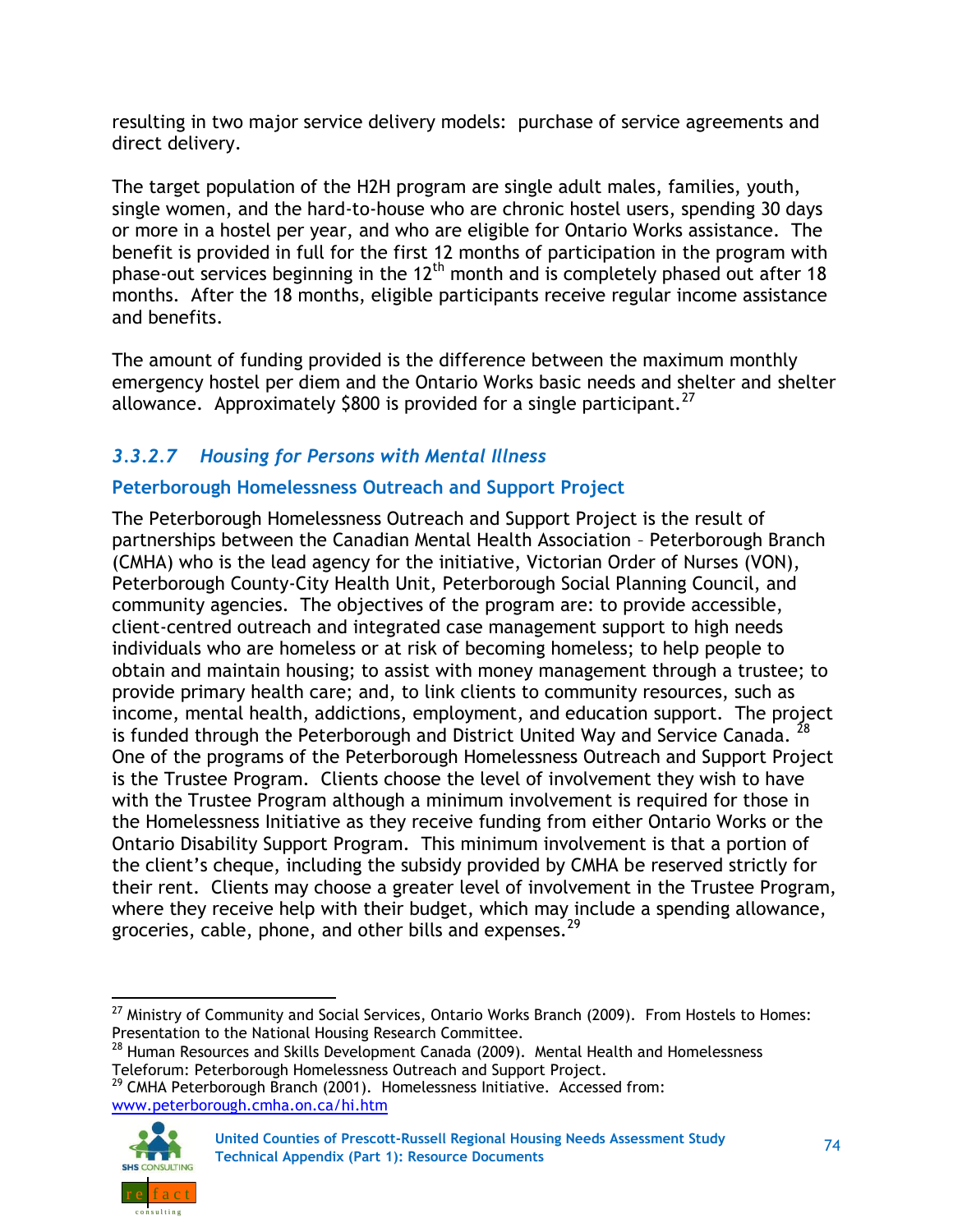resulting in two major service delivery models: purchase of service agreements and direct delivery.

The target population of the H2H program are single adult males, families, youth, single women, and the hard-to-house who are chronic hostel users, spending 30 days or more in a hostel per year, and who are eligible for Ontario Works assistance. The benefit is provided in full for the first 12 months of participation in the program with phase-out services beginning in the 12th month and is completely phased out after 18 months. After the 18 months, eligible participants receive regular income assistance and benefits.

The amount of funding provided is the difference between the maximum monthly emergency hostel per diem and the Ontario Works basic needs and shelter and shelter allowance. Approximately $800 is provided for a single participant.[27]

### *3.3.2.7 Housing for Persons with Mental Illness*

#### Peterborough Homelessness Outreach and Support Project

The Peterborough Homelessness Outreach and Support Project is the result of partnerships between the Canadian Mental Health Association – Peterborough Branch (CMHA) who is the lead agency for the initiative, Victorian Order of Nurses (VON), Peterborough County-City Health Unit, Peterborough Social Planning Council, and community agencies. The objectives of the program are: to provide accessible, client-centred outreach and integrated case management support to high needs individuals who are homeless or at risk of becoming homeless; to help people to obtain and maintain housing; to assist with money management through a trustee; to provide primary health care; and, to link clients to community resources, such as income, mental health, addictions, employment, and education support. The project is funded through the Peterborough and District United Way and Service Canada.[28] One of the programs of the Peterborough Homelessness Outreach and Support Project is the Trustee Program. Clients choose the level of involvement they wish to have with the Trustee Program although a minimum involvement is required for those in the Homelessness Initiative as they receive funding from either Ontario Works or the Ontario Disability Support Program. This minimum involvement is that a portion of the client's cheque, including the subsidy provided by CMHA be reserved strictly for their rent. Clients may choose a greater level of involvement in the Trustee Program, where they receive help with their budget, which may include a spending allowance, groceries, cable, phone, and other bills and expenses.[29]

---

[27] Ministry of Community and Social Services, Ontario Works Branch (2009). From Hostels to Homes: Presentation to the National Housing Research Committee.

[28] Human Resources and Skills Development Canada (2009). Mental Health and Homelessness Teleforum: Peterborough Homelessness Outreach and Support Project.

[29] CMHA Peterborough Branch (2001). Homelessness Initiative. Accessed from: www.peterborough.cmha.on.ca/hi.htm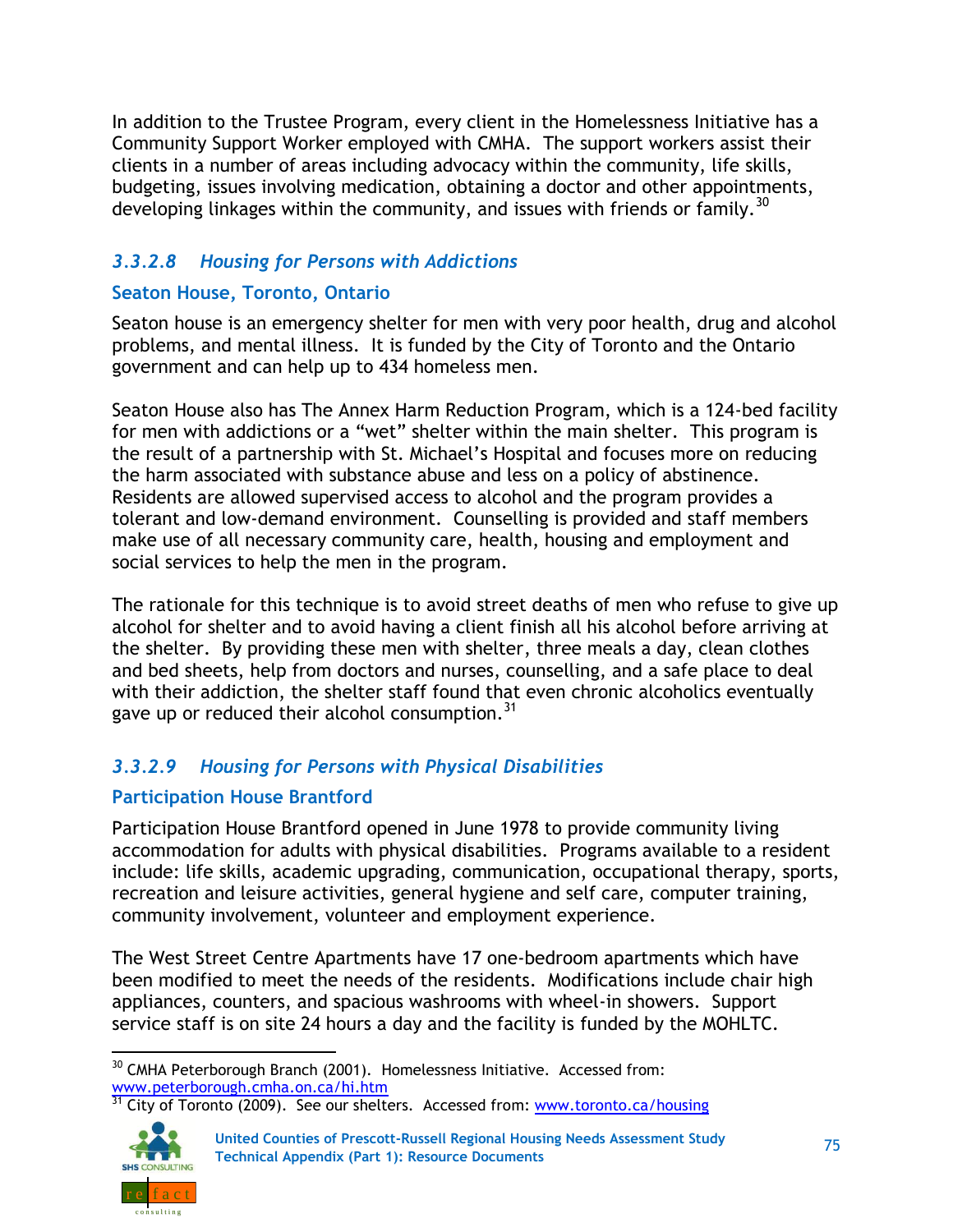In addition to the Trustee Program, every client in the Homelessness Initiative has a Community Support Worker employed with CMHA. The support workers assist their clients in a number of areas including advocacy within the community, life skills, budgeting, issues involving medication, obtaining a doctor and other appointments, developing linkages within the community, and issues with friends or family.[30]

### *3.3.2.8 Housing for Persons with Addictions*

#### Seaton House, Toronto, Ontario

Seaton house is an emergency shelter for men with very poor health, drug and alcohol problems, and mental illness. It is funded by the City of Toronto and the Ontario government and can help up to 434 homeless men.

Seaton House also has The Annex Harm Reduction Program, which is a 124-bed facility for men with addictions or a "wet" shelter within the main shelter. This program is the result of a partnership with St. Michael's Hospital and focuses more on reducing the harm associated with substance abuse and less on a policy of abstinence. Residents are allowed supervised access to alcohol and the program provides a tolerant and low-demand environment. Counselling is provided and staff members make use of all necessary community care, health, housing and employment and social services to help the men in the program.

The rationale for this technique is to avoid street deaths of men who refuse to give up alcohol for shelter and to avoid having a client finish all his alcohol before arriving at the shelter. By providing these men with shelter, three meals a day, clean clothes and bed sheets, help from doctors and nurses, counselling, and a safe place to deal with their addiction, the shelter staff found that even chronic alcoholics eventually gave up or reduced their alcohol consumption.[31]

### *3.3.2.9 Housing for Persons with Physical Disabilities*

#### Participation House Brantford

Participation House Brantford opened in June 1978 to provide community living accommodation for adults with physical disabilities. Programs available to a resident include: life skills, academic upgrading, communication, occupational therapy, sports, recreation and leisure activities, general hygiene and self care, computer training, community involvement, volunteer and employment experience.

The West Street Centre Apartments have 17 one-bedroom apartments which have been modified to meet the needs of the residents. Modifications include chair high appliances, counters, and spacious washrooms with wheel-in showers. Support service staff is on site 24 hours a day and the facility is funded by the MOHLTC.

---

[30] CMHA Peterborough Branch (2001). Homelessness Initiative. Accessed from: www.peterborough.cmha.on.ca/hi.htm

[31] City of Toronto (2009). See our shelters. Accessed from: www.toronto.ca/housing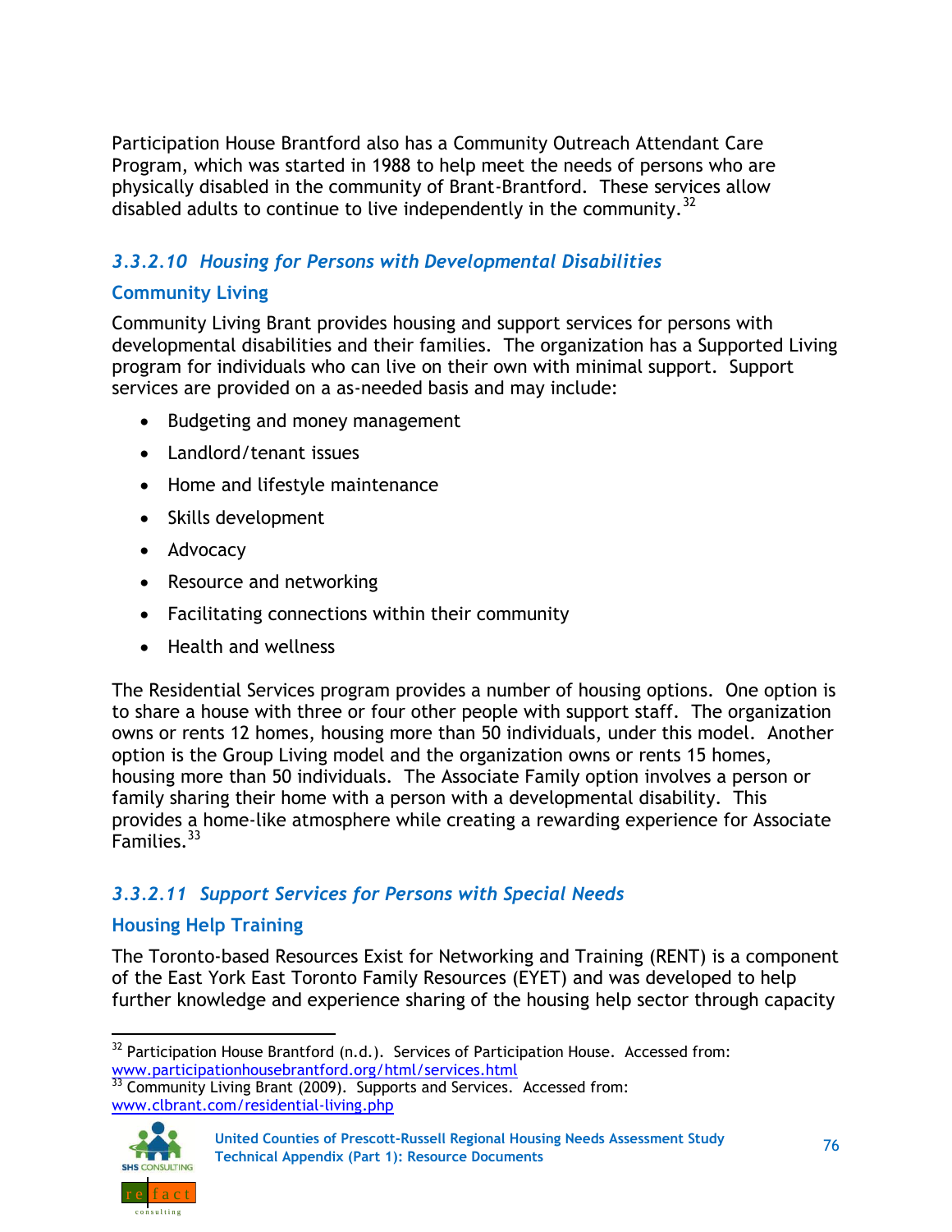Participation House Brantford also has a Community Outreach Attendant Care Program, which was started in 1988 to help meet the needs of persons who are physically disabled in the community of Brant-Brantford. These services allow disabled adults to continue to live independently in the community.[32]

### *3.3.2.10 Housing for Persons with Developmental Disabilities*

#### Community Living

Community Living Brant provides housing and support services for persons with developmental disabilities and their families. The organization has a Supported Living program for individuals who can live on their own with minimal support. Support services are provided on a as-needed basis and may include:

- Budgeting and money management
- Landlord/tenant issues
- Home and lifestyle maintenance
- Skills development
- Advocacy
- Resource and networking
- Facilitating connections within their community
- Health and wellness

The Residential Services program provides a number of housing options. One option is to share a house with three or four other people with support staff. The organization owns or rents 12 homes, housing more than 50 individuals, under this model. Another option is the Group Living model and the organization owns or rents 15 homes, housing more than 50 individuals. The Associate Family option involves a person or family sharing their home with a person with a developmental disability. This provides a home-like atmosphere while creating a rewarding experience for Associate Families.[33]

### *3.3.2.11 Support Services for Persons with Special Needs*

#### Housing Help Training

The Toronto-based Resources Exist for Networking and Training (RENT) is a component of the East York East Toronto Family Resources (EYET) and was developed to help further knowledge and experience sharing of the housing help sector through capacity

---

[32] Participation House Brantford (n.d.). Services of Participation House. Accessed from: www.participationhousebrantford.org/html/services.html

[33] Community Living Brant (2009). Supports and Services. Accessed from: www.clbrant.com/residential-living.php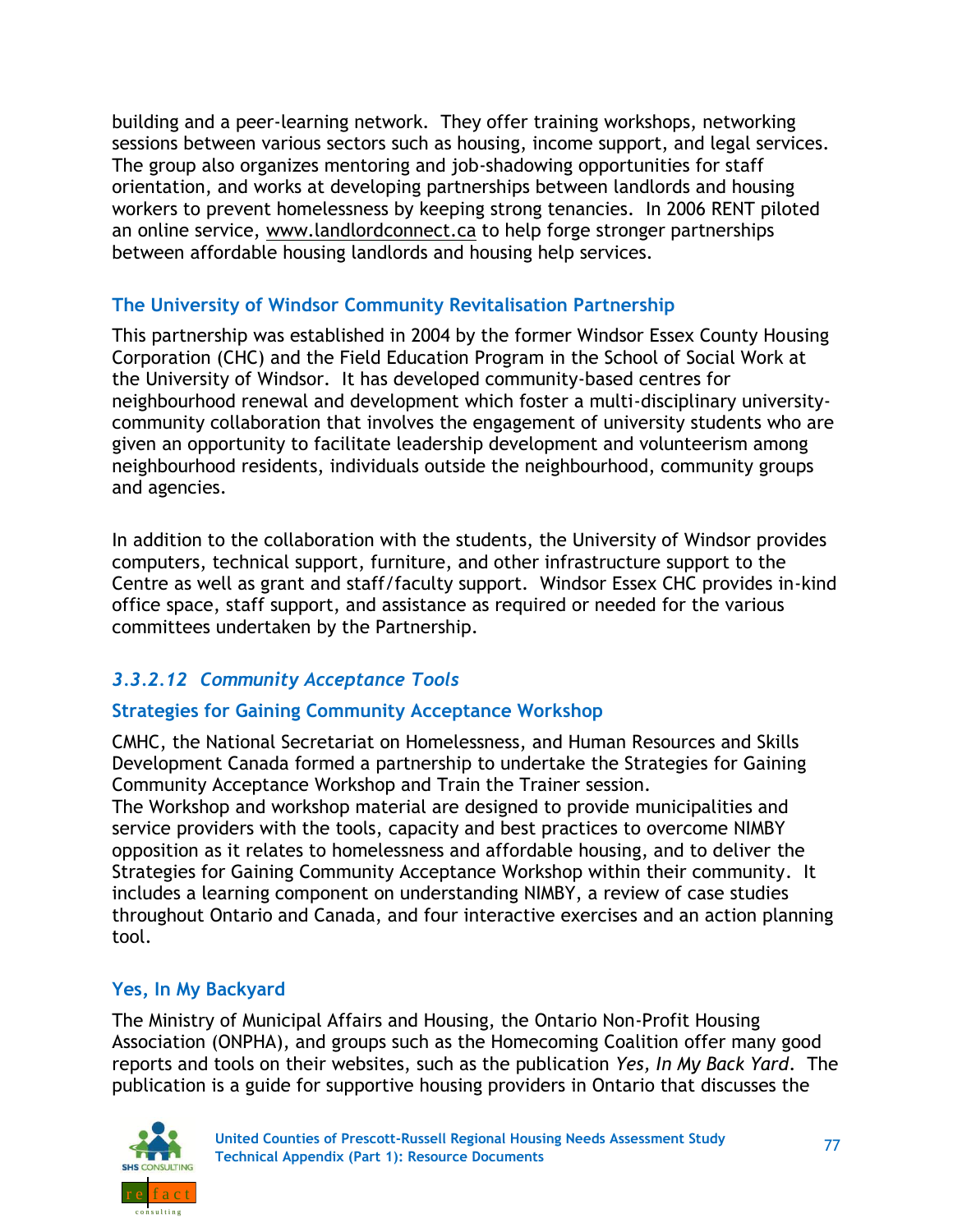building and a peer-learning network. They offer training workshops, networking sessions between various sectors such as housing, income support, and legal services. The group also organizes mentoring and job-shadowing opportunities for staff orientation, and works at developing partnerships between landlords and housing workers to prevent homelessness by keeping strong tenancies. In 2006 RENT piloted an online service, www.landlordconnect.ca to help forge stronger partnerships between affordable housing landlords and housing help services.

#### The University of Windsor Community Revitalisation Partnership

This partnership was established in 2004 by the former Windsor Essex County Housing Corporation (CHC) and the Field Education Program in the School of Social Work at the University of Windsor. It has developed community-based centres for neighbourhood renewal and development which foster a multi-disciplinary university-community collaboration that involves the engagement of university students who are given an opportunity to facilitate leadership development and volunteerism among neighbourhood residents, individuals outside the neighbourhood, community groups and agencies.

In addition to the collaboration with the students, the University of Windsor provides computers, technical support, furniture, and other infrastructure support to the Centre as well as grant and staff/faculty support. Windsor Essex CHC provides in-kind office space, staff support, and assistance as required or needed for the various committees undertaken by the Partnership.

### *3.3.2.12 Community Acceptance Tools*

#### Strategies for Gaining Community Acceptance Workshop

CMHC, the National Secretariat on Homelessness, and Human Resources and Skills Development Canada formed a partnership to undertake the Strategies for Gaining Community Acceptance Workshop and Train the Trainer session.
The Workshop and workshop material are designed to provide municipalities and service providers with the tools, capacity and best practices to overcome NIMBY opposition as it relates to homelessness and affordable housing, and to deliver the Strategies for Gaining Community Acceptance Workshop within their community. It includes a learning component on understanding NIMBY, a review of case studies throughout Ontario and Canada, and four interactive exercises and an action planning tool.

#### Yes, In My Backyard

The Ministry of Municipal Affairs and Housing, the Ontario Non-Profit Housing Association (ONPHA), and groups such as the Homecoming Coalition offer many good reports and tools on their websites, such as the publication *Yes, In My Back Yard*. The publication is a guide for supportive housing providers in Ontario that discusses the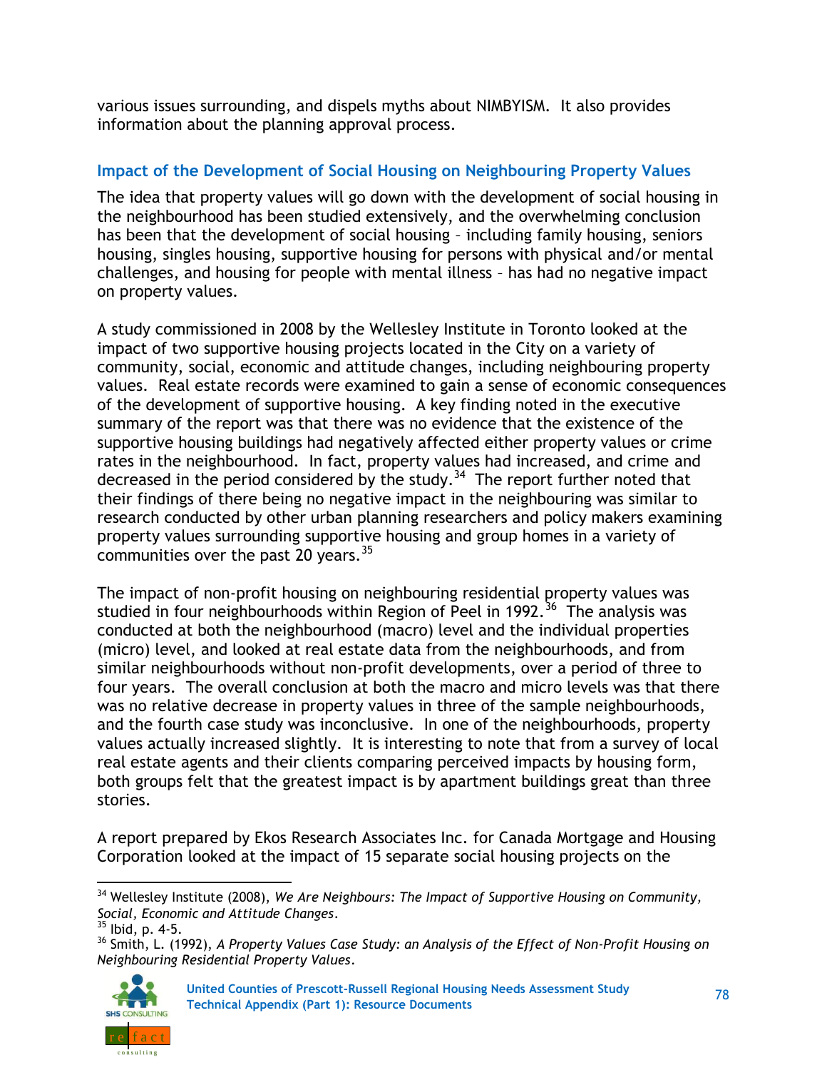various issues surrounding, and dispels myths about NIMBYISM. It also provides information about the planning approval process.

### Impact of the Development of Social Housing on Neighbouring Property Values

The idea that property values will go down with the development of social housing in the neighbourhood has been studied extensively, and the overwhelming conclusion has been that the development of social housing – including family housing, seniors housing, singles housing, supportive housing for persons with physical and/or mental challenges, and housing for people with mental illness – has had no negative impact on property values.

A study commissioned in 2008 by the Wellesley Institute in Toronto looked at the impact of two supportive housing projects located in the City on a variety of community, social, economic and attitude changes, including neighbouring property values. Real estate records were examined to gain a sense of economic consequences of the development of supportive housing. A key finding noted in the executive summary of the report was that there was no evidence that the existence of the supportive housing buildings had negatively affected either property values or crime rates in the neighbourhood. In fact, property values had increased, and crime and decreased in the period considered by the study.[34] The report further noted that their findings of there being no negative impact in the neighbouring was similar to research conducted by other urban planning researchers and policy makers examining property values surrounding supportive housing and group homes in a variety of communities over the past 20 years.[35]

The impact of non-profit housing on neighbouring residential property values was studied in four neighbourhoods within Region of Peel in 1992.[36] The analysis was conducted at both the neighbourhood (macro) level and the individual properties (micro) level, and looked at real estate data from the neighbourhoods, and from similar neighbourhoods without non-profit developments, over a period of three to four years. The overall conclusion at both the macro and micro levels was that there was no relative decrease in property values in three of the sample neighbourhoods, and the fourth case study was inconclusive. In one of the neighbourhoods, property values actually increased slightly. It is interesting to note that from a survey of local real estate agents and their clients comparing perceived impacts by housing form, both groups felt that the greatest impact is by apartment buildings great than three stories.

A report prepared by Ekos Research Associates Inc. for Canada Mortgage and Housing Corporation looked at the impact of 15 separate social housing projects on the

---

[34] Wellesley Institute (2008), *We Are Neighbours: The Impact of Supportive Housing on Community, Social, Economic and Attitude Changes*.

[35] Ibid, p. 4-5.

[36] Smith, L. (1992), *A Property Values Case Study: an Analysis of the Effect of Non-Profit Housing on Neighbouring Residential Property Values*.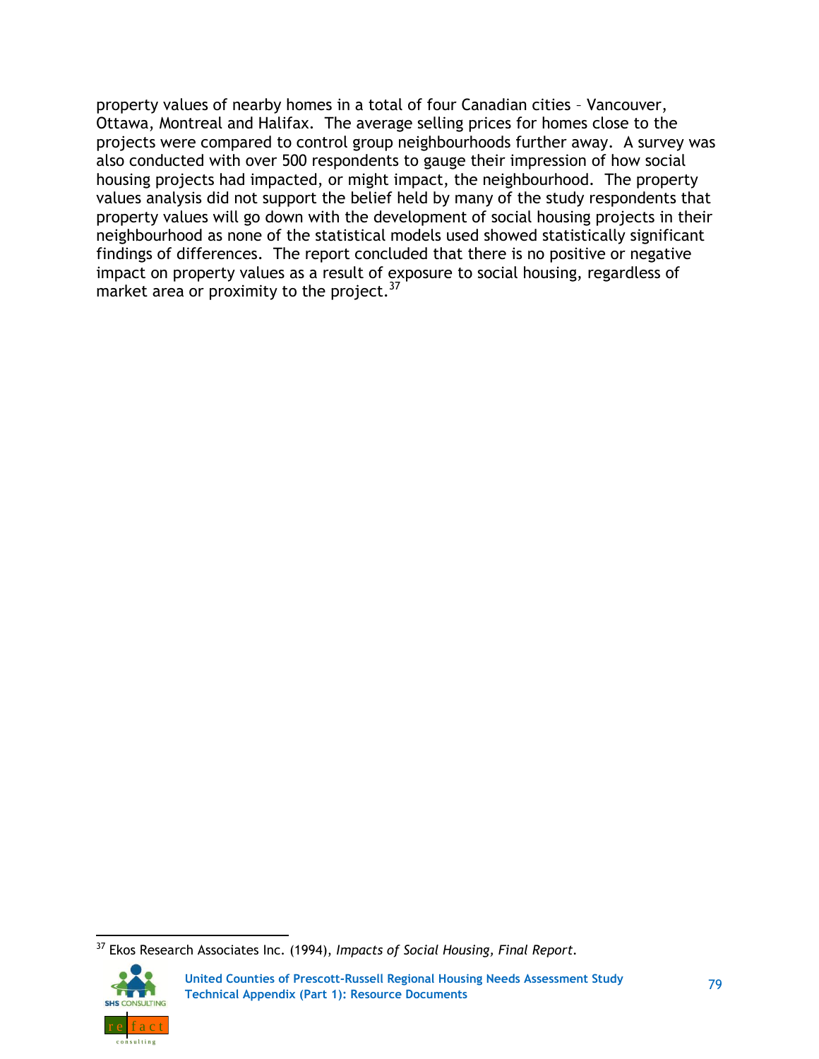property values of nearby homes in a total of four Canadian cities – Vancouver, Ottawa, Montreal and Halifax. The average selling prices for homes close to the projects were compared to control group neighbourhoods further away. A survey was also conducted with over 500 respondents to gauge their impression of how social housing projects had impacted, or might impact, the neighbourhood. The property values analysis did not support the belief held by many of the study respondents that property values will go down with the development of social housing projects in their neighbourhood as none of the statistical models used showed statistically significant findings of differences. The report concluded that there is no positive or negative impact on property values as a result of exposure to social housing, regardless of market area or proximity to the project.[37]

[37] Ekos Research Associates Inc. (1994), *Impacts of Social Housing, Final Report*.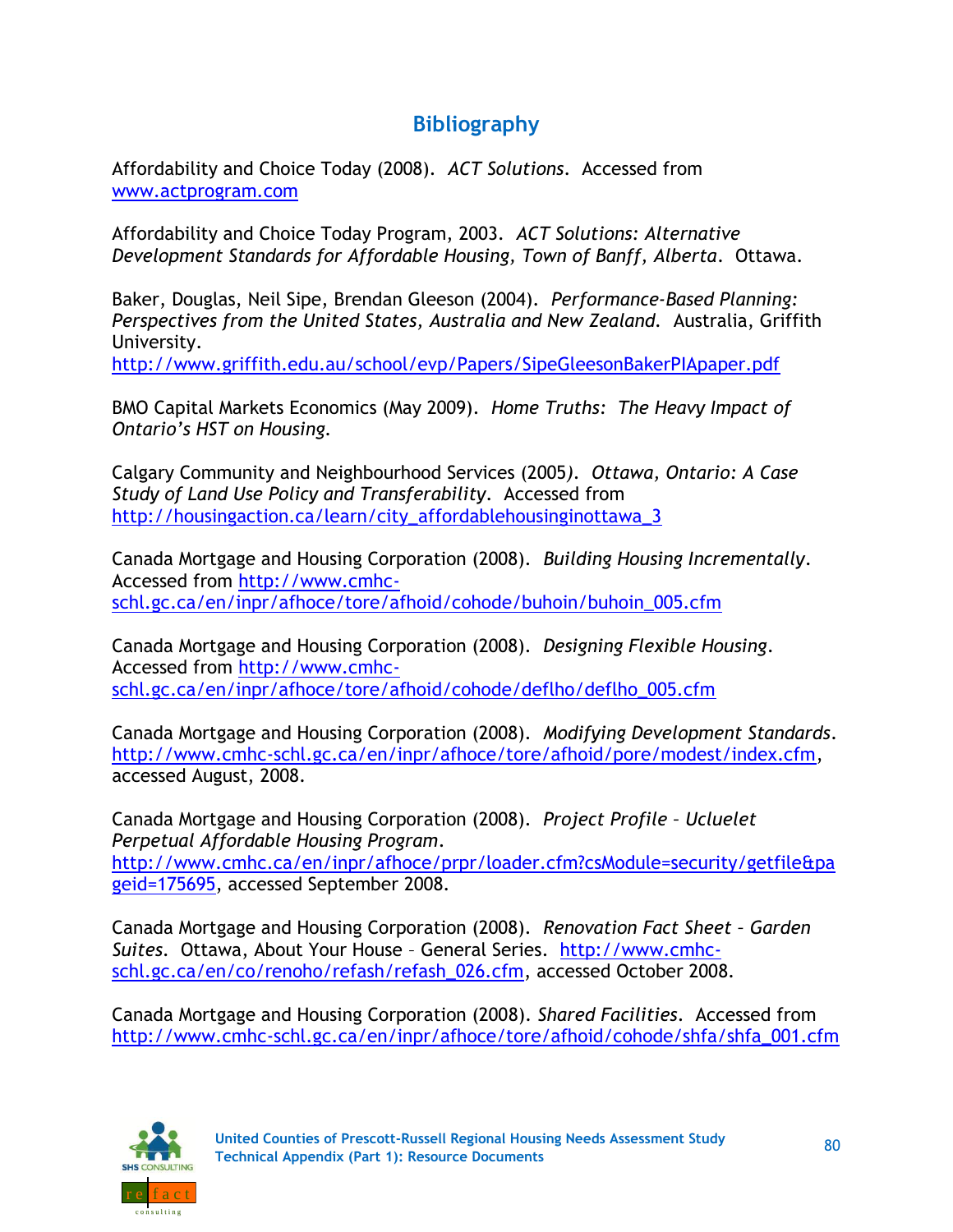## Bibliography

Affordability and Choice Today (2008). *ACT Solutions*. Accessed from www.actprogram.com

Affordability and Choice Today Program, 2003. *ACT Solutions: Alternative Development Standards for Affordable Housing, Town of Banff, Alberta*. Ottawa.

Baker, Douglas, Neil Sipe, Brendan Gleeson (2004). *Performance-Based Planning: Perspectives from the United States, Australia and New Zealand*. Australia, Griffith University. http://www.griffith.edu.au/school/evp/Papers/SipeGleesonBakerPIApaper.pdf

BMO Capital Markets Economics (May 2009). *Home Truths: The Heavy Impact of Ontario's HST on Housing*.

Calgary Community and Neighbourhood Services (2005). *Ottawa, Ontario: A Case Study of Land Use Policy and Transferability*. Accessed from http://housingaction.ca/learn/city_affordablehousinginottawa_3

Canada Mortgage and Housing Corporation (2008). *Building Housing Incrementally*. Accessed from http://www.cmhc-schl.gc.ca/en/inpr/afhoce/tore/afhoid/cohode/buhoin/buhoin_005.cfm

Canada Mortgage and Housing Corporation (2008). *Designing Flexible Housing*. Accessed from http://www.cmhc-schl.gc.ca/en/inpr/afhoce/tore/afhoid/cohode/deflho/deflho_005.cfm

Canada Mortgage and Housing Corporation (2008). *Modifying Development Standards*. http://www.cmhc-schl.gc.ca/en/inpr/afhoce/tore/afhoid/pore/modest/index.cfm, accessed August, 2008.

Canada Mortgage and Housing Corporation (2008). *Project Profile – Ucluelet Perpetual Affordable Housing Program*. http://www.cmhc.ca/en/inpr/afhoce/prpr/loader.cfm?csModule=security/getfile&pageid=175695, accessed September 2008.

Canada Mortgage and Housing Corporation (2008). *Renovation Fact Sheet – Garden Suites*. Ottawa, About Your House – General Series. http://www.cmhc-schl.gc.ca/en/co/renoho/refash/refash_026.cfm, accessed October 2008.

Canada Mortgage and Housing Corporation (2008). *Shared Facilities*. Accessed from http://www.cmhc-schl.gc.ca/en/inpr/afhoce/tore/afhoid/cohode/shfa/shfa_001.cfm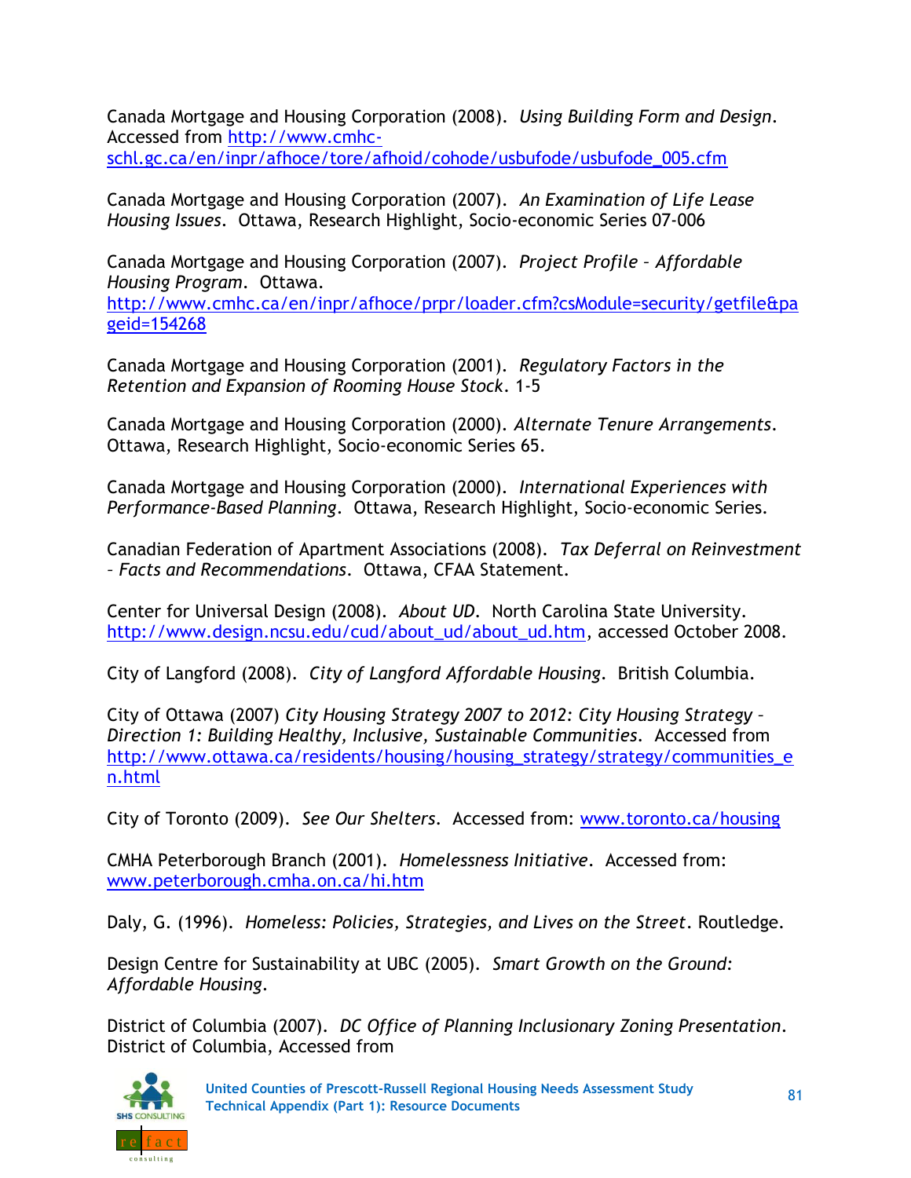Canada Mortgage and Housing Corporation (2008). *Using Building Form and Design*. Accessed from http://www.cmhc-schl.gc.ca/en/inpr/afhoce/tore/afhoid/cohode/usbufode/usbufode_005.cfm

Canada Mortgage and Housing Corporation (2007). *An Examination of Life Lease Housing Issues*. Ottawa, Research Highlight, Socio-economic Series 07-006

Canada Mortgage and Housing Corporation (2007). *Project Profile – Affordable Housing Program*. Ottawa. http://www.cmhc.ca/en/inpr/afhoce/prpr/loader.cfm?csModule=security/getfile&pageid=154268

Canada Mortgage and Housing Corporation (2001). *Regulatory Factors in the Retention and Expansion of Rooming House Stock*. 1-5

Canada Mortgage and Housing Corporation (2000). *Alternate Tenure Arrangements*. Ottawa, Research Highlight, Socio-economic Series 65.

Canada Mortgage and Housing Corporation (2000). *International Experiences with Performance-Based Planning*. Ottawa, Research Highlight, Socio-economic Series.

Canadian Federation of Apartment Associations (2008). *Tax Deferral on Reinvestment – Facts and Recommendations*. Ottawa, CFAA Statement.

Center for Universal Design (2008). *About UD*. North Carolina State University. http://www.design.ncsu.edu/cud/about_ud/about_ud.htm, accessed October 2008.

City of Langford (2008). *City of Langford Affordable Housing*. British Columbia.

City of Ottawa (2007) *City Housing Strategy 2007 to 2012: City Housing Strategy – Direction 1: Building Healthy, Inclusive, Sustainable Communities*. Accessed from http://www.ottawa.ca/residents/housing/housing_strategy/strategy/communities_en.html

City of Toronto (2009). *See Our Shelters*. Accessed from: www.toronto.ca/housing

CMHA Peterborough Branch (2001). *Homelessness Initiative*. Accessed from: www.peterborough.cmha.on.ca/hi.htm

Daly, G. (1996). *Homeless: Policies, Strategies, and Lives on the Street*. Routledge.

Design Centre for Sustainability at UBC (2005). *Smart Growth on the Ground: Affordable Housing*.

District of Columbia (2007). *DC Office of Planning Inclusionary Zoning Presentation*. District of Columbia, Accessed from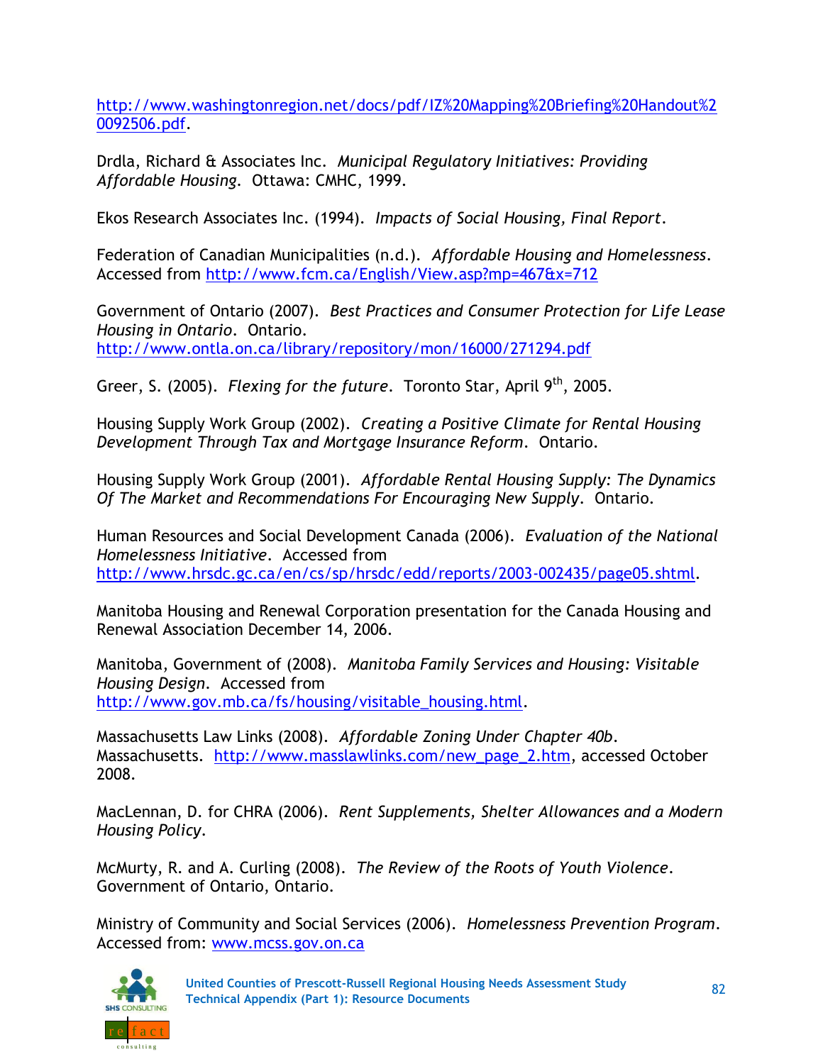http://www.washingtonregion.net/docs/pdf/IZ%20Mapping%20Briefing%20Handout%20092506.pdf.

Drdla, Richard & Associates Inc. *Municipal Regulatory Initiatives: Providing Affordable Housing*. Ottawa: CMHC, 1999.

Ekos Research Associates Inc. (1994). *Impacts of Social Housing, Final Report*.

Federation of Canadian Municipalities (n.d.). *Affordable Housing and Homelessness*. Accessed from http://www.fcm.ca/English/View.asp?mp=467&x=712

Government of Ontario (2007). *Best Practices and Consumer Protection for Life Lease Housing in Ontario*. Ontario. http://www.ontla.on.ca/library/repository/mon/16000/271294.pdf

Greer, S. (2005). *Flexing for the future*. Toronto Star, April 9th, 2005.

Housing Supply Work Group (2002). *Creating a Positive Climate for Rental Housing Development Through Tax and Mortgage Insurance Reform*. Ontario.

Housing Supply Work Group (2001). *Affordable Rental Housing Supply: The Dynamics Of The Market and Recommendations For Encouraging New Supply*. Ontario.

Human Resources and Social Development Canada (2006). *Evaluation of the National Homelessness Initiative*. Accessed from http://www.hrsdc.gc.ca/en/cs/sp/hrsdc/edd/reports/2003-002435/page05.shtml.

Manitoba Housing and Renewal Corporation presentation for the Canada Housing and Renewal Association December 14, 2006.

Manitoba, Government of (2008). *Manitoba Family Services and Housing: Visitable Housing Design*. Accessed from http://www.gov.mb.ca/fs/housing/visitable_housing.html.

Massachusetts Law Links (2008). *Affordable Zoning Under Chapter 40b*. Massachusetts. http://www.masslawlinks.com/new_page_2.htm, accessed October 2008.

MacLennan, D. for CHRA (2006). *Rent Supplements, Shelter Allowances and a Modern Housing Policy*.

McMurty, R. and A. Curling (2008). *The Review of the Roots of Youth Violence*. Government of Ontario, Ontario.

Ministry of Community and Social Services (2006). *Homelessness Prevention Program*. Accessed from: www.mcss.gov.on.ca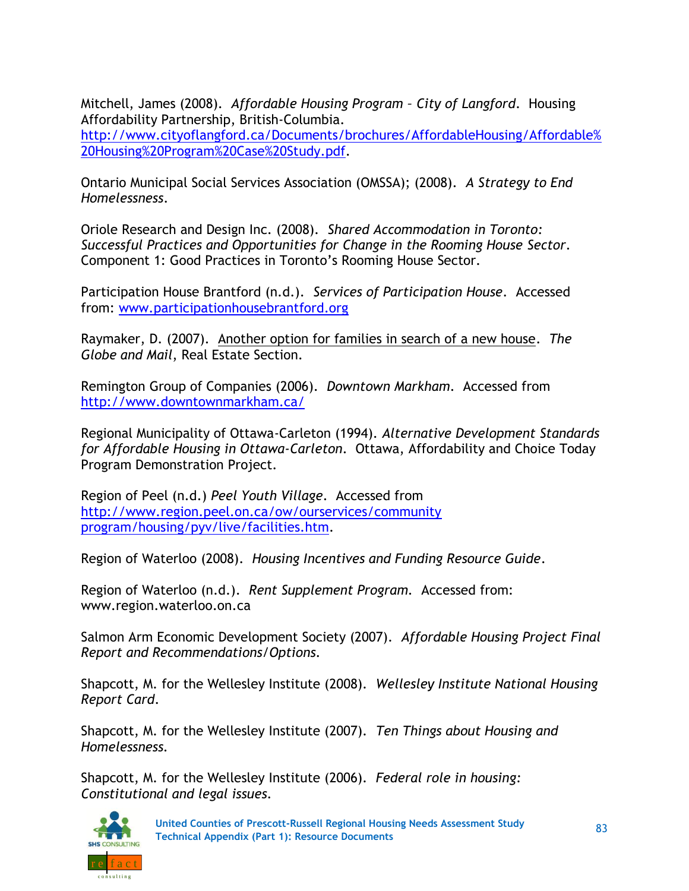Mitchell, James (2008). *Affordable Housing Program – City of Langford*. Housing Affordability Partnership, British-Columbia. http://www.cityoflangford.ca/Documents/brochures/AffordableHousing/Affordable%20Housing%20Program%20Case%20Study.pdf.

Ontario Municipal Social Services Association (OMSSA); (2008). *A Strategy to End Homelessness*.

Oriole Research and Design Inc. (2008). *Shared Accommodation in Toronto: Successful Practices and Opportunities for Change in the Rooming House Sector*. Component 1: Good Practices in Toronto's Rooming House Sector.

Participation House Brantford (n.d.). *Services of Participation House*. Accessed from: www.participationhousebrantford.org

Raymaker, D. (2007). Another option for families in search of a new house. *The Globe and Mail*, Real Estate Section.

Remington Group of Companies (2006). *Downtown Markham*. Accessed from http://www.downtownmarkham.ca/

Regional Municipality of Ottawa-Carleton (1994). *Alternative Development Standards for Affordable Housing in Ottawa-Carleton*. Ottawa, Affordability and Choice Today Program Demonstration Project.

Region of Peel (n.d.) *Peel Youth Village*. Accessed from http://www.region.peel.on.ca/ow/ourservices/community program/housing/pyv/live/facilities.htm.

Region of Waterloo (2008). *Housing Incentives and Funding Resource Guide*.

Region of Waterloo (n.d.). *Rent Supplement Program*. Accessed from: www.region.waterloo.on.ca

Salmon Arm Economic Development Society (2007). *Affordable Housing Project Final Report and Recommendations/Options*.

Shapcott, M. for the Wellesley Institute (2008). *Wellesley Institute National Housing Report Card*.

Shapcott, M. for the Wellesley Institute (2007). *Ten Things about Housing and Homelessness*.

Shapcott, M. for the Wellesley Institute (2006). *Federal role in housing: Constitutional and legal issues*.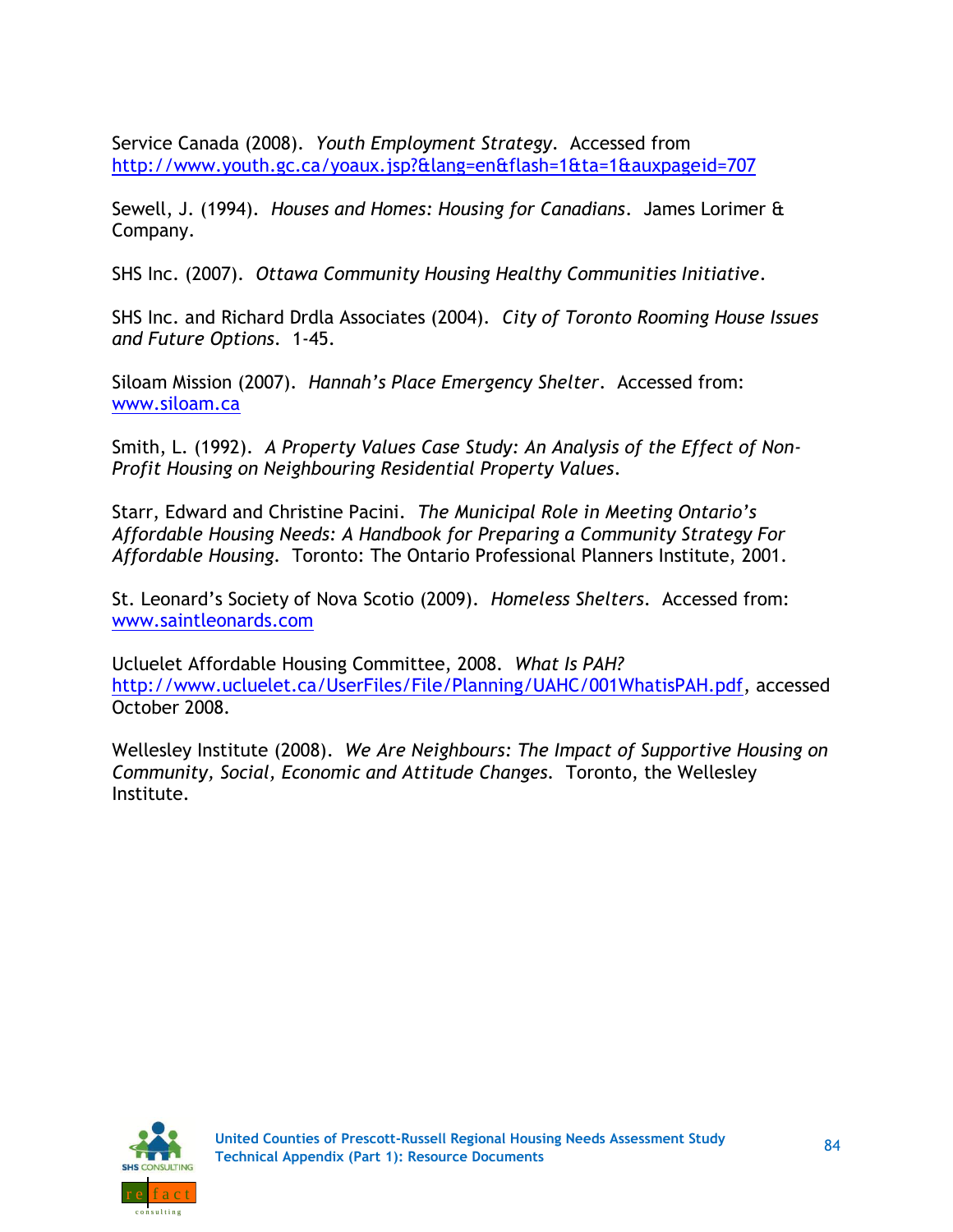Service Canada (2008). *Youth Employment Strategy*. Accessed from http://www.youth.gc.ca/yoaux.jsp?&lang=en&flash=1&ta=1&auxpageid=707

Sewell, J. (1994). *Houses and Homes: Housing for Canadians*. James Lorimer & Company.

SHS Inc. (2007). *Ottawa Community Housing Healthy Communities Initiative*.

SHS Inc. and Richard Drdla Associates (2004). *City of Toronto Rooming House Issues and Future Options*. 1-45.

Siloam Mission (2007). *Hannah's Place Emergency Shelter*. Accessed from: www.siloam.ca

Smith, L. (1992). *A Property Values Case Study: An Analysis of the Effect of Non-Profit Housing on Neighbouring Residential Property Values*.

Starr, Edward and Christine Pacini. *The Municipal Role in Meeting Ontario's Affordable Housing Needs: A Handbook for Preparing a Community Strategy For Affordable Housing*. Toronto: The Ontario Professional Planners Institute, 2001.

St. Leonard's Society of Nova Scotio (2009). *Homeless Shelters*. Accessed from: www.saintleonards.com

Ucluelet Affordable Housing Committee, 2008. *What Is PAH?* http://www.ucluelet.ca/UserFiles/File/Planning/UAHC/001WhatisPAH.pdf, accessed October 2008.

Wellesley Institute (2008). *We Are Neighbours: The Impact of Supportive Housing on Community, Social, Economic and Attitude Changes*. Toronto, the Wellesley Institute.